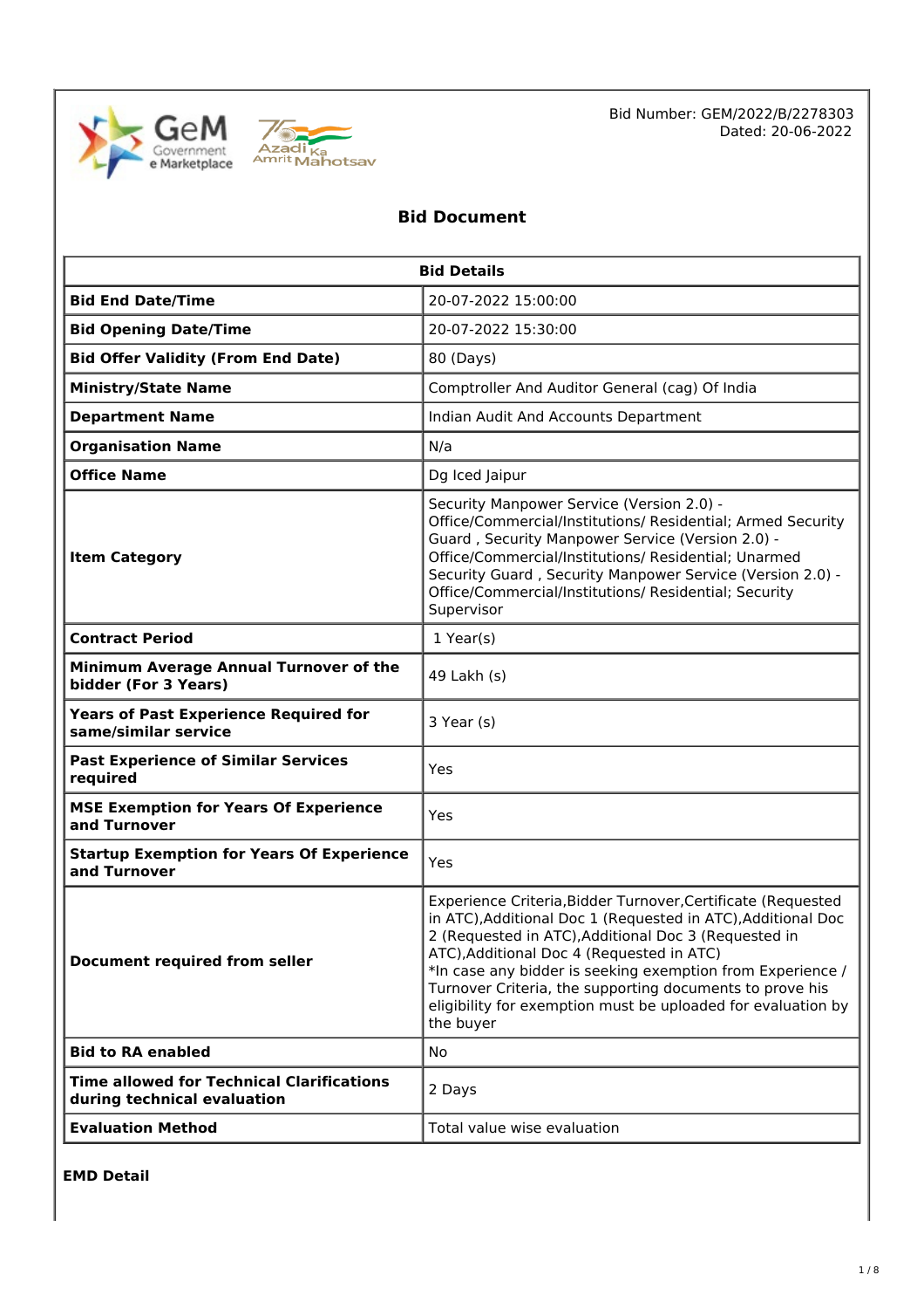Bid Number: GEM/2022/B/2278303
Dated: 20-06-2022

# Bid Document

| Bid Details | |
|---|---|
| **Bid End Date/Time** | 20-07-2022 15:00:00 |
| **Bid Opening Date/Time** | 20-07-2022 15:30:00 |
| **Bid Offer Validity (From End Date)** | 80 (Days) |
| **Ministry/State Name** | Comptroller And Auditor General (cag) Of India |
| **Department Name** | Indian Audit And Accounts Department |
| **Organisation Name** | N/a |
| **Office Name** | Dg Iced Jaipur |
| **Item Category** | Security Manpower Service (Version 2.0) - Office/Commercial/Institutions/ Residential; Armed Security Guard , Security Manpower Service (Version 2.0) - Office/Commercial/Institutions/ Residential; Unarmed Security Guard , Security Manpower Service (Version 2.0) - Office/Commercial/Institutions/ Residential; Security Supervisor |
| **Contract Period** | 1 Year(s) |
| **Minimum Average Annual Turnover of the bidder (For 3 Years)** | 49 Lakh (s) |
| **Years of Past Experience Required for same/similar service** | 3 Year (s) |
| **Past Experience of Similar Services required** | Yes |
| **MSE Exemption for Years Of Experience and Turnover** | Yes |
| **Startup Exemption for Years Of Experience and Turnover** | Yes |
| **Document required from seller** | Experience Criteria,Bidder Turnover,Certificate (Requested in ATC),Additional Doc 1 (Requested in ATC),Additional Doc 2 (Requested in ATC),Additional Doc 3 (Requested in ATC),Additional Doc 4 (Requested in ATC)<br>*In case any bidder is seeking exemption from Experience / Turnover Criteria, the supporting documents to prove his eligibility for exemption must be uploaded for evaluation by the buyer |
| **Bid to RA enabled** | No |
| **Time allowed for Technical Clarifications during technical evaluation** | 2 Days |
| **Evaluation Method** | Total value wise evaluation |

**EMD Detail**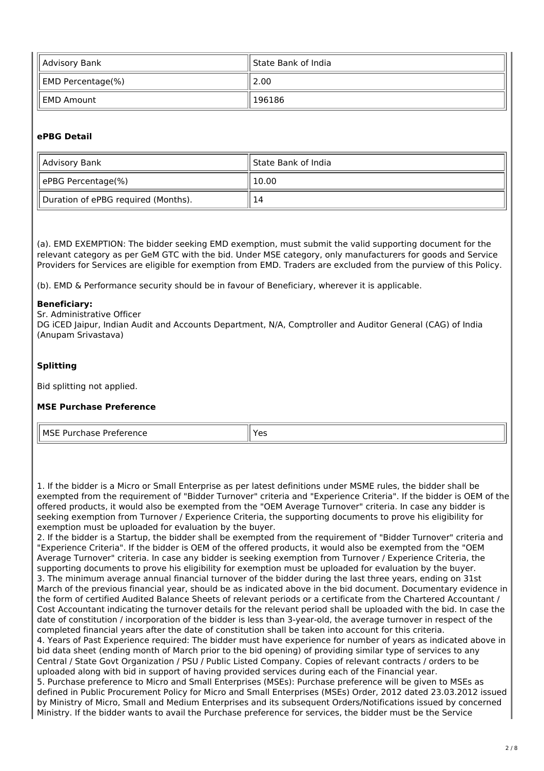| Advisory Bank | State Bank of India |
|---|---|
| EMD Percentage(%) | 2.00 |
| EMD Amount | 196186 |

**ePBG Detail**

| Advisory Bank | State Bank of India |
|---|---|
| ePBG Percentage(%) | 10.00 |
| Duration of ePBG required (Months). | 14 |

(a). EMD EXEMPTION: The bidder seeking EMD exemption, must submit the valid supporting document for the relevant category as per GeM GTC with the bid. Under MSE category, only manufacturers for goods and Service Providers for Services are eligible for exemption from EMD. Traders are excluded from the purview of this Policy.

(b). EMD & Performance security should be in favour of Beneficiary, wherever it is applicable.

**Beneficiary:**
Sr. Administrative Officer
DG iCED Jaipur, Indian Audit and Accounts Department, N/A, Comptroller and Auditor General (CAG) of India
(Anupam Srivastava)

**Splitting**

Bid splitting not applied.

**MSE Purchase Preference**

| MSE Purchase Preference | Yes |
|---|---|

1. If the bidder is a Micro or Small Enterprise as per latest definitions under MSME rules, the bidder shall be exempted from the requirement of "Bidder Turnover" criteria and "Experience Criteria". If the bidder is OEM of the offered products, it would also be exempted from the "OEM Average Turnover" criteria. In case any bidder is seeking exemption from Turnover / Experience Criteria, the supporting documents to prove his eligibility for exemption must be uploaded for evaluation by the buyer.
2. If the bidder is a Startup, the bidder shall be exempted from the requirement of "Bidder Turnover" criteria and "Experience Criteria". If the bidder is OEM of the offered products, it would also be exempted from the "OEM Average Turnover" criteria. In case any bidder is seeking exemption from Turnover / Experience Criteria, the supporting documents to prove his eligibility for exemption must be uploaded for evaluation by the buyer.
3. The minimum average annual financial turnover of the bidder during the last three years, ending on 31st March of the previous financial year, should be as indicated above in the bid document. Documentary evidence in the form of certified Audited Balance Sheets of relevant periods or a certificate from the Chartered Accountant / Cost Accountant indicating the turnover details for the relevant period shall be uploaded with the bid. In case the date of constitution / incorporation of the bidder is less than 3-year-old, the average turnover in respect of the completed financial years after the date of constitution shall be taken into account for this criteria.
4. Years of Past Experience required: The bidder must have experience for number of years as indicated above in bid data sheet (ending month of March prior to the bid opening) of providing similar type of services to any Central / State Govt Organization / PSU / Public Listed Company. Copies of relevant contracts / orders to be uploaded along with bid in support of having provided services during each of the Financial year.
5. Purchase preference to Micro and Small Enterprises (MSEs): Purchase preference will be given to MSEs as defined in Public Procurement Policy for Micro and Small Enterprises (MSEs) Order, 2012 dated 23.03.2012 issued by Ministry of Micro, Small and Medium Enterprises and its subsequent Orders/Notifications issued by concerned Ministry. If the bidder wants to avail the Purchase preference for services, the bidder must be the Service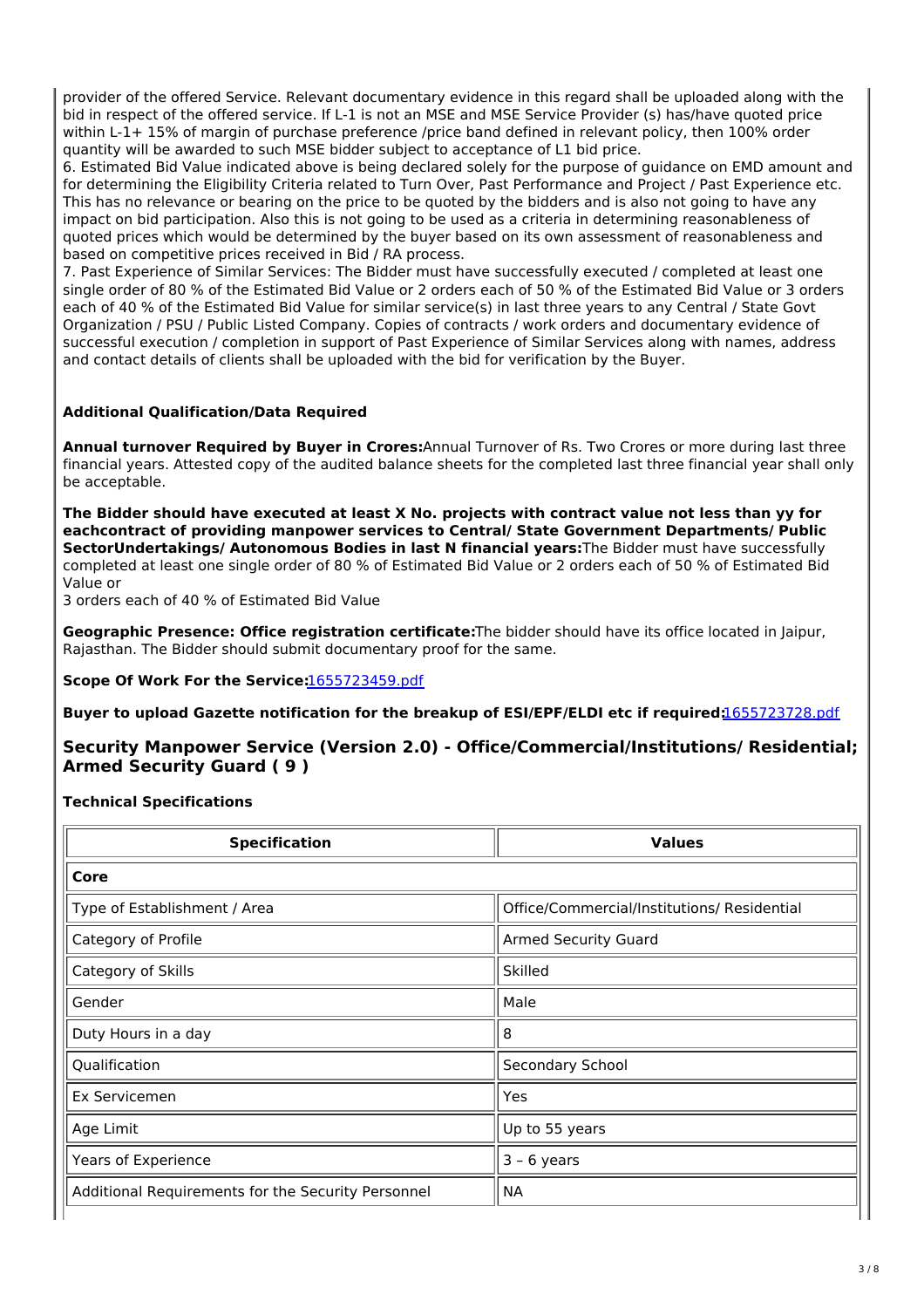provider of the offered Service. Relevant documentary evidence in this regard shall be uploaded along with the bid in respect of the offered service. If L-1 is not an MSE and MSE Service Provider (s) has/have quoted price within L-1+ 15% of margin of purchase preference /price band defined in relevant policy, then 100% order quantity will be awarded to such MSE bidder subject to acceptance of L1 bid price.

6. Estimated Bid Value indicated above is being declared solely for the purpose of guidance on EMD amount and for determining the Eligibility Criteria related to Turn Over, Past Performance and Project / Past Experience etc. This has no relevance or bearing on the price to be quoted by the bidders and is also not going to have any impact on bid participation. Also this is not going to be used as a criteria in determining reasonableness of quoted prices which would be determined by the buyer based on its own assessment of reasonableness and based on competitive prices received in Bid / RA process.

7. Past Experience of Similar Services: The Bidder must have successfully executed / completed at least one single order of 80 % of the Estimated Bid Value or 2 orders each of 50 % of the Estimated Bid Value or 3 orders each of 40 % of the Estimated Bid Value for similar service(s) in last three years to any Central / State Govt Organization / PSU / Public Listed Company. Copies of contracts / work orders and documentary evidence of successful execution / completion in support of Past Experience of Similar Services along with names, address and contact details of clients shall be uploaded with the bid for verification by the Buyer.

### Additional Qualification/Data Required

**Annual turnover Required by Buyer in Crores:**Annual Turnover of Rs. Two Crores or more during last three financial years. Attested copy of the audited balance sheets for the completed last three financial year shall only be acceptable.

**The Bidder should have executed at least X No. projects with contract value not less than yy for eachcontract of providing manpower services to Central/ State Government Departments/ Public SectorUndertakings/ Autonomous Bodies in last N financial years:**The Bidder must have successfully completed at least one single order of 80 % of Estimated Bid Value or 2 orders each of 50 % of Estimated Bid Value or
3 orders each of 40 % of Estimated Bid Value

**Geographic Presence: Office registration certificate:**The bidder should have its office located in Jaipur, Rajasthan. The Bidder should submit documentary proof for the same.

**Scope Of Work For the Service:**1655723459.pdf

**Buyer to upload Gazette notification for the breakup of ESI/EPF/ELDI etc if required:**1655723728.pdf

## Security Manpower Service (Version 2.0) - Office/Commercial/Institutions/ Residential; Armed Security Guard ( 9 )

### Technical Specifications

| Specification | Values |
|---|---|
| **Core** | |
| Type of Establishment / Area | Office/Commercial/Institutions/ Residential |
| Category of Profile | Armed Security Guard |
| Category of Skills | Skilled |
| Gender | Male |
| Duty Hours in a day | 8 |
| Qualification | Secondary School |
| Ex Servicemen | Yes |
| Age Limit | Up to 55 years |
| Years of Experience | 3 – 6 years |
| Additional Requirements for the Security Personnel | NA |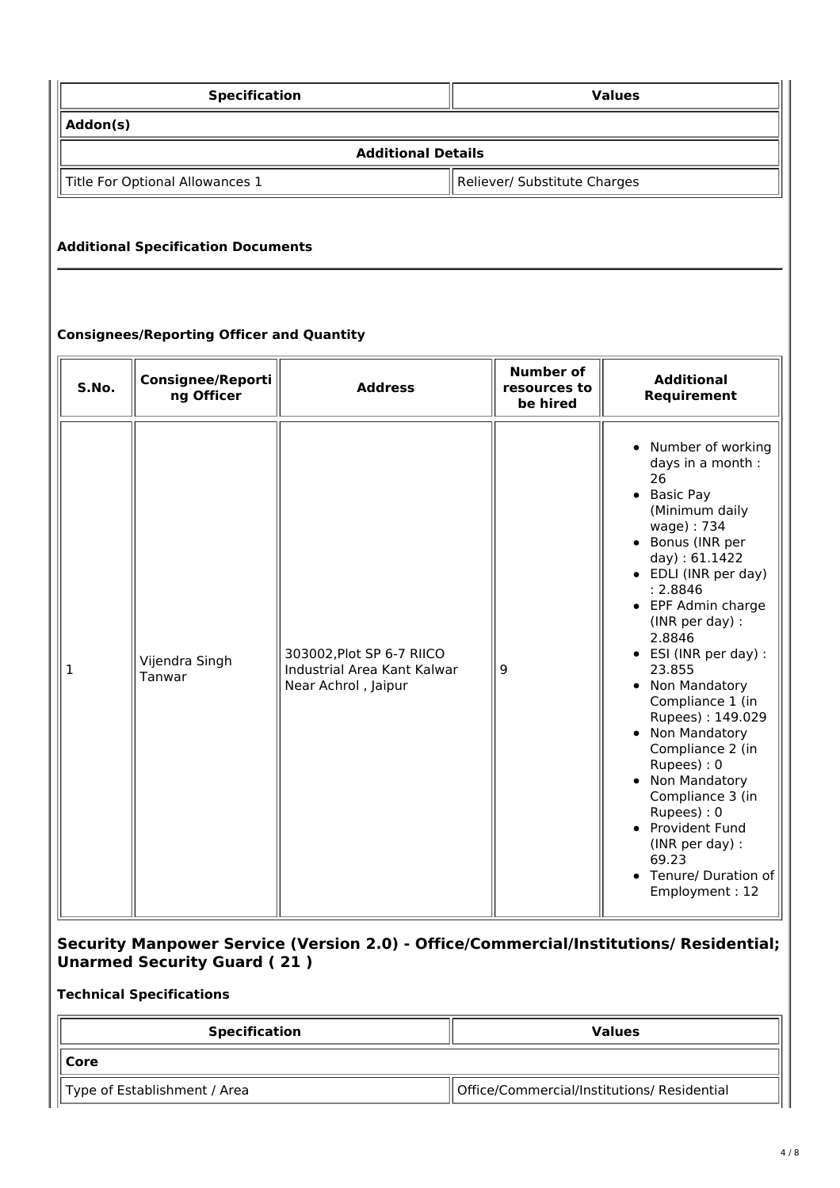| Specification | Values |
| --- | --- |
| **Addon(s)** | |
| **Additional Details** | |
| Title For Optional Allowances 1 | Reliever/ Substitute Charges |

### Additional Specification Documents

### Consignees/Reporting Officer and Quantity

| S.No. | Consignee/Reporting Officer | Address | Number of resources to be hired | Additional Requirement |
| --- | --- | --- | --- | --- |
| 1 | Vijendra Singh Tanwar | 303002,Plot SP 6-7 RIICO Industrial Area Kant Kalwar Near Achrol , Jaipur | 9 | • Number of working days in a month : 26<br>• Basic Pay (Minimum daily wage) : 734<br>• Bonus (INR per day) : 61.1422<br>• EDLI (INR per day) : 2.8846<br>• EPF Admin charge (INR per day) : 2.8846<br>• ESI (INR per day) : 23.855<br>• Non Mandatory Compliance 1 (in Rupees) : 149.029<br>• Non Mandatory Compliance 2 (in Rupees) : 0<br>• Non Mandatory Compliance 3 (in Rupees) : 0<br>• Provident Fund (INR per day) : 69.23<br>• Tenure/ Duration of Employment : 12 |

## Security Manpower Service (Version 2.0) - Office/Commercial/Institutions/ Residential; Unarmed Security Guard ( 21 )

### Technical Specifications

| Specification | Values |
| --- | --- |
| **Core** | |
| Type of Establishment / Area | Office/Commercial/Institutions/ Residential |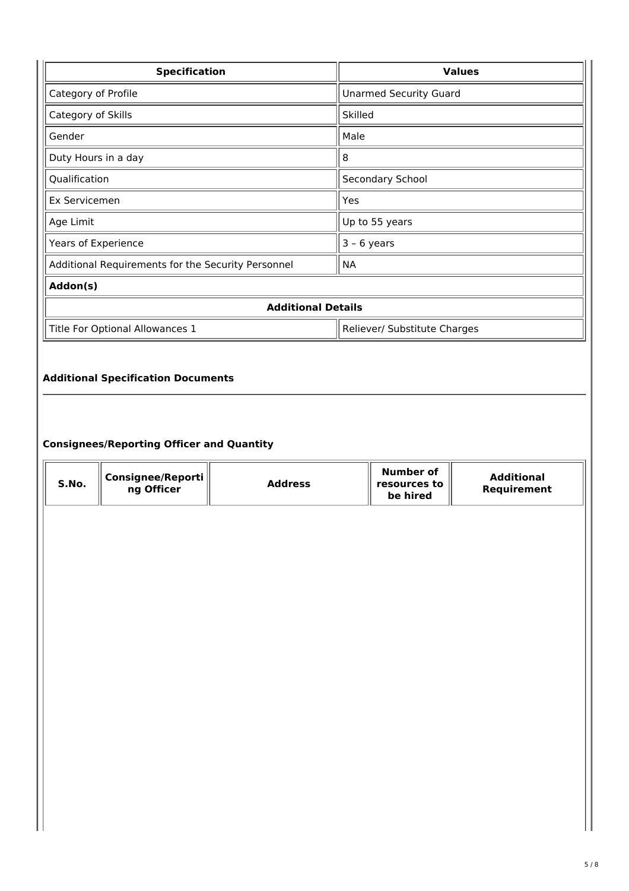| Specification | Values |
|---|---|
| Category of Profile | Unarmed Security Guard |
| Category of Skills | Skilled |
| Gender | Male |
| Duty Hours in a day | 8 |
| Qualification | Secondary School |
| Ex Servicemen | Yes |
| Age Limit | Up to 55 years |
| Years of Experience | 3 – 6 years |
| Additional Requirements for the Security Personnel | NA |
| **Addon(s)** | |
| **Additional Details** | |
| Title For Optional Allowances 1 | Reliever/ Substitute Charges |

**Additional Specification Documents**

**Consignees/Reporting Officer and Quantity**

| S.No. | Consignee/Reporting Officer | Address | Number of resources to be hired | Additional Requirement |
|---|---|---|---|---|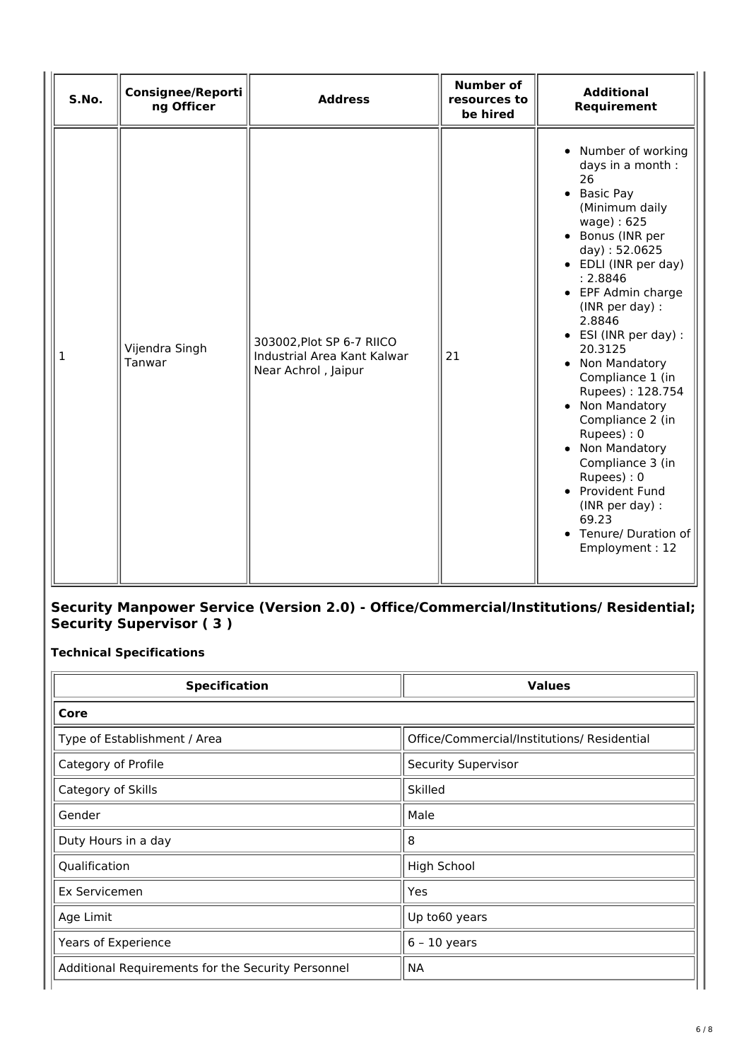| S.No. | Consignee/Reporting Officer | Address | Number of resources to be hired | Additional Requirement |
|---|---|---|---|---|
| 1 | Vijendra Singh Tanwar | 303002,Plot SP 6-7 RIICO Industrial Area Kant Kalwar Near Achrol , Jaipur | 21 | • Number of working days in a month : 26<br>• Basic Pay (Minimum daily wage) : 625<br>• Bonus (INR per day) : 52.0625<br>• EDLI (INR per day) : 2.8846<br>• EPF Admin charge (INR per day) : 2.8846<br>• ESI (INR per day) : 20.3125<br>• Non Mandatory Compliance 1 (in Rupees) : 128.754<br>• Non Mandatory Compliance 2 (in Rupees) : 0<br>• Non Mandatory Compliance 3 (in Rupees) : 0<br>• Provident Fund (INR per day) : 69.23<br>• Tenure/ Duration of Employment : 12 |

## Security Manpower Service (Version 2.0) - Office/Commercial/Institutions/ Residential; Security Supervisor ( 3 )

### Technical Specifications

| Specification | Values |
|---|---|
| **Core** | |
| Type of Establishment / Area | Office/Commercial/Institutions/ Residential |
| Category of Profile | Security Supervisor |
| Category of Skills | Skilled |
| Gender | Male |
| Duty Hours in a day | 8 |
| Qualification | High School |
| Ex Servicemen | Yes |
| Age Limit | Up to60 years |
| Years of Experience | 6 – 10 years |
| Additional Requirements for the Security Personnel | NA |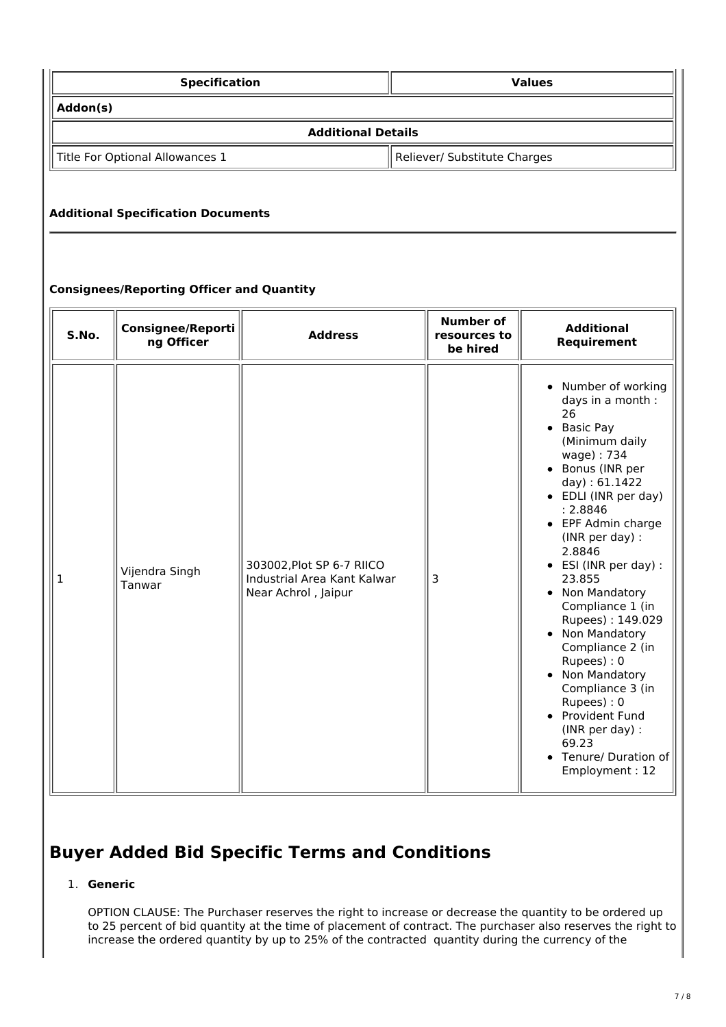| Specification | Values |
|---|---|
| **Addon(s)** | |
| **Additional Details** | |
| Title For Optional Allowances 1 | Reliever/ Substitute Charges |

**Additional Specification Documents**

---

**Consignees/Reporting Officer and Quantity**

| S.No. | Consignee/Reporting Officer | Address | Number of resources to be hired | Additional Requirement |
|---|---|---|---|---|
| 1 | Vijendra Singh Tanwar | 303002,Plot SP 6-7 RIICO Industrial Area Kant Kalwar Near Achrol , Jaipur | 3 | • Number of working days in a month : 26<br>• Basic Pay (Minimum daily wage) : 734<br>• Bonus (INR per day) : 61.1422<br>• EDLI (INR per day) : 2.8846<br>• EPF Admin charge (INR per day) : 2.8846<br>• ESI (INR per day) : 23.855<br>• Non Mandatory Compliance 1 (in Rupees) : 149.029<br>• Non Mandatory Compliance 2 (in Rupees) : 0<br>• Non Mandatory Compliance 3 (in Rupees) : 0<br>• Provident Fund (INR per day) : 69.23<br>• Tenure/ Duration of Employment : 12 |

# Buyer Added Bid Specific Terms and Conditions

1. **Generic**

   OPTION CLAUSE: The Purchaser reserves the right to increase or decrease the quantity to be ordered up to 25 percent of bid quantity at the time of placement of contract. The purchaser also reserves the right to increase the ordered quantity by up to 25% of the contracted quantity during the currency of the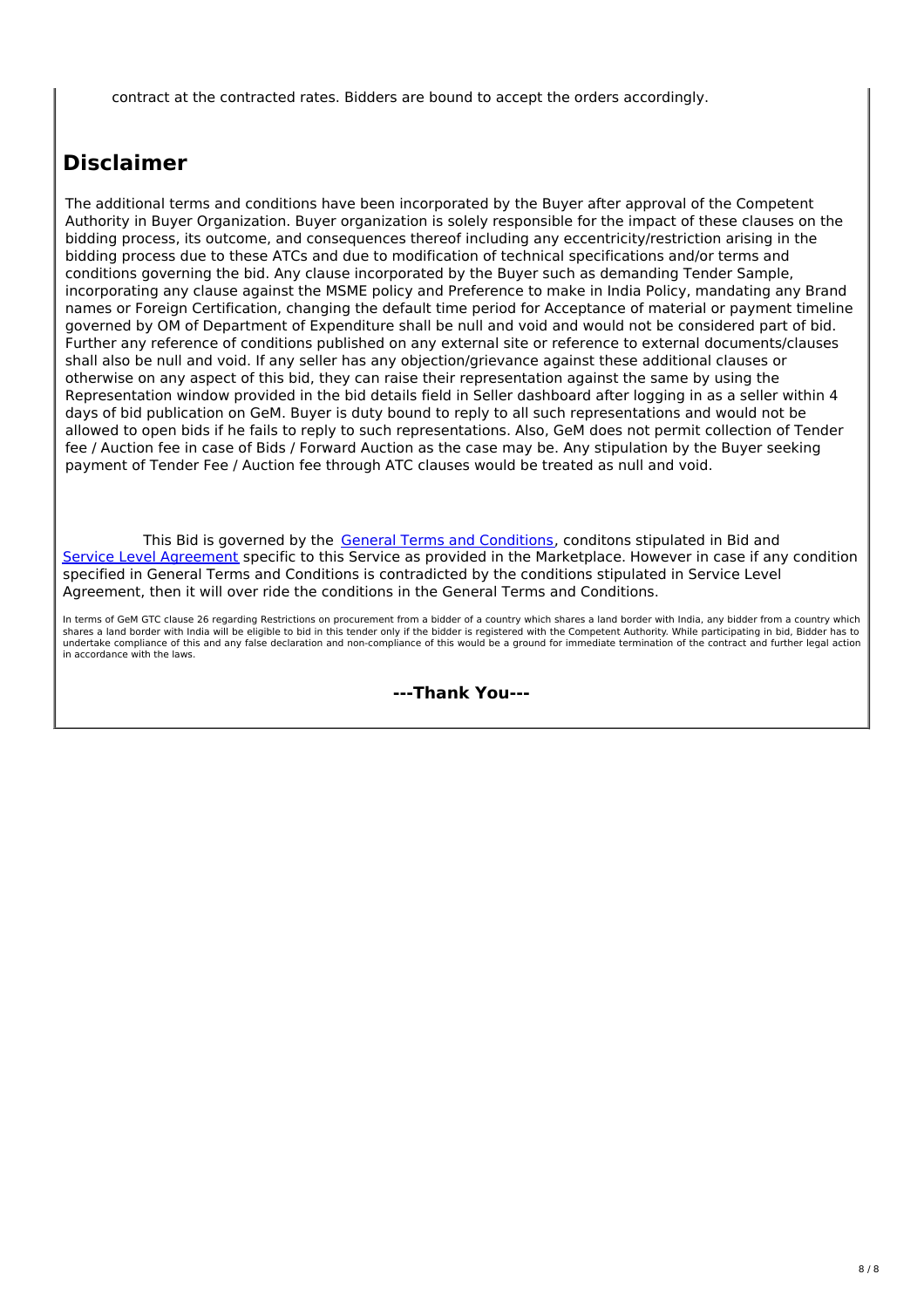contract at the contracted rates. Bidders are bound to accept the orders accordingly.

## Disclaimer

The additional terms and conditions have been incorporated by the Buyer after approval of the Competent Authority in Buyer Organization. Buyer organization is solely responsible for the impact of these clauses on the bidding process, its outcome, and consequences thereof including any eccentricity/restriction arising in the bidding process due to these ATCs and due to modification of technical specifications and/or terms and conditions governing the bid. Any clause incorporated by the Buyer such as demanding Tender Sample, incorporating any clause against the MSME policy and Preference to make in India Policy, mandating any Brand names or Foreign Certification, changing the default time period for Acceptance of material or payment timeline governed by OM of Department of Expenditure shall be null and void and would not be considered part of bid. Further any reference of conditions published on any external site or reference to external documents/clauses shall also be null and void. If any seller has any objection/grievance against these additional clauses or otherwise on any aspect of this bid, they can raise their representation against the same by using the Representation window provided in the bid details field in Seller dashboard after logging in as a seller within 4 days of bid publication on GeM. Buyer is duty bound to reply to all such representations and would not be allowed to open bids if he fails to reply to such representations. Also, GeM does not permit collection of Tender fee / Auction fee in case of Bids / Forward Auction as the case may be. Any stipulation by the Buyer seeking payment of Tender Fee / Auction fee through ATC clauses would be treated as null and void.

This Bid is governed by the General Terms and Conditions, conditons stipulated in Bid and Service Level Agreement specific to this Service as provided in the Marketplace. However in case if any condition specified in General Terms and Conditions is contradicted by the conditions stipulated in Service Level Agreement, then it will over ride the conditions in the General Terms and Conditions.

In terms of GeM GTC clause 26 regarding Restrictions on procurement from a bidder of a country which shares a land border with India, any bidder from a country which shares a land border with India will be eligible to bid in this tender only if the bidder is registered with the Competent Authority. While participating in bid, Bidder has to undertake compliance of this and any false declaration and non-compliance of this would be a ground for immediate termination of the contract and further legal action in accordance with the laws.

**---Thank You---**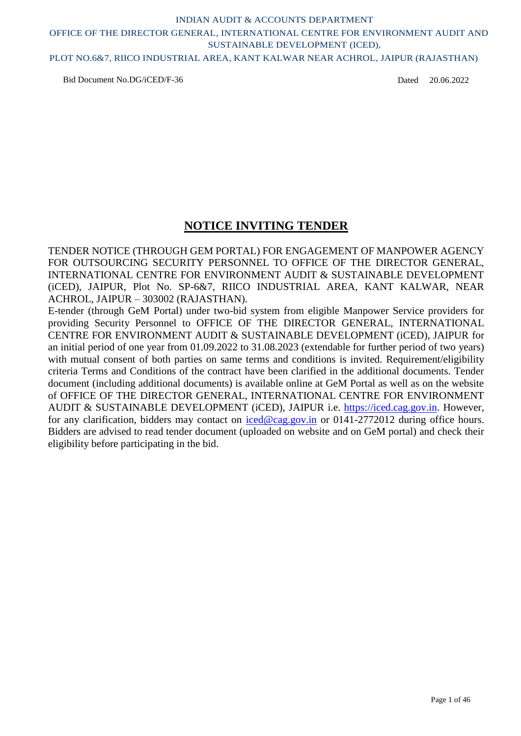INDIAN AUDIT & ACCOUNTS DEPARTMENT

OFFICE OF THE DIRECTOR GENERAL, INTERNATIONAL CENTRE FOR ENVIRONMENT AUDIT AND SUSTAINABLE DEVELOPMENT (iCED),

PLOT NO.6&7, RIICO INDUSTRIAL AREA, KANT KALWAR NEAR ACHROL, JAIPUR (RAJASTHAN)

Bid Document No.DG/iCED/F-36 Dated 20.06.2022

# NOTICE INVITING TENDER

TENDER NOTICE (THROUGH GEM PORTAL) FOR ENGAGEMENT OF MANPOWER AGENCY FOR OUTSOURCING SECURITY PERSONNEL TO OFFICE OF THE DIRECTOR GENERAL, INTERNATIONAL CENTRE FOR ENVIRONMENT AUDIT & SUSTAINABLE DEVELOPMENT (iCED), JAIPUR, Plot No. SP-6&7, RIICO INDUSTRIAL AREA, KANT KALWAR, NEAR ACHROL, JAIPUR – 303002 (RAJASTHAN).

E-tender (through GeM Portal) under two-bid system from eligible Manpower Service providers for providing Security Personnel to OFFICE OF THE DIRECTOR GENERAL, INTERNATIONAL CENTRE FOR ENVIRONMENT AUDIT & SUSTAINABLE DEVELOPMENT (iCED), JAIPUR for an initial period of one year from 01.09.2022 to 31.08.2023 (extendable for further period of two years) with mutual consent of both parties on same terms and conditions is invited. Requirement/eligibility criteria Terms and Conditions of the contract have been clarified in the additional documents. Tender document (including additional documents) is available online at GeM Portal as well as on the website of OFFICE OF THE DIRECTOR GENERAL, INTERNATIONAL CENTRE FOR ENVIRONMENT AUDIT & SUSTAINABLE DEVELOPMENT (iCED), JAIPUR i.e. https://iced.cag.gov.in. However, for any clarification, bidders may contact on iced@cag.gov.in or 0141-2772012 during office hours. Bidders are advised to read tender document (uploaded on website and on GeM portal) and check their eligibility before participating in the bid.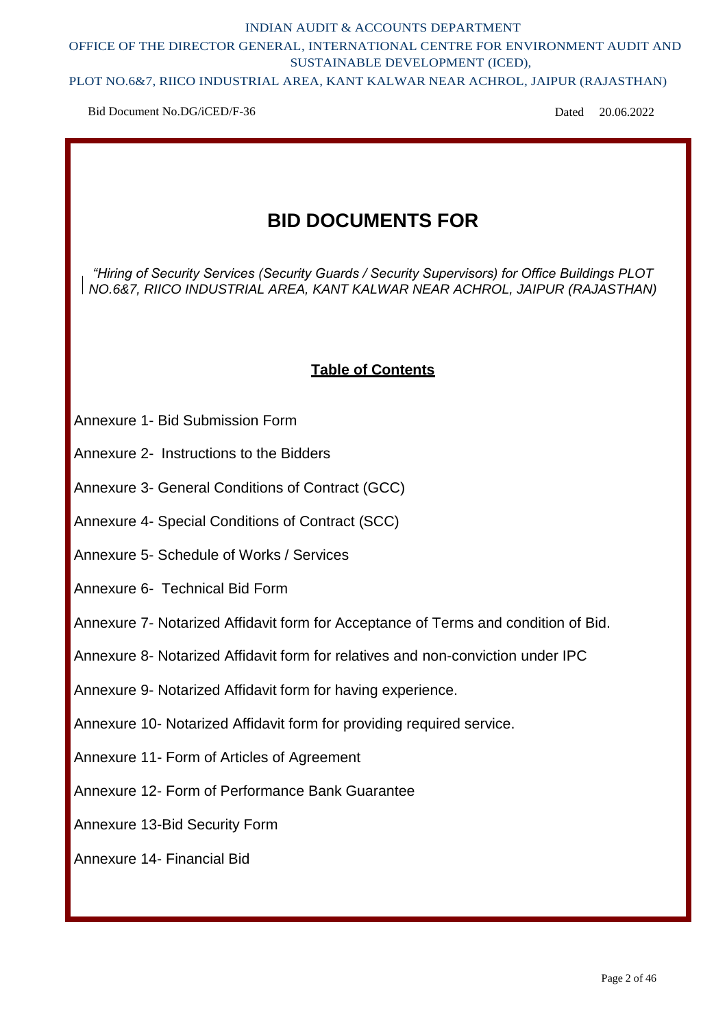INDIAN AUDIT & ACCOUNTS DEPARTMENT

OFFICE OF THE DIRECTOR GENERAL, INTERNATIONAL CENTRE FOR ENVIRONMENT AUDIT AND SUSTAINABLE DEVELOPMENT (iCED),

PLOT NO.6&7, RIICO INDUSTRIAL AREA, KANT KALWAR NEAR ACHROL, JAIPUR (RAJASTHAN)

Bid Document No.DG/iCED/F-36 Dated 20.06.2022

# BID DOCUMENTS FOR

*"Hiring of Security Services (Security Guards / Security Supervisors) for Office Buildings PLOT NO.6&7, RIICO INDUSTRIAL AREA, KANT KALWAR NEAR ACHROL, JAIPUR (RAJASTHAN)*

## Table of Contents

Annexure 1- Bid Submission Form

Annexure 2- Instructions to the Bidders

Annexure 3- General Conditions of Contract (GCC)

Annexure 4- Special Conditions of Contract (SCC)

Annexure 5- Schedule of Works / Services

Annexure 6- Technical Bid Form

Annexure 7- Notarized Affidavit form for Acceptance of Terms and condition of Bid.

Annexure 8- Notarized Affidavit form for relatives and non-conviction under IPC

Annexure 9- Notarized Affidavit form for having experience.

Annexure 10- Notarized Affidavit form for providing required service.

Annexure 11- Form of Articles of Agreement

Annexure 12- Form of Performance Bank Guarantee

Annexure 13-Bid Security Form

Annexure 14- Financial Bid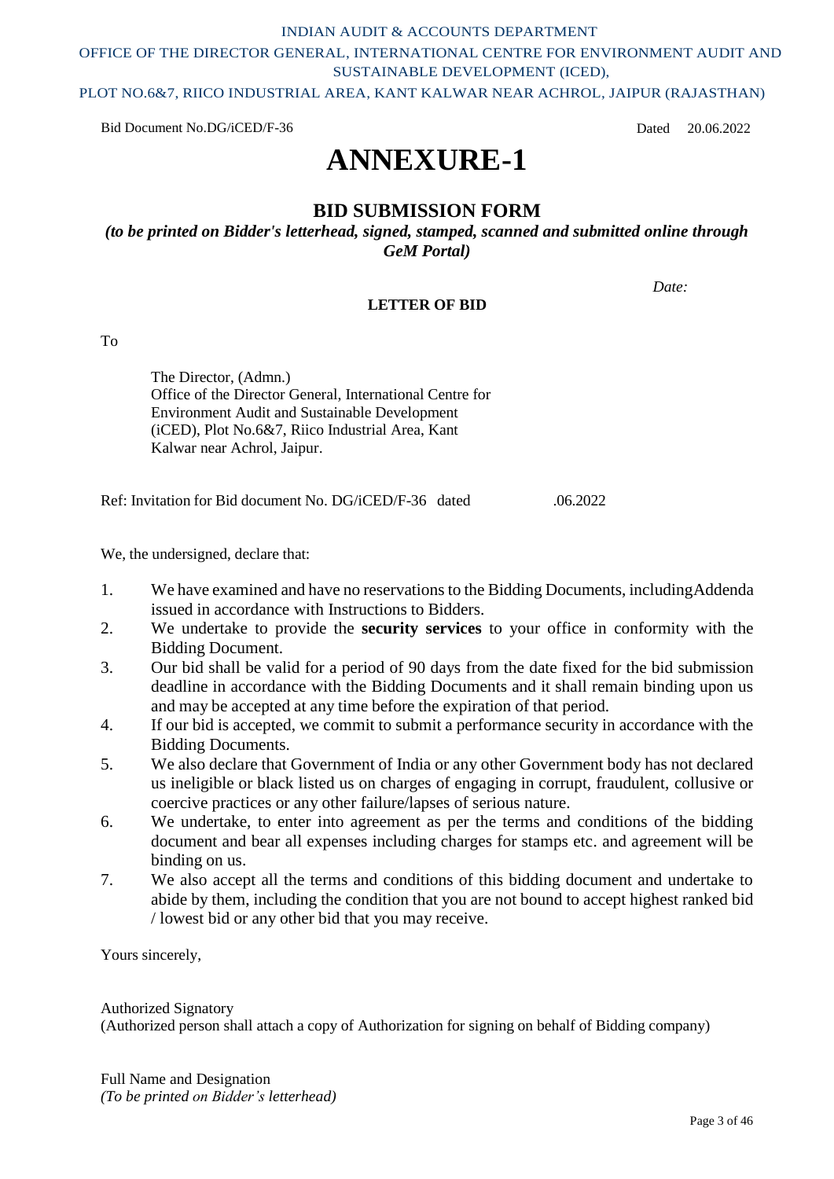INDIAN AUDIT & ACCOUNTS DEPARTMENT

OFFICE OF THE DIRECTOR GENERAL, INTERNATIONAL CENTRE FOR ENVIRONMENT AUDIT AND SUSTAINABLE DEVELOPMENT (ICED),

PLOT NO.6&7, RIICO INDUSTRIAL AREA, KANT KALWAR NEAR ACHROL, JAIPUR (RAJASTHAN)

Bid Document No.DG/iCED/F-36 Dated 20.06.2022

# ANNEXURE-1

## BID SUBMISSION FORM

***(to be printed on Bidder's letterhead, signed, stamped, scanned and submitted online through GeM Portal)***

*Date:*

**LETTER OF BID**

To

The Director, (Admn.)
Office of the Director General, International Centre for Environment Audit and Sustainable Development (iCED), Plot No.6&7, Riico Industrial Area, Kant Kalwar near Achrol, Jaipur.

Ref: Invitation for Bid document No. DG/iCED/F-36 dated .06.2022

We, the undersigned, declare that:

1. We have examined and have no reservations to the Bidding Documents, includingAddenda issued in accordance with Instructions to Bidders.
2. We undertake to provide the **security services** to your office in conformity with the Bidding Document.
3. Our bid shall be valid for a period of 90 days from the date fixed for the bid submission deadline in accordance with the Bidding Documents and it shall remain binding upon us and may be accepted at any time before the expiration of that period.
4. If our bid is accepted, we commit to submit a performance security in accordance with the Bidding Documents.
5. We also declare that Government of India or any other Government body has not declared us ineligible or black listed us on charges of engaging in corrupt, fraudulent, collusive or coercive practices or any other failure/lapses of serious nature.
6. We undertake, to enter into agreement as per the terms and conditions of the bidding document and bear all expenses including charges for stamps etc. and agreement will be binding on us.
7. We also accept all the terms and conditions of this bidding document and undertake to abide by them, including the condition that you are not bound to accept highest ranked bid / lowest bid or any other bid that you may receive.

Yours sincerely,

Authorized Signatory
(Authorized person shall attach a copy of Authorization for signing on behalf of Bidding company)

Full Name and Designation
*(To be printed on Bidder's letterhead)*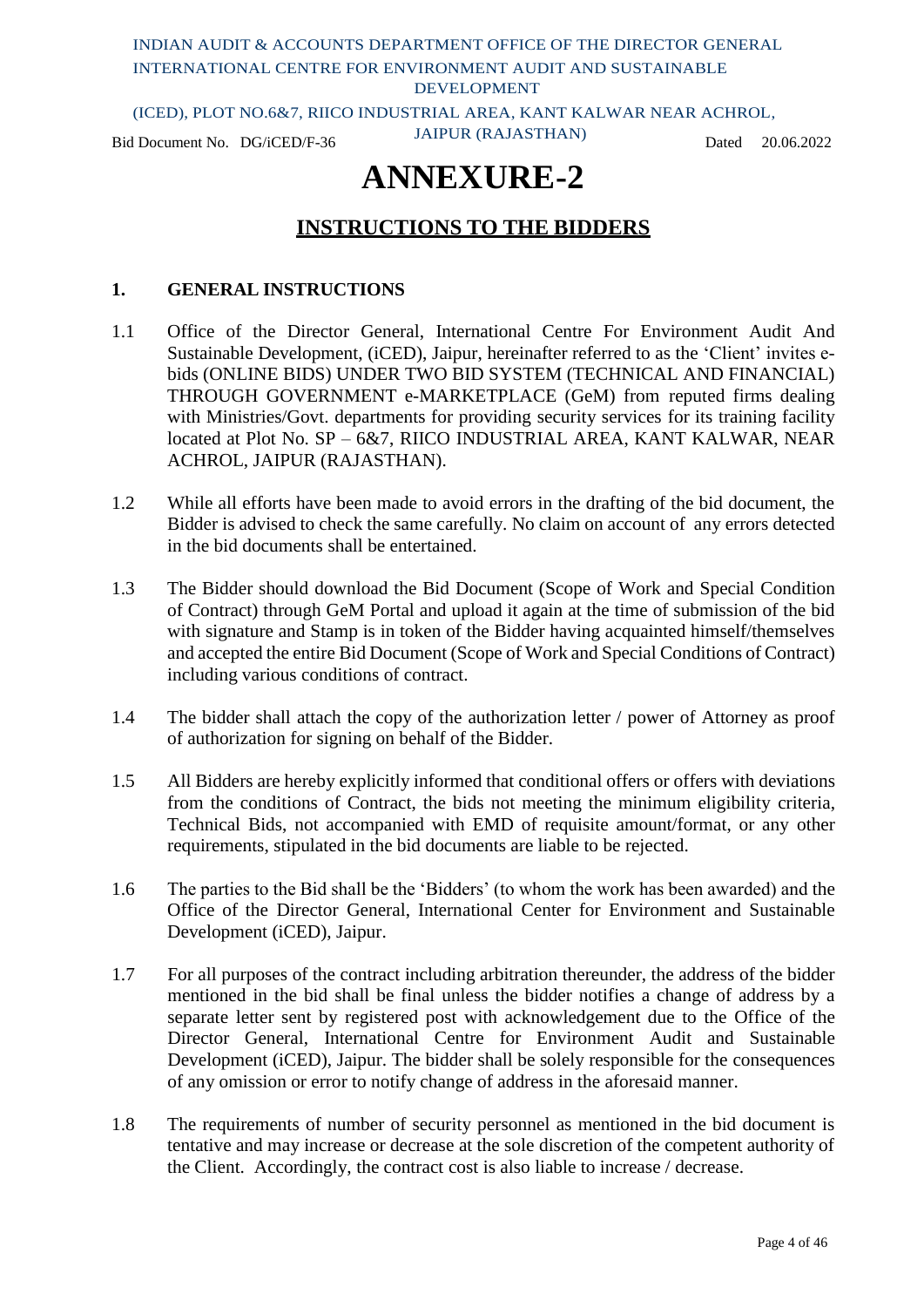INDIAN AUDIT & ACCOUNTS DEPARTMENT OFFICE OF THE DIRECTOR GENERAL
INTERNATIONAL CENTRE FOR ENVIRONMENT AUDIT AND SUSTAINABLE DEVELOPMENT
(ICED), PLOT NO.6&7, RIICO INDUSTRIAL AREA, KANT KALWAR NEAR ACHROL, JAIPUR (RAJASTHAN)

Bid Document No. DG/iCED/F-36 Dated 20.06.2022

# ANNEXURE-2

## INSTRUCTIONS TO THE BIDDERS

### 1. GENERAL INSTRUCTIONS

1.1 Office of the Director General, International Centre For Environment Audit And Sustainable Development, (iCED), Jaipur, hereinafter referred to as the 'Client' invites e-bids (ONLINE BIDS) UNDER TWO BID SYSTEM (TECHNICAL AND FINANCIAL) THROUGH GOVERNMENT e-MARKETPLACE (GeM) from reputed firms dealing with Ministries/Govt. departments for providing security services for its training facility located at Plot No. SP – 6&7, RIICO INDUSTRIAL AREA, KANT KALWAR, NEAR ACHROL, JAIPUR (RAJASTHAN).

1.2 While all efforts have been made to avoid errors in the drafting of the bid document, the Bidder is advised to check the same carefully. No claim on account of any errors detected in the bid documents shall be entertained.

1.3 The Bidder should download the Bid Document (Scope of Work and Special Condition of Contract) through GeM Portal and upload it again at the time of submission of the bid with signature and Stamp is in token of the Bidder having acquainted himself/themselves and accepted the entire Bid Document (Scope of Work and Special Conditions of Contract) including various conditions of contract.

1.4 The bidder shall attach the copy of the authorization letter / power of Attorney as proof of authorization for signing on behalf of the Bidder.

1.5 All Bidders are hereby explicitly informed that conditional offers or offers with deviations from the conditions of Contract, the bids not meeting the minimum eligibility criteria, Technical Bids, not accompanied with EMD of requisite amount/format, or any other requirements, stipulated in the bid documents are liable to be rejected.

1.6 The parties to the Bid shall be the 'Bidders' (to whom the work has been awarded) and the Office of the Director General, International Center for Environment and Sustainable Development (iCED), Jaipur.

1.7 For all purposes of the contract including arbitration thereunder, the address of the bidder mentioned in the bid shall be final unless the bidder notifies a change of address by a separate letter sent by registered post with acknowledgement due to the Office of the Director General, International Centre for Environment Audit and Sustainable Development (iCED), Jaipur. The bidder shall be solely responsible for the consequences of any omission or error to notify change of address in the aforesaid manner.

1.8 The requirements of number of security personnel as mentioned in the bid document is tentative and may increase or decrease at the sole discretion of the competent authority of the Client. Accordingly, the contract cost is also liable to increase / decrease.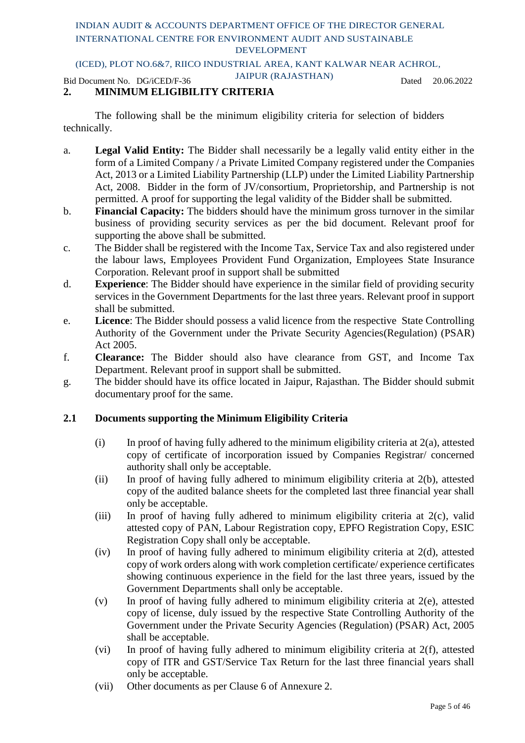## 2. MINIMUM ELIGIBILITY CRITERIA

The following shall be the minimum eligibility criteria for selection of bidders technically.

a. **Legal Valid Entity:** The Bidder shall necessarily be a legally valid entity either in the form of a Limited Company / a Private Limited Company registered under the Companies Act, 2013 or a Limited Liability Partnership (LLP) under the Limited Liability Partnership Act, 2008. Bidder in the form of JV/consortium, Proprietorship, and Partnership is not permitted. A proof for supporting the legal validity of the Bidder shall be submitted.

b. **Financial Capacity:** The bidders **s**hould have the minimum gross turnover in the similar business of providing security services as per the bid document. Relevant proof for supporting the above shall be submitted.

c. The Bidder shall be registered with the Income Tax, Service Tax and also registered under the labour laws, Employees Provident Fund Organization, Employees State Insurance Corporation. Relevant proof in support shall be submitted

d. **Experience**: The Bidder should have experience in the similar field of providing security services in the Government Departments for the last three years. Relevant proof in support shall be submitted.

e. **Licence**: The Bidder should possess a valid licence from the respective State Controlling Authority of the Government under the Private Security Agencies(Regulation) (PSAR) Act 2005.

f. **Clearance:** The Bidder should also have clearance from GST, and Income Tax Department. Relevant proof in support shall be submitted.

g. The bidder should have its office located in Jaipur, Rajasthan. The Bidder should submit documentary proof for the same.

### 2.1 Documents supporting the Minimum Eligibility Criteria

(i) In proof of having fully adhered to the minimum eligibility criteria at 2(a), attested copy of certificate of incorporation issued by Companies Registrar/ concerned authority shall only be acceptable.

(ii) In proof of having fully adhered to minimum eligibility criteria at 2(b), attested copy of the audited balance sheets for the completed last three financial year shall only be acceptable.

(iii) In proof of having fully adhered to minimum eligibility criteria at 2(c), valid attested copy of PAN, Labour Registration copy, EPFO Registration Copy, ESIC Registration Copy shall only be acceptable.

(iv) In proof of having fully adhered to minimum eligibility criteria at 2(d), attested copy of work orders along with work completion certificate/ experience certificates showing continuous experience in the field for the last three years, issued by the Government Departments shall only be acceptable.

(v) In proof of having fully adhered to minimum eligibility criteria at 2(e), attested copy of license, duly issued by the respective State Controlling Authority of the Government under the Private Security Agencies (Regulation) (PSAR) Act, 2005 shall be acceptable.

(vi) In proof of having fully adhered to minimum eligibility criteria at 2(f), attested copy of ITR and GST/Service Tax Return for the last three financial years shall only be acceptable.

(vii) Other documents as per Clause 6 of Annexure 2.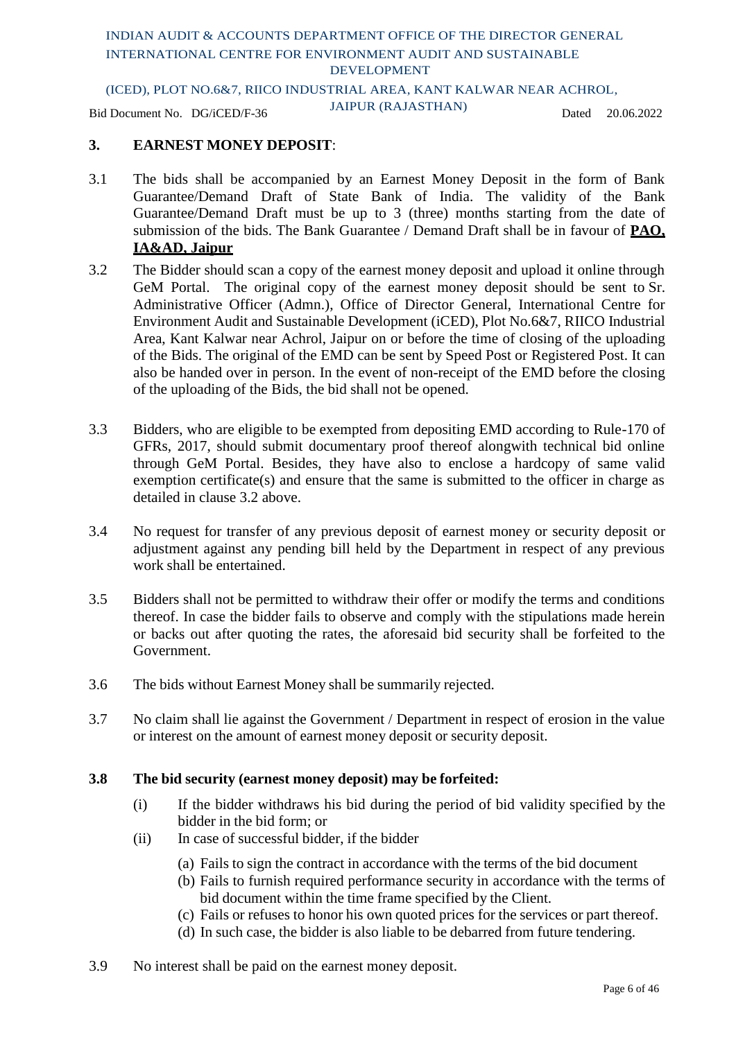## 3. EARNEST MONEY DEPOSIT:

3.1 The bids shall be accompanied by an Earnest Money Deposit in the form of Bank Guarantee/Demand Draft of State Bank of India. The validity of the Bank Guarantee/Demand Draft must be up to 3 (three) months starting from the date of submission of the bids. The Bank Guarantee / Demand Draft shall be in favour of **PAO, IA&AD, Jaipur**

3.2 The Bidder should scan a copy of the earnest money deposit and upload it online through GeM Portal. The original copy of the earnest money deposit should be sent to Sr. Administrative Officer (Admn.), Office of Director General, International Centre for Environment Audit and Sustainable Development (iCED), Plot No.6&7, RIICO Industrial Area, Kant Kalwar near Achrol, Jaipur on or before the time of closing of the uploading of the Bids. The original of the EMD can be sent by Speed Post or Registered Post. It can also be handed over in person. In the event of non-receipt of the EMD before the closing of the uploading of the Bids, the bid shall not be opened.

3.3 Bidders, who are eligible to be exempted from depositing EMD according to Rule-170 of GFRs, 2017, should submit documentary proof thereof alongwith technical bid online through GeM Portal. Besides, they have also to enclose a hardcopy of same valid exemption certificate(s) and ensure that the same is submitted to the officer in charge as detailed in clause 3.2 above.

3.4 No request for transfer of any previous deposit of earnest money or security deposit or adjustment against any pending bill held by the Department in respect of any previous work shall be entertained.

3.5 Bidders shall not be permitted to withdraw their offer or modify the terms and conditions thereof. In case the bidder fails to observe and comply with the stipulations made herein or backs out after quoting the rates, the aforesaid bid security shall be forfeited to the Government.

3.6 The bids without Earnest Money shall be summarily rejected.

3.7 No claim shall lie against the Government / Department in respect of erosion in the value or interest on the amount of earnest money deposit or security deposit.

**3.8 The bid security (earnest money deposit) may be forfeited:**

(i) If the bidder withdraws his bid during the period of bid validity specified by the bidder in the bid form; or

(ii) In case of successful bidder, if the bidder

(a) Fails to sign the contract in accordance with the terms of the bid document

(b) Fails to furnish required performance security in accordance with the terms of bid document within the time frame specified by the Client.

(c) Fails or refuses to honor his own quoted prices for the services or part thereof.

(d) In such case, the bidder is also liable to be debarred from future tendering.

3.9 No interest shall be paid on the earnest money deposit.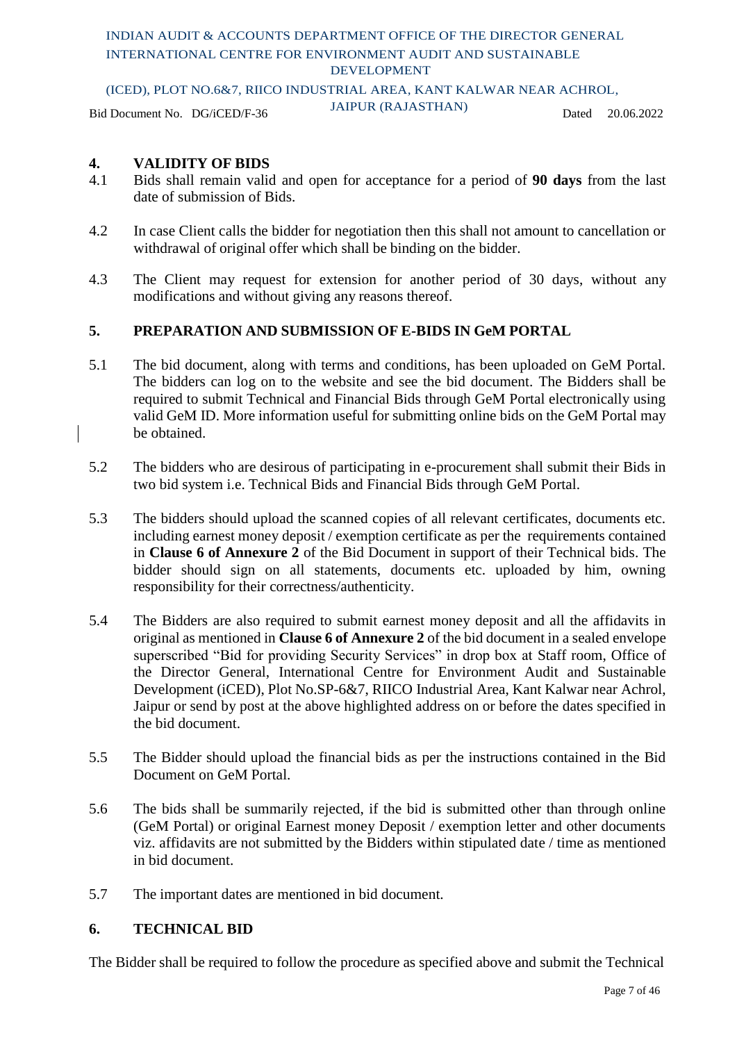## 4. VALIDITY OF BIDS

4.1 Bids shall remain valid and open for acceptance for a period of **90 days** from the last date of submission of Bids.

4.2 In case Client calls the bidder for negotiation then this shall not amount to cancellation or withdrawal of original offer which shall be binding on the bidder.

4.3 The Client may request for extension for another period of 30 days, without any modifications and without giving any reasons thereof.

## 5. PREPARATION AND SUBMISSION OF E-BIDS IN GeM PORTAL

5.1 The bid document, along with terms and conditions, has been uploaded on GeM Portal. The bidders can log on to the website and see the bid document. The Bidders shall be required to submit Technical and Financial Bids through GeM Portal electronically using valid GeM ID. More information useful for submitting online bids on the GeM Portal may be obtained.

5.2 The bidders who are desirous of participating in e-procurement shall submit their Bids in two bid system i.e. Technical Bids and Financial Bids through GeM Portal.

5.3 The bidders should upload the scanned copies of all relevant certificates, documents etc. including earnest money deposit / exemption certificate as per the requirements contained in **Clause 6 of Annexure 2** of the Bid Document in support of their Technical bids. The bidder should sign on all statements, documents etc. uploaded by him, owning responsibility for their correctness/authenticity.

5.4 The Bidders are also required to submit earnest money deposit and all the affidavits in original as mentioned in **Clause 6 of Annexure 2** of the bid document in a sealed envelope superscribed "Bid for providing Security Services" in drop box at Staff room, Office of the Director General, International Centre for Environment Audit and Sustainable Development (iCED), Plot No.SP-6&7, RIICO Industrial Area, Kant Kalwar near Achrol, Jaipur or send by post at the above highlighted address on or before the dates specified in the bid document.

5.5 The Bidder should upload the financial bids as per the instructions contained in the Bid Document on GeM Portal.

5.6 The bids shall be summarily rejected, if the bid is submitted other than through online (GeM Portal) or original Earnest money Deposit / exemption letter and other documents viz. affidavits are not submitted by the Bidders within stipulated date / time as mentioned in bid document.

5.7 The important dates are mentioned in bid document.

## 6. TECHNICAL BID

The Bidder shall be required to follow the procedure as specified above and submit the Technical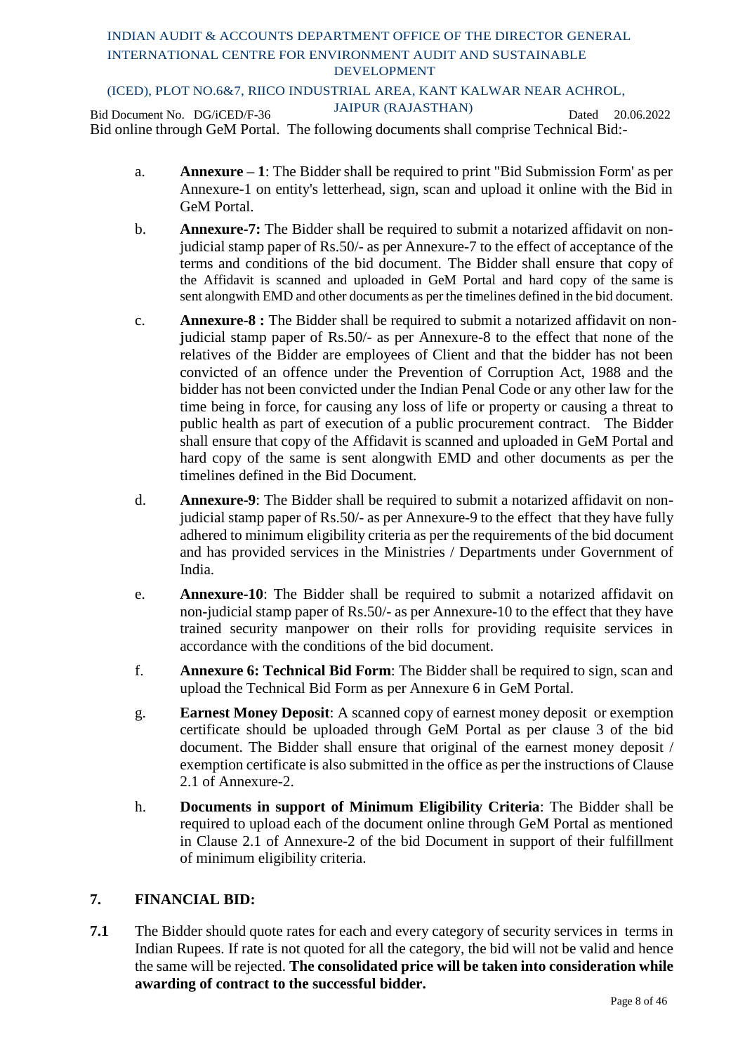Bid online through GeM Portal. The following documents shall comprise Technical Bid:-

a. **Annexure – 1**: The Bidder shall be required to print "Bid Submission Form' as per Annexure-1 on entity's letterhead, sign, scan and upload it online with the Bid in GeM Portal.

b. **Annexure-7:** The Bidder shall be required to submit a notarized affidavit on non-judicial stamp paper of Rs.50/- as per Annexure-7 to the effect of acceptance of the terms and conditions of the bid document. The Bidder shall ensure that copy of the Affidavit is scanned and uploaded in GeM Portal and hard copy of the same is sent alongwith EMD and other documents as per the timelines defined in the bid document.

c. **Annexure-8 :** The Bidder shall be required to submit a notarized affidavit on non-judicial stamp paper of Rs.50/- as per Annexure-8 to the effect that none of the relatives of the Bidder are employees of Client and that the bidder has not been convicted of an offence under the Prevention of Corruption Act, 1988 and the bidder has not been convicted under the Indian Penal Code or any other law for the time being in force, for causing any loss of life or property or causing a threat to public health as part of execution of a public procurement contract. The Bidder shall ensure that copy of the Affidavit is scanned and uploaded in GeM Portal and hard copy of the same is sent alongwith EMD and other documents as per the timelines defined in the Bid Document.

d. **Annexure-9**: The Bidder shall be required to submit a notarized affidavit on non-judicial stamp paper of Rs.50/- as per Annexure-9 to the effect that they have fully adhered to minimum eligibility criteria as per the requirements of the bid document and has provided services in the Ministries / Departments under Government of India.

e. **Annexure-10**: The Bidder shall be required to submit a notarized affidavit on non-judicial stamp paper of Rs.50/- as per Annexure-10 to the effect that they have trained security manpower on their rolls for providing requisite services in accordance with the conditions of the bid document.

f. **Annexure 6: Technical Bid Form**: The Bidder shall be required to sign, scan and upload the Technical Bid Form as per Annexure 6 in GeM Portal.

g. **Earnest Money Deposit**: A scanned copy of earnest money deposit or exemption certificate should be uploaded through GeM Portal as per clause 3 of the bid document. The Bidder shall ensure that original of the earnest money deposit / exemption certificate is also submitted in the office as per the instructions of Clause 2.1 of Annexure-2.

h. **Documents in support of Minimum Eligibility Criteria**: The Bidder shall be required to upload each of the document online through GeM Portal as mentioned in Clause 2.1 of Annexure-2 of the bid Document in support of their fulfillment of minimum eligibility criteria.

## 7. FINANCIAL BID:

**7.1** The Bidder should quote rates for each and every category of security services in terms in Indian Rupees. If rate is not quoted for all the category, the bid will not be valid and hence the same will be rejected. **The consolidated price will be taken into consideration while awarding of contract to the successful bidder.**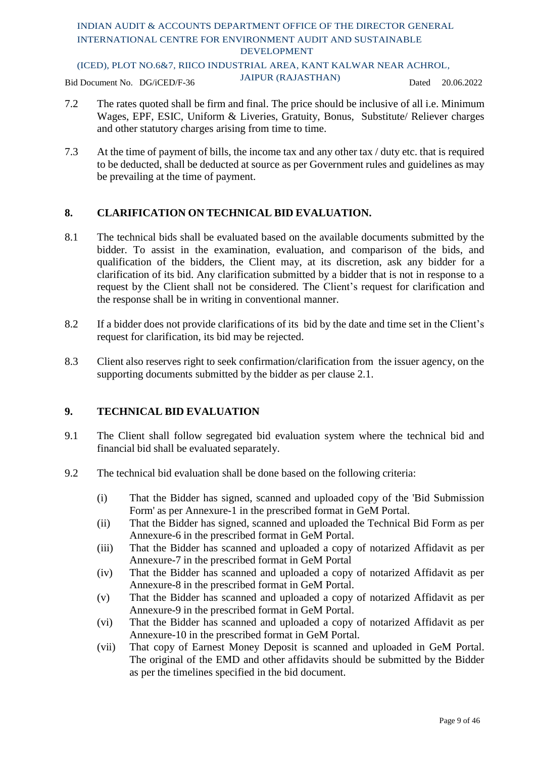7.2 The rates quoted shall be firm and final. The price should be inclusive of all i.e. Minimum Wages, EPF, ESIC, Uniform & Liveries, Gratuity, Bonus, Substitute/ Reliever charges and other statutory charges arising from time to time.

7.3 At the time of payment of bills, the income tax and any other tax / duty etc. that is required to be deducted, shall be deducted at source as per Government rules and guidelines as may be prevailing at the time of payment.

## 8. CLARIFICATION ON TECHNICAL BID EVALUATION.

8.1 The technical bids shall be evaluated based on the available documents submitted by the bidder. To assist in the examination, evaluation, and comparison of the bids, and qualification of the bidders, the Client may, at its discretion, ask any bidder for a clarification of its bid. Any clarification submitted by a bidder that is not in response to a request by the Client shall not be considered. The Client's request for clarification and the response shall be in writing in conventional manner.

8.2 If a bidder does not provide clarifications of its bid by the date and time set in the Client's request for clarification, its bid may be rejected.

8.3 Client also reserves right to seek confirmation/clarification from the issuer agency, on the supporting documents submitted by the bidder as per clause 2.1.

## 9. TECHNICAL BID EVALUATION

9.1 The Client shall follow segregated bid evaluation system where the technical bid and financial bid shall be evaluated separately.

9.2 The technical bid evaluation shall be done based on the following criteria:

(i) That the Bidder has signed, scanned and uploaded copy of the 'Bid Submission Form' as per Annexure-1 in the prescribed format in GeM Portal.

(ii) That the Bidder has signed, scanned and uploaded the Technical Bid Form as per Annexure-6 in the prescribed format in GeM Portal.

(iii) That the Bidder has scanned and uploaded a copy of notarized Affidavit as per Annexure-7 in the prescribed format in GeM Portal

(iv) That the Bidder has scanned and uploaded a copy of notarized Affidavit as per Annexure-8 in the prescribed format in GeM Portal.

(v) That the Bidder has scanned and uploaded a copy of notarized Affidavit as per Annexure-9 in the prescribed format in GeM Portal.

(vi) That the Bidder has scanned and uploaded a copy of notarized Affidavit as per Annexure-10 in the prescribed format in GeM Portal.

(vii) That copy of Earnest Money Deposit is scanned and uploaded in GeM Portal. The original of the EMD and other affidavits should be submitted by the Bidder as per the timelines specified in the bid document.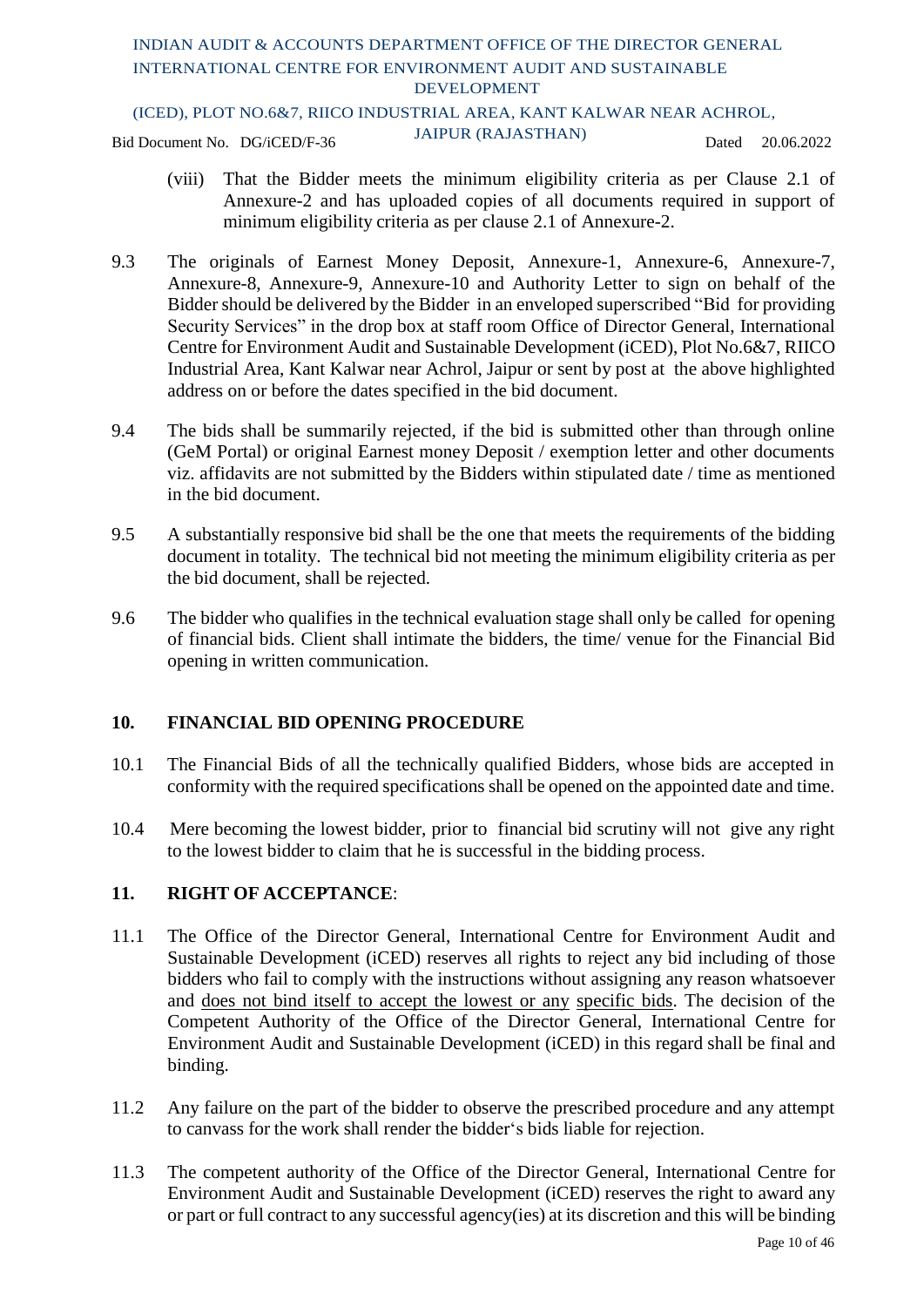(viii) That the Bidder meets the minimum eligibility criteria as per Clause 2.1 of Annexure-2 and has uploaded copies of all documents required in support of minimum eligibility criteria as per clause 2.1 of Annexure-2.

9.3 The originals of Earnest Money Deposit, Annexure-1, Annexure-6, Annexure-7, Annexure-8, Annexure-9, Annexure-10 and Authority Letter to sign on behalf of the Bidder should be delivered by the Bidder in an enveloped superscribed "Bid for providing Security Services" in the drop box at staff room Office of Director General, International Centre for Environment Audit and Sustainable Development (iCED), Plot No.6&7, RIICO Industrial Area, Kant Kalwar near Achrol, Jaipur or sent by post at the above highlighted address on or before the dates specified in the bid document.

9.4 The bids shall be summarily rejected, if the bid is submitted other than through online (GeM Portal) or original Earnest money Deposit / exemption letter and other documents viz. affidavits are not submitted by the Bidders within stipulated date / time as mentioned in the bid document.

9.5 A substantially responsive bid shall be the one that meets the requirements of the bidding document in totality. The technical bid not meeting the minimum eligibility criteria as per the bid document, shall be rejected.

9.6 The bidder who qualifies in the technical evaluation stage shall only be called for opening of financial bids. Client shall intimate the bidders, the time/ venue for the Financial Bid opening in written communication.

## 10. FINANCIAL BID OPENING PROCEDURE

10.1 The Financial Bids of all the technically qualified Bidders, whose bids are accepted in conformity with the required specifications shall be opened on the appointed date and time.

10.4 Mere becoming the lowest bidder, prior to financial bid scrutiny will not give any right to the lowest bidder to claim that he is successful in the bidding process.

## 11. RIGHT OF ACCEPTANCE:

11.1 The Office of the Director General, International Centre for Environment Audit and Sustainable Development (iCED) reserves all rights to reject any bid including of those bidders who fail to comply with the instructions without assigning any reason whatsoever and does not bind itself to accept the lowest or any specific bids. The decision of the Competent Authority of the Office of the Director General, International Centre for Environment Audit and Sustainable Development (iCED) in this regard shall be final and binding.

11.2 Any failure on the part of the bidder to observe the prescribed procedure and any attempt to canvass for the work shall render the bidder's bids liable for rejection.

11.3 The competent authority of the Office of the Director General, International Centre for Environment Audit and Sustainable Development (iCED) reserves the right to award any or part or full contract to any successful agency(ies) at its discretion and this will be binding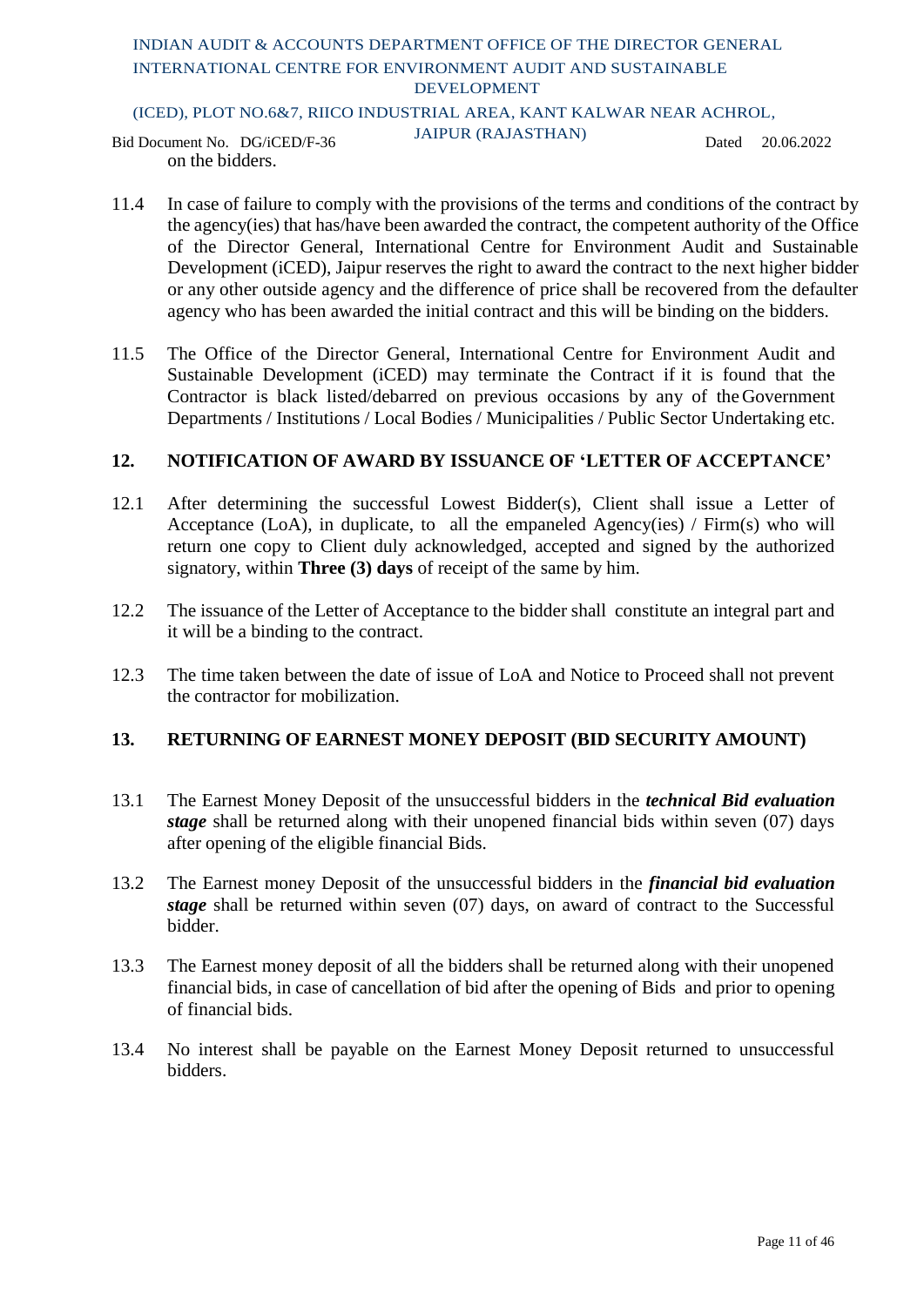on the bidders.

11.4 In case of failure to comply with the provisions of the terms and conditions of the contract by the agency(ies) that has/have been awarded the contract, the competent authority of the Office of the Director General, International Centre for Environment Audit and Sustainable Development (iCED), Jaipur reserves the right to award the contract to the next higher bidder or any other outside agency and the difference of price shall be recovered from the defaulter agency who has been awarded the initial contract and this will be binding on the bidders.

11.5 The Office of the Director General, International Centre for Environment Audit and Sustainable Development (iCED) may terminate the Contract if it is found that the Contractor is black listed/debarred on previous occasions by any of the Government Departments / Institutions / Local Bodies / Municipalities / Public Sector Undertaking etc.

## 12. NOTIFICATION OF AWARD BY ISSUANCE OF 'LETTER OF ACCEPTANCE'

12.1 After determining the successful Lowest Bidder(s), Client shall issue a Letter of Acceptance (LoA), in duplicate, to all the empaneled Agency(ies) / Firm(s) who will return one copy to Client duly acknowledged, accepted and signed by the authorized signatory, within **Three (3) days** of receipt of the same by him.

12.2 The issuance of the Letter of Acceptance to the bidder shall constitute an integral part and it will be a binding to the contract.

12.3 The time taken between the date of issue of LoA and Notice to Proceed shall not prevent the contractor for mobilization.

## 13. RETURNING OF EARNEST MONEY DEPOSIT (BID SECURITY AMOUNT)

13.1 The Earnest Money Deposit of the unsuccessful bidders in the ***technical Bid evaluation stage*** shall be returned along with their unopened financial bids within seven (07) days after opening of the eligible financial Bids.

13.2 The Earnest money Deposit of the unsuccessful bidders in the ***financial bid evaluation stage*** shall be returned within seven (07) days, on award of contract to the Successful bidder.

13.3 The Earnest money deposit of all the bidders shall be returned along with their unopened financial bids, in case of cancellation of bid after the opening of Bids and prior to opening of financial bids.

13.4 No interest shall be payable on the Earnest Money Deposit returned to unsuccessful bidders.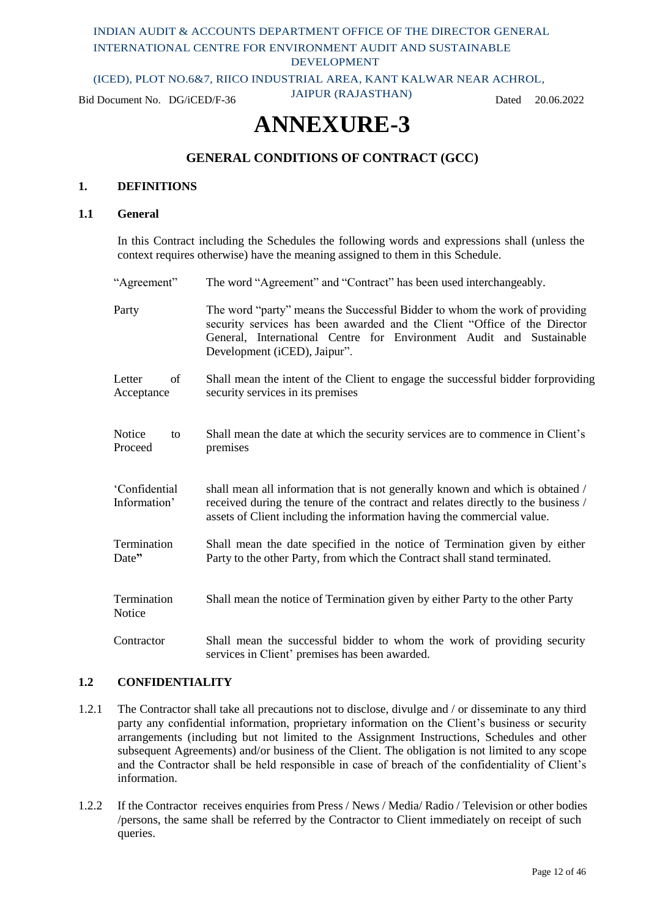INDIAN AUDIT & ACCOUNTS DEPARTMENT OFFICE OF THE DIRECTOR GENERAL INTERNATIONAL CENTRE FOR ENVIRONMENT AUDIT AND SUSTAINABLE DEVELOPMENT

(ICED), PLOT NO.6&7, RIICO INDUSTRIAL AREA, KANT KALWAR NEAR ACHROL, JAIPUR (RAJASTHAN)

Bid Document No. DG/iCED/F-36 Dated 20.06.2022

# ANNEXURE-3

## GENERAL CONDITIONS OF CONTRACT (GCC)

### 1. DEFINITIONS

### 1.1 General

In this Contract including the Schedules the following words and expressions shall (unless the context requires otherwise) have the meaning assigned to them in this Schedule.

| | |
|---|---|
| "Agreement" | The word "Agreement" and "Contract" has been used interchangeably. |
| Party | The word "party" means the Successful Bidder to whom the work of providing security services has been awarded and the Client "Office of the Director General, International Centre for Environment Audit and Sustainable Development (iCED), Jaipur". |
| Letter of Acceptance | Shall mean the intent of the Client to engage the successful bidder forproviding security services in its premises |
| Notice to Proceed | Shall mean the date at which the security services are to commence in Client's premises |
| 'Confidential Information' | shall mean all information that is not generally known and which is obtained / received during the tenure of the contract and relates directly to the business / assets of Client including the information having the commercial value. |
| Termination Date" | Shall mean the date specified in the notice of Termination given by either Party to the other Party, from which the Contract shall stand terminated. |
| Termination Notice | Shall mean the notice of Termination given by either Party to the other Party |
| Contractor | Shall mean the successful bidder to whom the work of providing security services in Client' premises has been awarded. |

### 1.2 CONFIDENTIALITY

1.2.1 The Contractor shall take all precautions not to disclose, divulge and / or disseminate to any third party any confidential information, proprietary information on the Client's business or security arrangements (including but not limited to the Assignment Instructions, Schedules and other subsequent Agreements) and/or business of the Client. The obligation is not limited to any scope and the Contractor shall be held responsible in case of breach of the confidentiality of Client's information.

1.2.2 If the Contractor receives enquiries from Press / News / Media/ Radio / Television or other bodies /persons, the same shall be referred by the Contractor to Client immediately on receipt of such queries.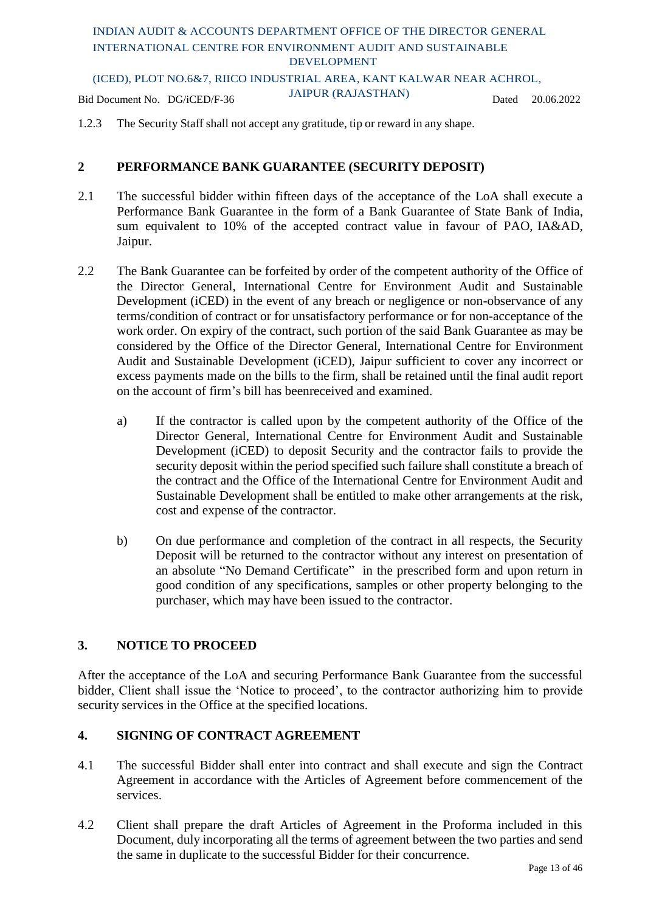1.2.3 The Security Staff shall not accept any gratitude, tip or reward in any shape.

## 2 PERFORMANCE BANK GUARANTEE (SECURITY DEPOSIT)

2.1 The successful bidder within fifteen days of the acceptance of the LoA shall execute a Performance Bank Guarantee in the form of a Bank Guarantee of State Bank of India, sum equivalent to 10% of the accepted contract value in favour of PAO, IA&AD, Jaipur.

2.2 The Bank Guarantee can be forfeited by order of the competent authority of the Office of the Director General, International Centre for Environment Audit and Sustainable Development (iCED) in the event of any breach or negligence or non-observance of any terms/condition of contract or for unsatisfactory performance or for non-acceptance of the work order. On expiry of the contract, such portion of the said Bank Guarantee as may be considered by the Office of the Director General, International Centre for Environment Audit and Sustainable Development (iCED), Jaipur sufficient to cover any incorrect or excess payments made on the bills to the firm, shall be retained until the final audit report on the account of firm's bill has beenreceived and examined.

a) If the contractor is called upon by the competent authority of the Office of the Director General, International Centre for Environment Audit and Sustainable Development (iCED) to deposit Security and the contractor fails to provide the security deposit within the period specified such failure shall constitute a breach of the contract and the Office of the International Centre for Environment Audit and Sustainable Development shall be entitled to make other arrangements at the risk, cost and expense of the contractor.

b) On due performance and completion of the contract in all respects, the Security Deposit will be returned to the contractor without any interest on presentation of an absolute "No Demand Certificate" in the prescribed form and upon return in good condition of any specifications, samples or other property belonging to the purchaser, which may have been issued to the contractor.

## 3. NOTICE TO PROCEED

After the acceptance of the LoA and securing Performance Bank Guarantee from the successful bidder, Client shall issue the 'Notice to proceed', to the contractor authorizing him to provide security services in the Office at the specified locations.

## 4. SIGNING OF CONTRACT AGREEMENT

4.1 The successful Bidder shall enter into contract and shall execute and sign the Contract Agreement in accordance with the Articles of Agreement before commencement of the services.

4.2 Client shall prepare the draft Articles of Agreement in the Proforma included in this Document, duly incorporating all the terms of agreement between the two parties and send the same in duplicate to the successful Bidder for their concurrence.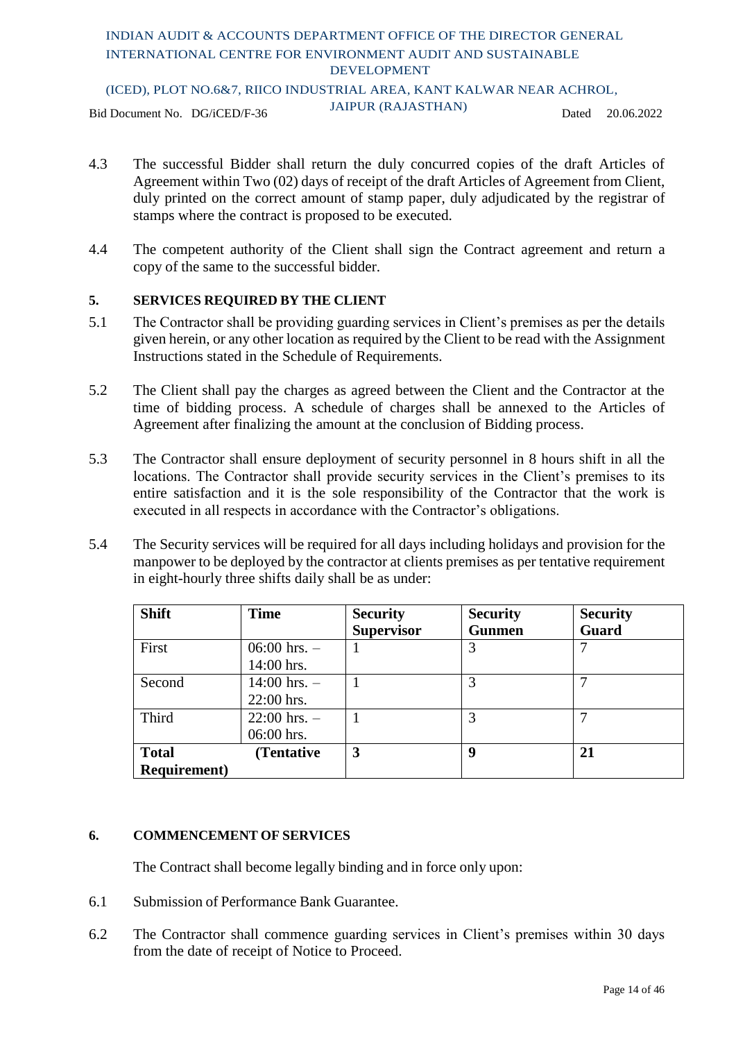4.3 The successful Bidder shall return the duly concurred copies of the draft Articles of Agreement within Two (02) days of receipt of the draft Articles of Agreement from Client, duly printed on the correct amount of stamp paper, duly adjudicated by the registrar of stamps where the contract is proposed to be executed.

4.4 The competent authority of the Client shall sign the Contract agreement and return a copy of the same to the successful bidder.

**5. SERVICES REQUIRED BY THE CLIENT**

5.1 The Contractor shall be providing guarding services in Client's premises as per the details given herein, or any other location as required by the Client to be read with the Assignment Instructions stated in the Schedule of Requirements.

5.2 The Client shall pay the charges as agreed between the Client and the Contractor at the time of bidding process. A schedule of charges shall be annexed to the Articles of Agreement after finalizing the amount at the conclusion of Bidding process.

5.3 The Contractor shall ensure deployment of security personnel in 8 hours shift in all the locations. The Contractor shall provide security services in the Client's premises to its entire satisfaction and it is the sole responsibility of the Contractor that the work is executed in all respects in accordance with the Contractor's obligations.

5.4 The Security services will be required for all days including holidays and provision for the manpower to be deployed by the contractor at clients premises as per tentative requirement in eight-hourly three shifts daily shall be as under:

| Shift | Time | Security Supervisor | Security Gunmen | Security Guard |
|---|---|---|---|---|
| First | 06:00 hrs. – 14:00 hrs. | 1 | 3 | 7 |
| Second | 14:00 hrs. – 22:00 hrs. | 1 | 3 | 7 |
| Third | 22:00 hrs. – 06:00 hrs. | 1 | 3 | 7 |
| **Total (Tentative Requirement)** | | **3** | **9** | **21** |

**6. COMMENCEMENT OF SERVICES**

The Contract shall become legally binding and in force only upon:

6.1 Submission of Performance Bank Guarantee.

6.2 The Contractor shall commence guarding services in Client's premises within 30 days from the date of receipt of Notice to Proceed.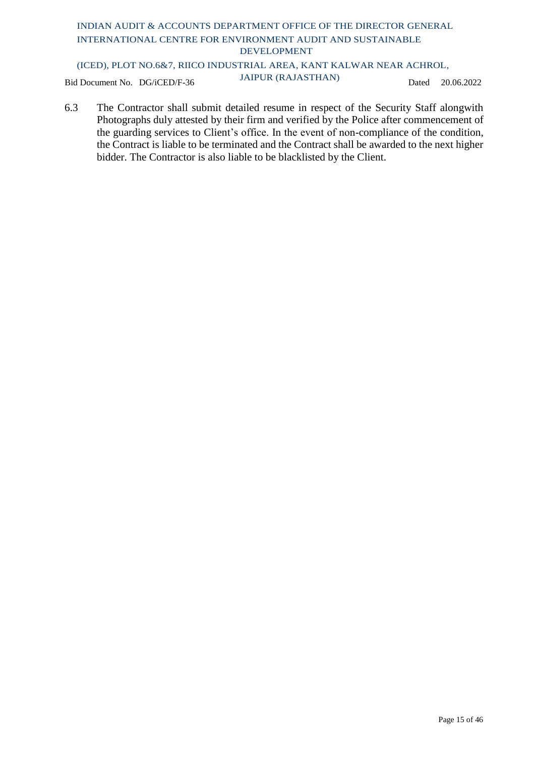6.3 The Contractor shall submit detailed resume in respect of the Security Staff alongwith Photographs duly attested by their firm and verified by the Police after commencement of the guarding services to Client's office. In the event of non-compliance of the condition, the Contract is liable to be terminated and the Contract shall be awarded to the next higher bidder. The Contractor is also liable to be blacklisted by the Client.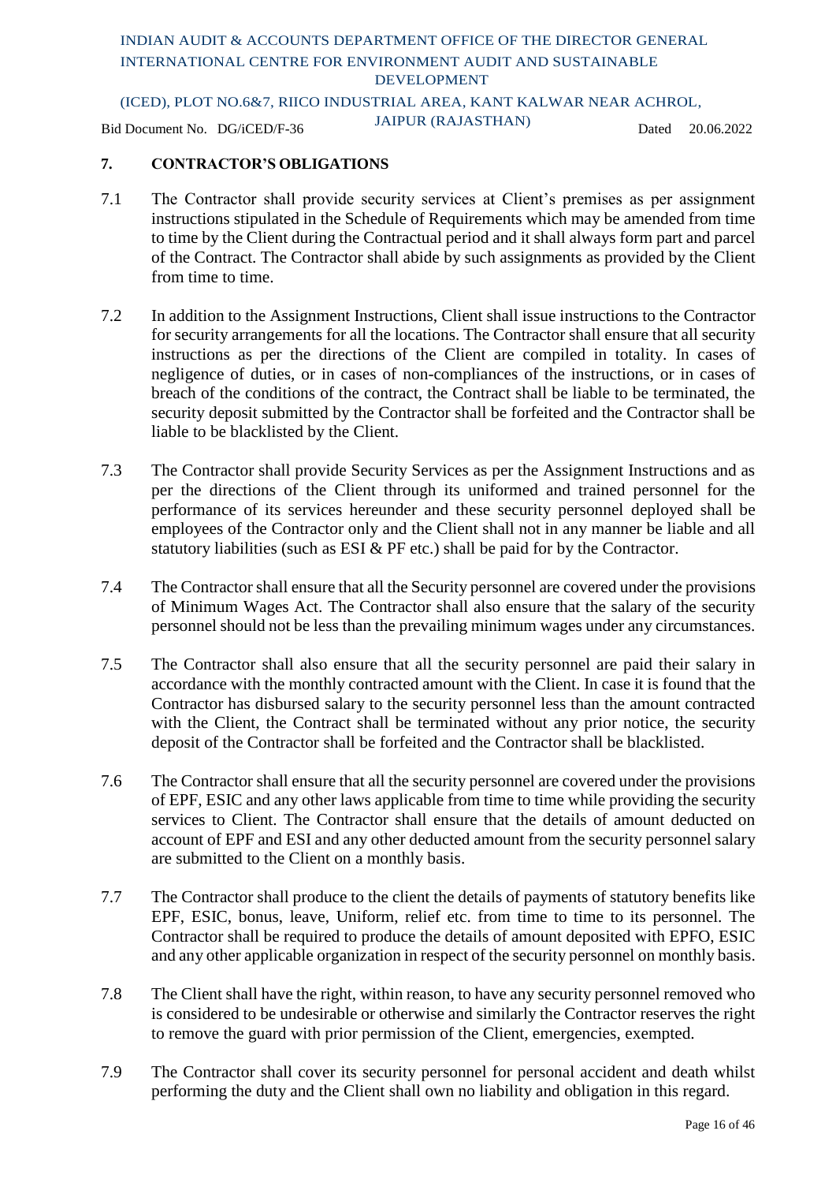## 7. CONTRACTOR'S OBLIGATIONS

7.1 The Contractor shall provide security services at Client's premises as per assignment instructions stipulated in the Schedule of Requirements which may be amended from time to time by the Client during the Contractual period and it shall always form part and parcel of the Contract. The Contractor shall abide by such assignments as provided by the Client from time to time.

7.2 In addition to the Assignment Instructions, Client shall issue instructions to the Contractor for security arrangements for all the locations. The Contractor shall ensure that all security instructions as per the directions of the Client are compiled in totality. In cases of negligence of duties, or in cases of non-compliances of the instructions, or in cases of breach of the conditions of the contract, the Contract shall be liable to be terminated, the security deposit submitted by the Contractor shall be forfeited and the Contractor shall be liable to be blacklisted by the Client.

7.3 The Contractor shall provide Security Services as per the Assignment Instructions and as per the directions of the Client through its uniformed and trained personnel for the performance of its services hereunder and these security personnel deployed shall be employees of the Contractor only and the Client shall not in any manner be liable and all statutory liabilities (such as ESI & PF etc.) shall be paid for by the Contractor.

7.4 The Contractor shall ensure that all the Security personnel are covered under the provisions of Minimum Wages Act. The Contractor shall also ensure that the salary of the security personnel should not be less than the prevailing minimum wages under any circumstances.

7.5 The Contractor shall also ensure that all the security personnel are paid their salary in accordance with the monthly contracted amount with the Client. In case it is found that the Contractor has disbursed salary to the security personnel less than the amount contracted with the Client, the Contract shall be terminated without any prior notice, the security deposit of the Contractor shall be forfeited and the Contractor shall be blacklisted.

7.6 The Contractor shall ensure that all the security personnel are covered under the provisions of EPF, ESIC and any other laws applicable from time to time while providing the security services to Client. The Contractor shall ensure that the details of amount deducted on account of EPF and ESI and any other deducted amount from the security personnel salary are submitted to the Client on a monthly basis.

7.7 The Contractor shall produce to the client the details of payments of statutory benefits like EPF, ESIC, bonus, leave, Uniform, relief etc. from time to time to its personnel. The Contractor shall be required to produce the details of amount deposited with EPFO, ESIC and any other applicable organization in respect of the security personnel on monthly basis.

7.8 The Client shall have the right, within reason, to have any security personnel removed who is considered to be undesirable or otherwise and similarly the Contractor reserves the right to remove the guard with prior permission of the Client, emergencies, exempted.

7.9 The Contractor shall cover its security personnel for personal accident and death whilst performing the duty and the Client shall own no liability and obligation in this regard.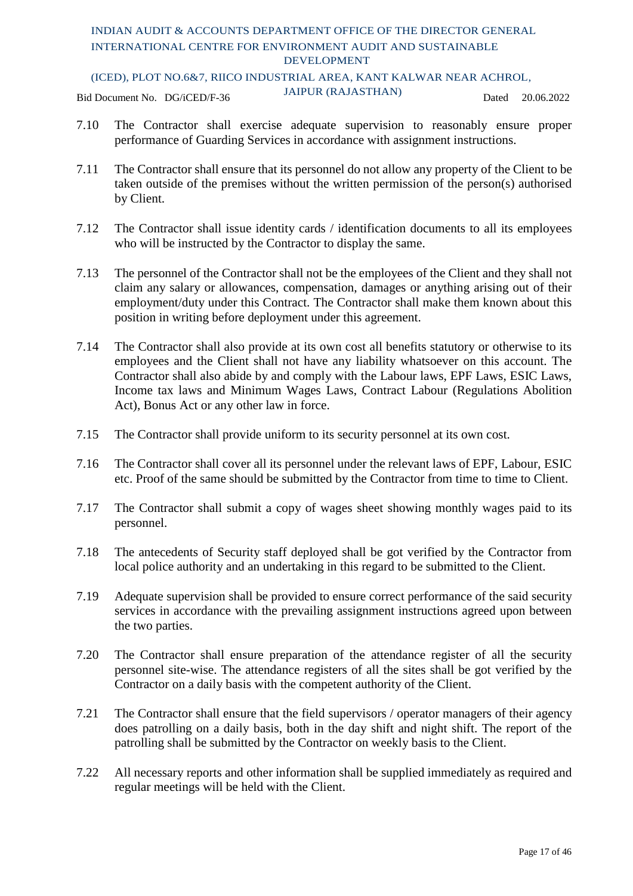7.10 The Contractor shall exercise adequate supervision to reasonably ensure proper performance of Guarding Services in accordance with assignment instructions.

7.11 The Contractor shall ensure that its personnel do not allow any property of the Client to be taken outside of the premises without the written permission of the person(s) authorised by Client.

7.12 The Contractor shall issue identity cards / identification documents to all its employees who will be instructed by the Contractor to display the same.

7.13 The personnel of the Contractor shall not be the employees of the Client and they shall not claim any salary or allowances, compensation, damages or anything arising out of their employment/duty under this Contract. The Contractor shall make them known about this position in writing before deployment under this agreement.

7.14 The Contractor shall also provide at its own cost all benefits statutory or otherwise to its employees and the Client shall not have any liability whatsoever on this account. The Contractor shall also abide by and comply with the Labour laws, EPF Laws, ESIC Laws, Income tax laws and Minimum Wages Laws, Contract Labour (Regulations Abolition Act), Bonus Act or any other law in force.

7.15 The Contractor shall provide uniform to its security personnel at its own cost.

7.16 The Contractor shall cover all its personnel under the relevant laws of EPF, Labour, ESIC etc. Proof of the same should be submitted by the Contractor from time to time to Client.

7.17 The Contractor shall submit a copy of wages sheet showing monthly wages paid to its personnel.

7.18 The antecedents of Security staff deployed shall be got verified by the Contractor from local police authority and an undertaking in this regard to be submitted to the Client.

7.19 Adequate supervision shall be provided to ensure correct performance of the said security services in accordance with the prevailing assignment instructions agreed upon between the two parties.

7.20 The Contractor shall ensure preparation of the attendance register of all the security personnel site-wise. The attendance registers of all the sites shall be got verified by the Contractor on a daily basis with the competent authority of the Client.

7.21 The Contractor shall ensure that the field supervisors / operator managers of their agency does patrolling on a daily basis, both in the day shift and night shift. The report of the patrolling shall be submitted by the Contractor on weekly basis to the Client.

7.22 All necessary reports and other information shall be supplied immediately as required and regular meetings will be held with the Client.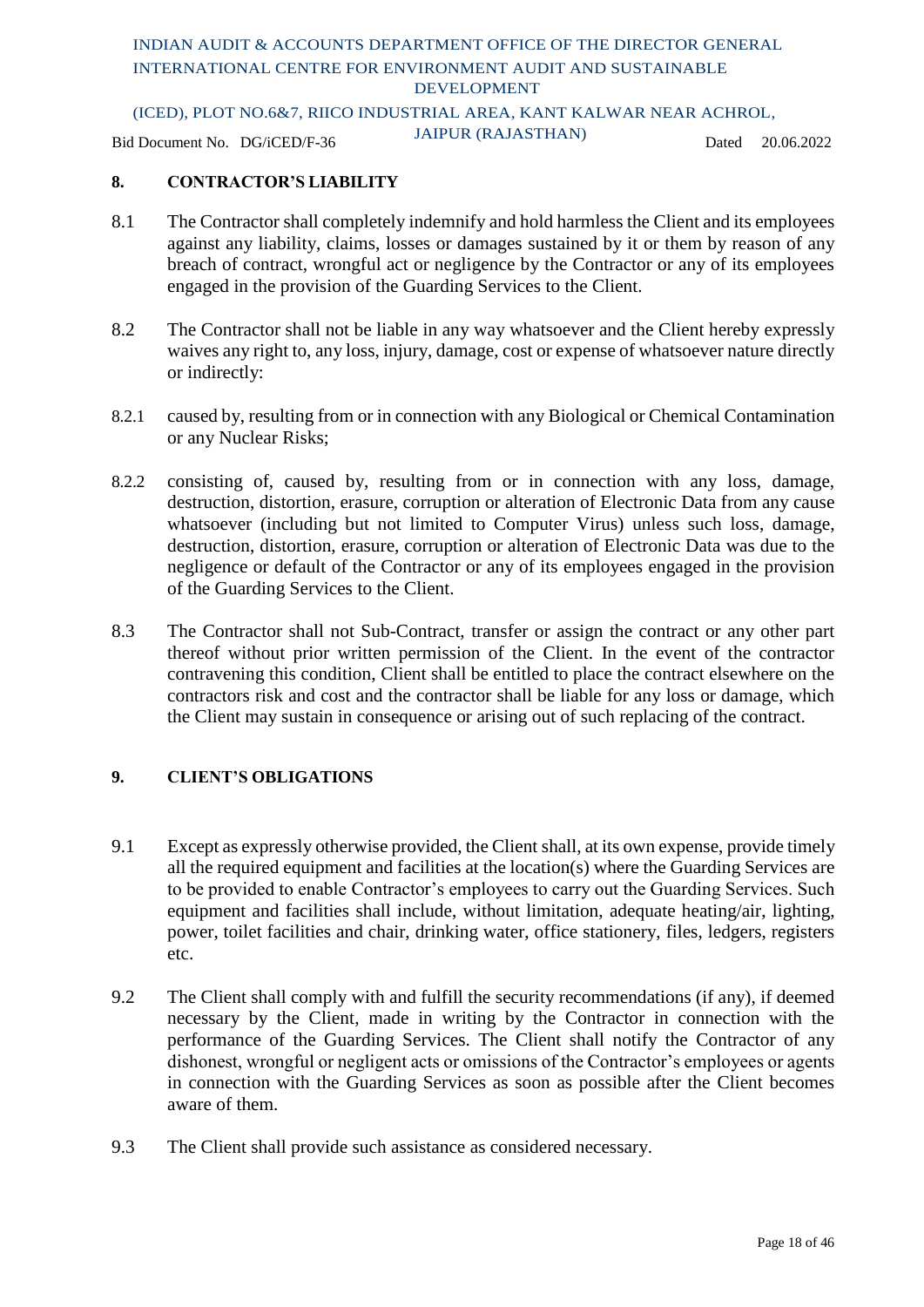## 8. CONTRACTOR'S LIABILITY

8.1 The Contractor shall completely indemnify and hold harmless the Client and its employees against any liability, claims, losses or damages sustained by it or them by reason of any breach of contract, wrongful act or negligence by the Contractor or any of its employees engaged in the provision of the Guarding Services to the Client.

8.2 The Contractor shall not be liable in any way whatsoever and the Client hereby expressly waives any right to, any loss, injury, damage, cost or expense of whatsoever nature directly or indirectly:

8.2.1 caused by, resulting from or in connection with any Biological or Chemical Contamination or any Nuclear Risks;

8.2.2 consisting of, caused by, resulting from or in connection with any loss, damage, destruction, distortion, erasure, corruption or alteration of Electronic Data from any cause whatsoever (including but not limited to Computer Virus) unless such loss, damage, destruction, distortion, erasure, corruption or alteration of Electronic Data was due to the negligence or default of the Contractor or any of its employees engaged in the provision of the Guarding Services to the Client.

8.3 The Contractor shall not Sub-Contract, transfer or assign the contract or any other part thereof without prior written permission of the Client. In the event of the contractor contravening this condition, Client shall be entitled to place the contract elsewhere on the contractors risk and cost and the contractor shall be liable for any loss or damage, which the Client may sustain in consequence or arising out of such replacing of the contract.

## 9. CLIENT'S OBLIGATIONS

9.1 Except as expressly otherwise provided, the Client shall, at its own expense, provide timely all the required equipment and facilities at the location(s) where the Guarding Services are to be provided to enable Contractor's employees to carry out the Guarding Services. Such equipment and facilities shall include, without limitation, adequate heating/air, lighting, power, toilet facilities and chair, drinking water, office stationery, files, ledgers, registers etc.

9.2 The Client shall comply with and fulfill the security recommendations (if any), if deemed necessary by the Client, made in writing by the Contractor in connection with the performance of the Guarding Services. The Client shall notify the Contractor of any dishonest, wrongful or negligent acts or omissions of the Contractor's employees or agents in connection with the Guarding Services as soon as possible after the Client becomes aware of them.

9.3 The Client shall provide such assistance as considered necessary.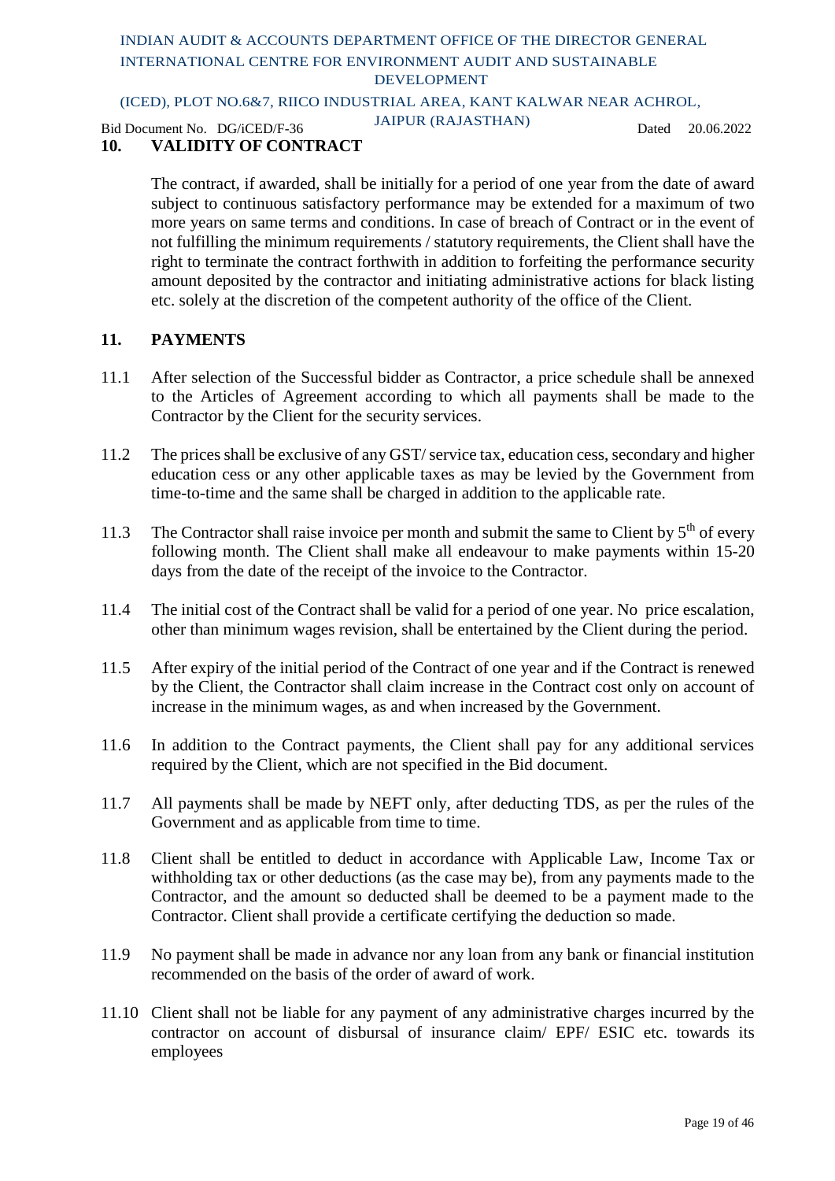## 10. VALIDITY OF CONTRACT

The contract, if awarded, shall be initially for a period of one year from the date of award subject to continuous satisfactory performance may be extended for a maximum of two more years on same terms and conditions. In case of breach of Contract or in the event of not fulfilling the minimum requirements / statutory requirements, the Client shall have the right to terminate the contract forthwith in addition to forfeiting the performance security amount deposited by the contractor and initiating administrative actions for black listing etc. solely at the discretion of the competent authority of the office of the Client.

## 11. PAYMENTS

11.1 After selection of the Successful bidder as Contractor, a price schedule shall be annexed to the Articles of Agreement according to which all payments shall be made to the Contractor by the Client for the security services.

11.2 The prices shall be exclusive of any GST/ service tax, education cess, secondary and higher education cess or any other applicable taxes as may be levied by the Government from time-to-time and the same shall be charged in addition to the applicable rate.

11.3 The Contractor shall raise invoice per month and submit the same to Client by 5th of every following month. The Client shall make all endeavour to make payments within 15-20 days from the date of the receipt of the invoice to the Contractor.

11.4 The initial cost of the Contract shall be valid for a period of one year. No price escalation, other than minimum wages revision, shall be entertained by the Client during the period.

11.5 After expiry of the initial period of the Contract of one year and if the Contract is renewed by the Client, the Contractor shall claim increase in the Contract cost only on account of increase in the minimum wages, as and when increased by the Government.

11.6 In addition to the Contract payments, the Client shall pay for any additional services required by the Client, which are not specified in the Bid document.

11.7 All payments shall be made by NEFT only, after deducting TDS, as per the rules of the Government and as applicable from time to time.

11.8 Client shall be entitled to deduct in accordance with Applicable Law, Income Tax or withholding tax or other deductions (as the case may be), from any payments made to the Contractor, and the amount so deducted shall be deemed to be a payment made to the Contractor. Client shall provide a certificate certifying the deduction so made.

11.9 No payment shall be made in advance nor any loan from any bank or financial institution recommended on the basis of the order of award of work.

11.10 Client shall not be liable for any payment of any administrative charges incurred by the contractor on account of disbursal of insurance claim/ EPF/ ESIC etc. towards its employees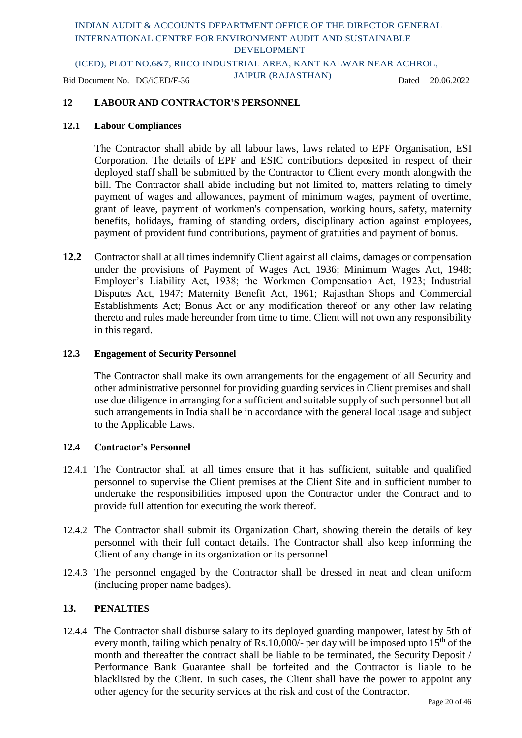## 12 LABOUR AND CONTRACTOR'S PERSONNEL

### 12.1 Labour Compliances

The Contractor shall abide by all labour laws, laws related to EPF Organisation, ESI Corporation. The details of EPF and ESIC contributions deposited in respect of their deployed staff shall be submitted by the Contractor to Client every month alongwith the bill. The Contractor shall abide including but not limited to, matters relating to timely payment of wages and allowances, payment of minimum wages, payment of overtime, grant of leave, payment of workmen's compensation, working hours, safety, maternity benefits, holidays, framing of standing orders, disciplinary action against employees, payment of provident fund contributions, payment of gratuities and payment of bonus.

**12.2** Contractor shall at all times indemnify Client against all claims, damages or compensation under the provisions of Payment of Wages Act, 1936; Minimum Wages Act, 1948; Employer's Liability Act, 1938; the Workmen Compensation Act, 1923; Industrial Disputes Act, 1947; Maternity Benefit Act, 1961; Rajasthan Shops and Commercial Establishments Act; Bonus Act or any modification thereof or any other law relating thereto and rules made hereunder from time to time. Client will not own any responsibility in this regard.

### 12.3 Engagement of Security Personnel

The Contractor shall make its own arrangements for the engagement of all Security and other administrative personnel for providing guarding services in Client premises and shall use due diligence in arranging for a sufficient and suitable supply of such personnel but all such arrangements in India shall be in accordance with the general local usage and subject to the Applicable Laws.

### 12.4 Contractor's Personnel

12.4.1 The Contractor shall at all times ensure that it has sufficient, suitable and qualified personnel to supervise the Client premises at the Client Site and in sufficient number to undertake the responsibilities imposed upon the Contractor under the Contract and to provide full attention for executing the work thereof.

12.4.2 The Contractor shall submit its Organization Chart, showing therein the details of key personnel with their full contact details. The Contractor shall also keep informing the Client of any change in its organization or its personnel

12.4.3 The personnel engaged by the Contractor shall be dressed in neat and clean uniform (including proper name badges).

## 13. PENALTIES

12.4.4 The Contractor shall disburse salary to its deployed guarding manpower, latest by 5th of every month, failing which penalty of Rs.10,000/- per day will be imposed upto 15th of the month and thereafter the contract shall be liable to be terminated, the Security Deposit / Performance Bank Guarantee shall be forfeited and the Contractor is liable to be blacklisted by the Client. In such cases, the Client shall have the power to appoint any other agency for the security services at the risk and cost of the Contractor.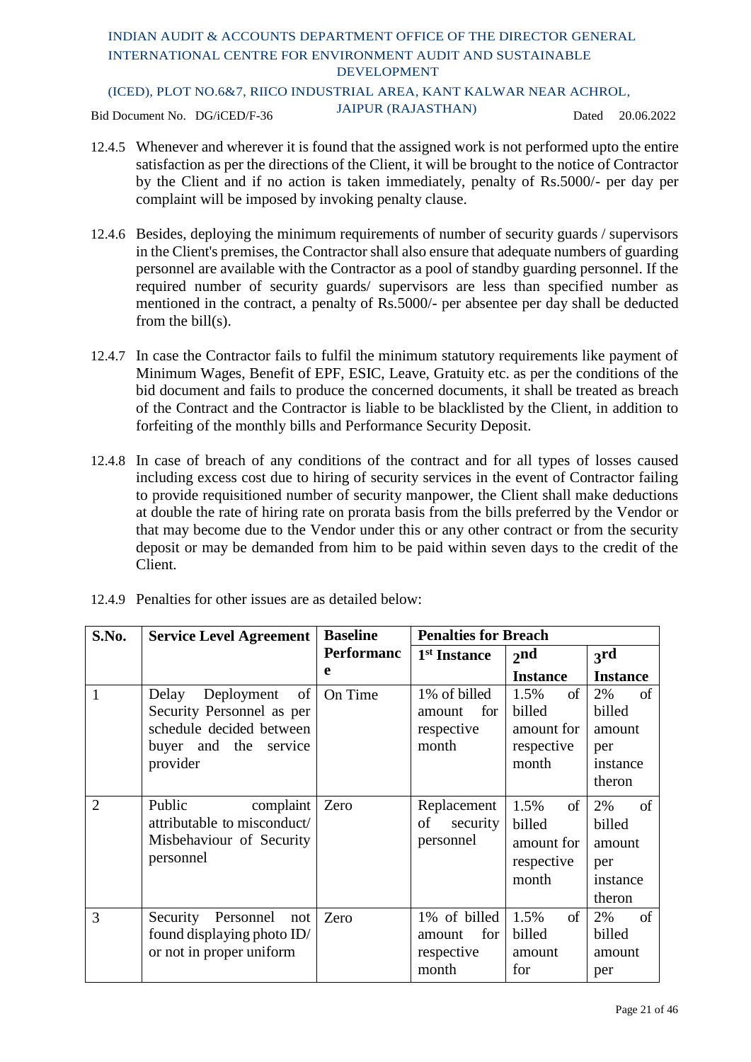12.4.5 Whenever and wherever it is found that the assigned work is not performed upto the entire satisfaction as per the directions of the Client, it will be brought to the notice of Contractor by the Client and if no action is taken immediately, penalty of Rs.5000/- per day per complaint will be imposed by invoking penalty clause.

12.4.6 Besides, deploying the minimum requirements of number of security guards / supervisors in the Client's premises, the Contractor shall also ensure that adequate numbers of guarding personnel are available with the Contractor as a pool of standby guarding personnel. If the required number of security guards/ supervisors are less than specified number as mentioned in the contract, a penalty of Rs.5000/- per absentee per day shall be deducted from the bill(s).

12.4.7 In case the Contractor fails to fulfil the minimum statutory requirements like payment of Minimum Wages, Benefit of EPF, ESIC, Leave, Gratuity etc. as per the conditions of the bid document and fails to produce the concerned documents, it shall be treated as breach of the Contract and the Contractor is liable to be blacklisted by the Client, in addition to forfeiting of the monthly bills and Performance Security Deposit.

12.4.8 In case of breach of any conditions of the contract and for all types of losses caused including excess cost due to hiring of security services in the event of Contractor failing to provide requisitioned number of security manpower, the Client shall make deductions at double the rate of hiring rate on prorata basis from the bills preferred by the Vendor or that may become due to the Vendor under this or any other contract or from the security deposit or may be demanded from him to be paid within seven days to the credit of the Client.

12.4.9 Penalties for other issues are as detailed below:

| S.No. | Service Level Agreement | Baseline Performance | Penalties for Breach | | |
|---|---|---|---|---|---|
| | | | 1st Instance | 2nd Instance | 3rd Instance |
| 1 | Delay Deployment of Security Personnel as per schedule decided between buyer and the service provider | On Time | 1% of billed amount for respective month | 1.5% of billed amount for respective month | 2% of billed amount per instance theron |
| 2 | Public complaint attributable to misconduct/ Misbehaviour of Security personnel | Zero | Replacement of security personnel | 1.5% of billed amount for respective month | 2% of billed amount per instance theron |
| 3 | Security Personnel not found displaying photo ID/ or not in proper uniform | Zero | 1% of billed amount for respective month | 1.5% of billed amount for | 2% of billed amount per |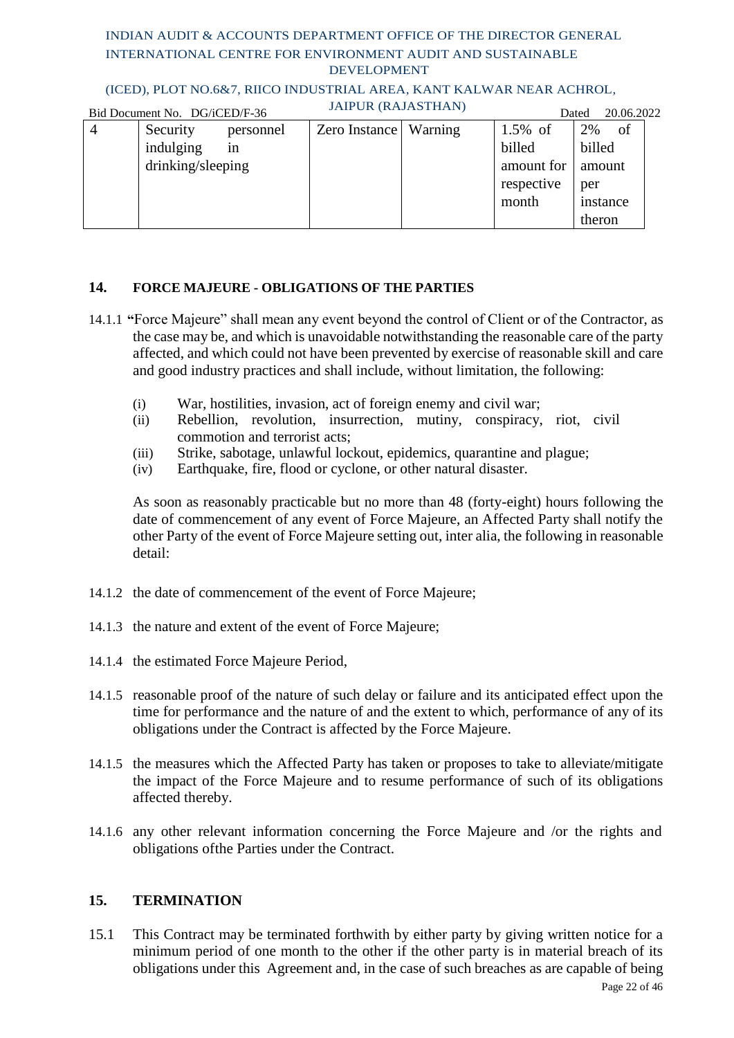| 4 | Security personnel indulging in drinking/sleeping | Zero Instance | Warning | 1.5% of billed amount for respective month | 2% of billed amount per instance theron |
|---|---|---|---|---|---|

## 14. FORCE MAJEURE - OBLIGATIONS OF THE PARTIES

14.1.1 "Force Majeure" shall mean any event beyond the control of Client or of the Contractor, as the case may be, and which is unavoidable notwithstanding the reasonable care of the party affected, and which could not have been prevented by exercise of reasonable skill and care and good industry practices and shall include, without limitation, the following:

(i) War, hostilities, invasion, act of foreign enemy and civil war;
(ii) Rebellion, revolution, insurrection, mutiny, conspiracy, riot, civil commotion and terrorist acts;
(iii) Strike, sabotage, unlawful lockout, epidemics, quarantine and plague;
(iv) Earthquake, fire, flood or cyclone, or other natural disaster.

As soon as reasonably practicable but no more than 48 (forty-eight) hours following the date of commencement of any event of Force Majeure, an Affected Party shall notify the other Party of the event of Force Majeure setting out, inter alia, the following in reasonable detail:

14.1.2 the date of commencement of the event of Force Majeure;

14.1.3 the nature and extent of the event of Force Majeure;

14.1.4 the estimated Force Majeure Period,

14.1.5 reasonable proof of the nature of such delay or failure and its anticipated effect upon the time for performance and the nature of and the extent to which, performance of any of its obligations under the Contract is affected by the Force Majeure.

14.1.5 the measures which the Affected Party has taken or proposes to take to alleviate/mitigate the impact of the Force Majeure and to resume performance of such of its obligations affected thereby.

14.1.6 any other relevant information concerning the Force Majeure and /or the rights and obligations ofthe Parties under the Contract.

## 15. TERMINATION

15.1 This Contract may be terminated forthwith by either party by giving written notice for a minimum period of one month to the other if the other party is in material breach of its obligations under this Agreement and, in the case of such breaches as are capable of being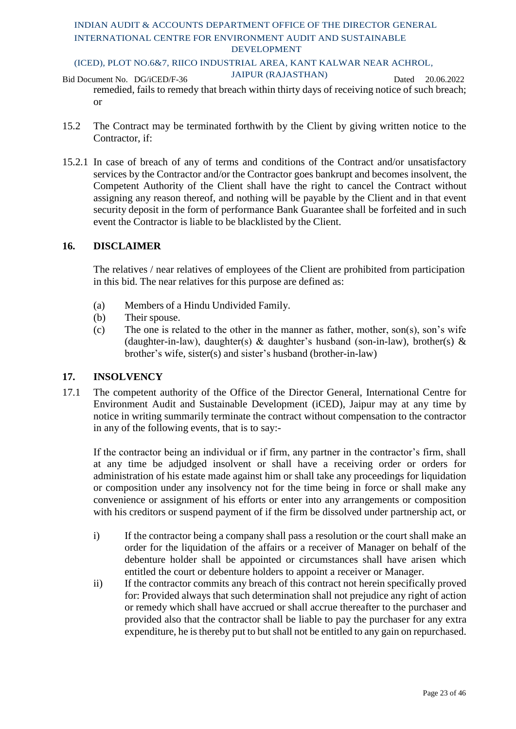remedied, fails to remedy that breach within thirty days of receiving notice of such breach; or

15.2 The Contract may be terminated forthwith by the Client by giving written notice to the Contractor, if:

15.2.1 In case of breach of any of terms and conditions of the Contract and/or unsatisfactory services by the Contractor and/or the Contractor goes bankrupt and becomes insolvent, the Competent Authority of the Client shall have the right to cancel the Contract without assigning any reason thereof, and nothing will be payable by the Client and in that event security deposit in the form of performance Bank Guarantee shall be forfeited and in such event the Contractor is liable to be blacklisted by the Client.

## 16. DISCLAIMER

The relatives / near relatives of employees of the Client are prohibited from participation in this bid. The near relatives for this purpose are defined as:

(a) Members of a Hindu Undivided Family.
(b) Their spouse.
(c) The one is related to the other in the manner as father, mother, son(s), son's wife (daughter-in-law), daughter(s) & daughter's husband (son-in-law), brother(s) & brother's wife, sister(s) and sister's husband (brother-in-law)

## 17. INSOLVENCY

17.1 The competent authority of the Office of the Director General, International Centre for Environment Audit and Sustainable Development (iCED), Jaipur may at any time by notice in writing summarily terminate the contract without compensation to the contractor in any of the following events, that is to say:-

If the contractor being an individual or if firm, any partner in the contractor's firm, shall at any time be adjudged insolvent or shall have a receiving order or orders for administration of his estate made against him or shall take any proceedings for liquidation or composition under any insolvency not for the time being in force or shall make any convenience or assignment of his efforts or enter into any arrangements or composition with his creditors or suspend payment of if the firm be dissolved under partnership act, or

i) If the contractor being a company shall pass a resolution or the court shall make an order for the liquidation of the affairs or a receiver of Manager on behalf of the debenture holder shall be appointed or circumstances shall have arisen which entitled the court or debenture holders to appoint a receiver or Manager.
ii) If the contractor commits any breach of this contract not herein specifically proved for: Provided always that such determination shall not prejudice any right of action or remedy which shall have accrued or shall accrue thereafter to the purchaser and provided also that the contractor shall be liable to pay the purchaser for any extra expenditure, he is thereby put to but shall not be entitled to any gain on repurchased.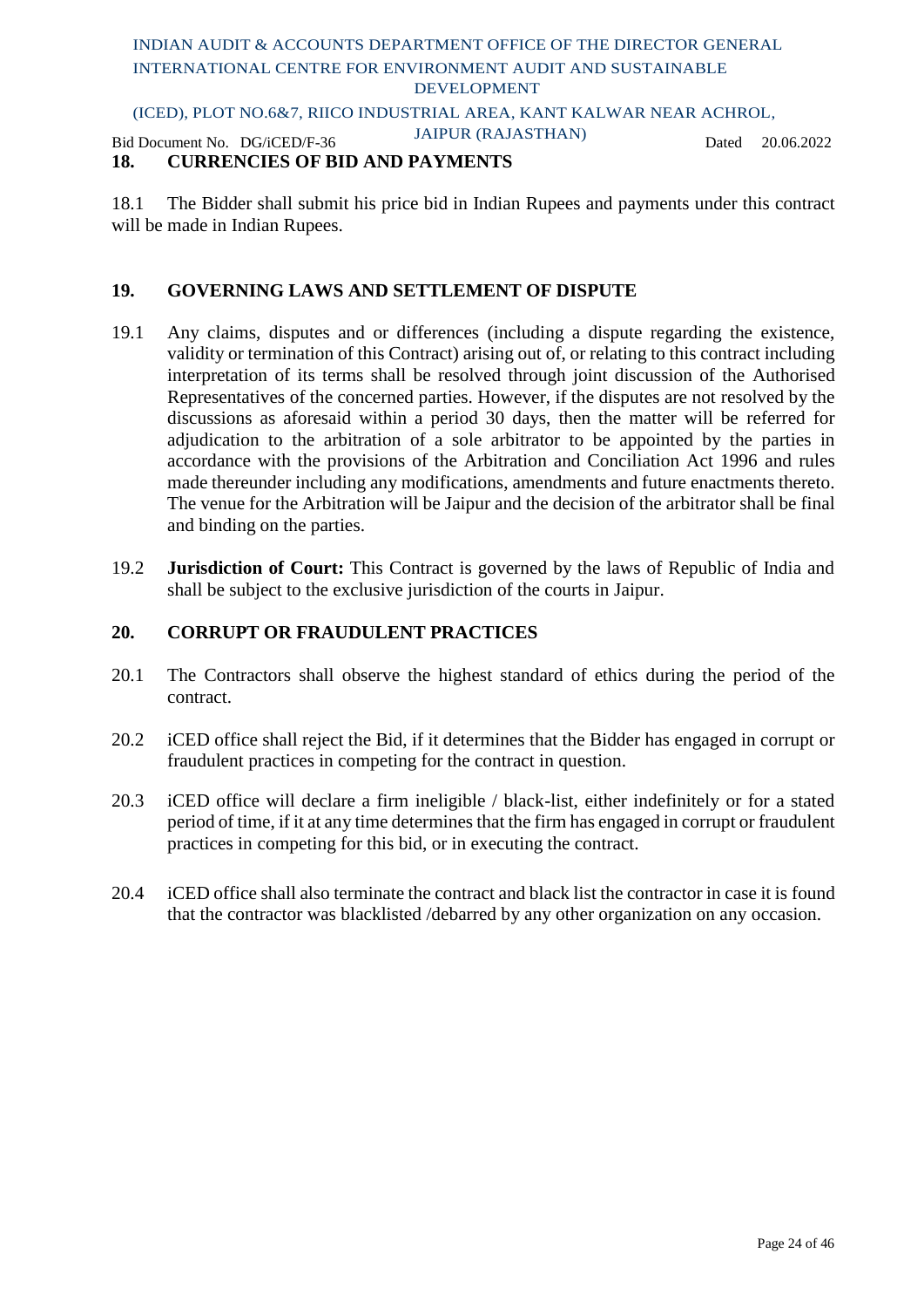## 18. CURRENCIES OF BID AND PAYMENTS

18.1 The Bidder shall submit his price bid in Indian Rupees and payments under this contract will be made in Indian Rupees.

## 19. GOVERNING LAWS AND SETTLEMENT OF DISPUTE

19.1 Any claims, disputes and or differences (including a dispute regarding the existence, validity or termination of this Contract) arising out of, or relating to this contract including interpretation of its terms shall be resolved through joint discussion of the Authorised Representatives of the concerned parties. However, if the disputes are not resolved by the discussions as aforesaid within a period 30 days, then the matter will be referred for adjudication to the arbitration of a sole arbitrator to be appointed by the parties in accordance with the provisions of the Arbitration and Conciliation Act 1996 and rules made thereunder including any modifications, amendments and future enactments thereto. The venue for the Arbitration will be Jaipur and the decision of the arbitrator shall be final and binding on the parties.

19.2 **Jurisdiction of Court:** This Contract is governed by the laws of Republic of India and shall be subject to the exclusive jurisdiction of the courts in Jaipur.

## 20. CORRUPT OR FRAUDULENT PRACTICES

20.1 The Contractors shall observe the highest standard of ethics during the period of the contract.

20.2 iCED office shall reject the Bid, if it determines that the Bidder has engaged in corrupt or fraudulent practices in competing for the contract in question.

20.3 iCED office will declare a firm ineligible / black-list, either indefinitely or for a stated period of time, if it at any time determines that the firm has engaged in corrupt or fraudulent practices in competing for this bid, or in executing the contract.

20.4 iCED office shall also terminate the contract and black list the contractor in case it is found that the contractor was blacklisted /debarred by any other organization on any occasion.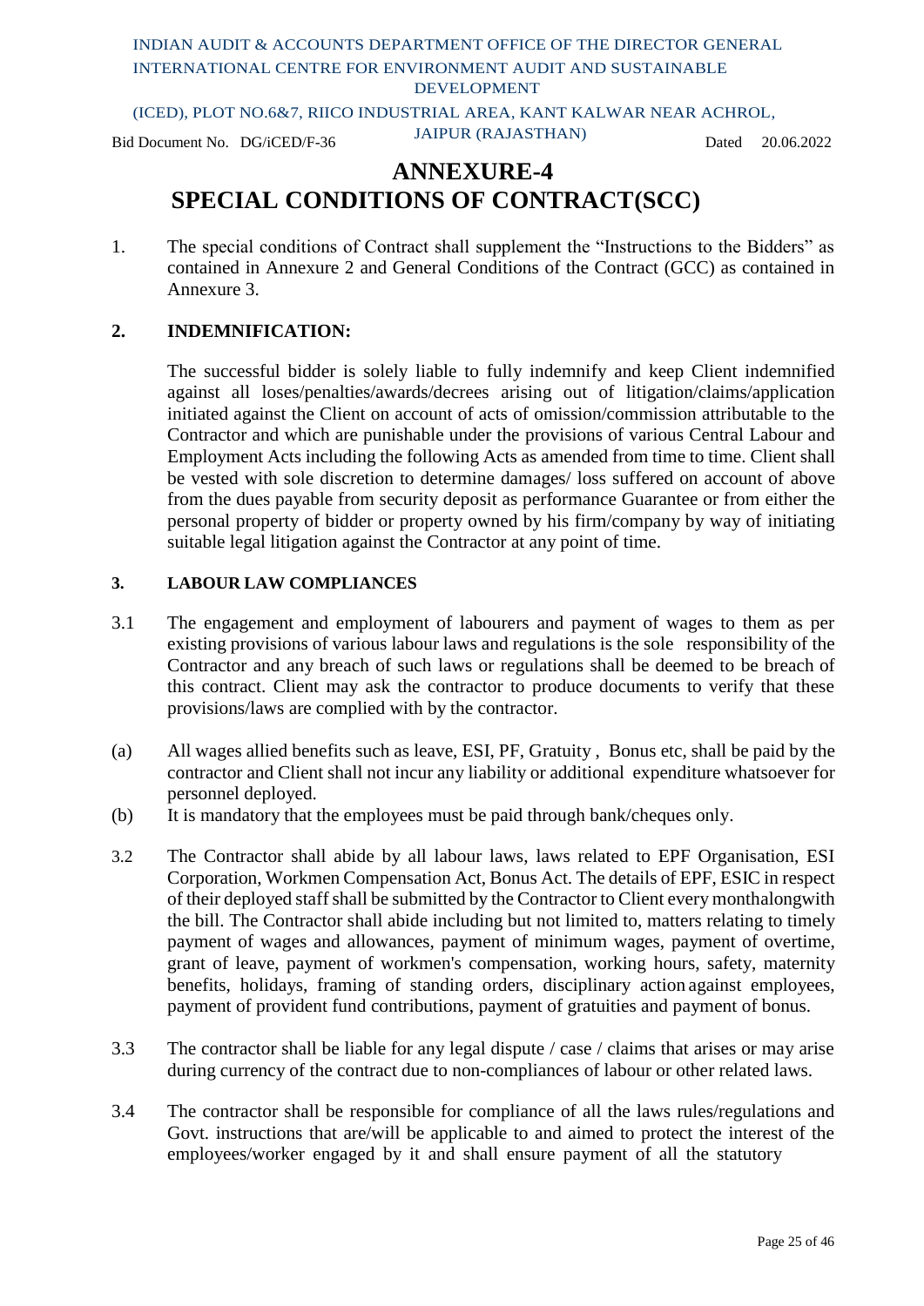# ANNEXURE-4
# SPECIAL CONDITIONS OF CONTRACT(SCC)

1. The special conditions of Contract shall supplement the "Instructions to the Bidders" as contained in Annexure 2 and General Conditions of the Contract (GCC) as contained in Annexure 3.

## 2. INDEMNIFICATION:

The successful bidder is solely liable to fully indemnify and keep Client indemnified against all loses/penalties/awards/decrees arising out of litigation/claims/application initiated against the Client on account of acts of omission/commission attributable to the Contractor and which are punishable under the provisions of various Central Labour and Employment Acts including the following Acts as amended from time to time. Client shall be vested with sole discretion to determine damages/ loss suffered on account of above from the dues payable from security deposit as performance Guarantee or from either the personal property of bidder or property owned by his firm/company by way of initiating suitable legal litigation against the Contractor at any point of time.

### 3. LABOUR LAW COMPLIANCES

3.1 The engagement and employment of labourers and payment of wages to them as per existing provisions of various labour laws and regulations is the sole responsibility of the Contractor and any breach of such laws or regulations shall be deemed to be breach of this contract. Client may ask the contractor to produce documents to verify that these provisions/laws are complied with by the contractor.

(a) All wages allied benefits such as leave, ESI, PF, Gratuity , Bonus etc, shall be paid by the contractor and Client shall not incur any liability or additional expenditure whatsoever for personnel deployed.

(b) It is mandatory that the employees must be paid through bank/cheques only.

3.2 The Contractor shall abide by all labour laws, laws related to EPF Organisation, ESI Corporation, Workmen Compensation Act, Bonus Act. The details of EPF, ESIC in respect of their deployed staff shall be submitted by the Contractor to Client every monthalongwith the bill. The Contractor shall abide including but not limited to, matters relating to timely payment of wages and allowances, payment of minimum wages, payment of overtime, grant of leave, payment of workmen's compensation, working hours, safety, maternity benefits, holidays, framing of standing orders, disciplinary action against employees, payment of provident fund contributions, payment of gratuities and payment of bonus.

3.3 The contractor shall be liable for any legal dispute / case / claims that arises or may arise during currency of the contract due to non-compliances of labour or other related laws.

3.4 The contractor shall be responsible for compliance of all the laws rules/regulations and Govt. instructions that are/will be applicable to and aimed to protect the interest of the employees/worker engaged by it and shall ensure payment of all the statutory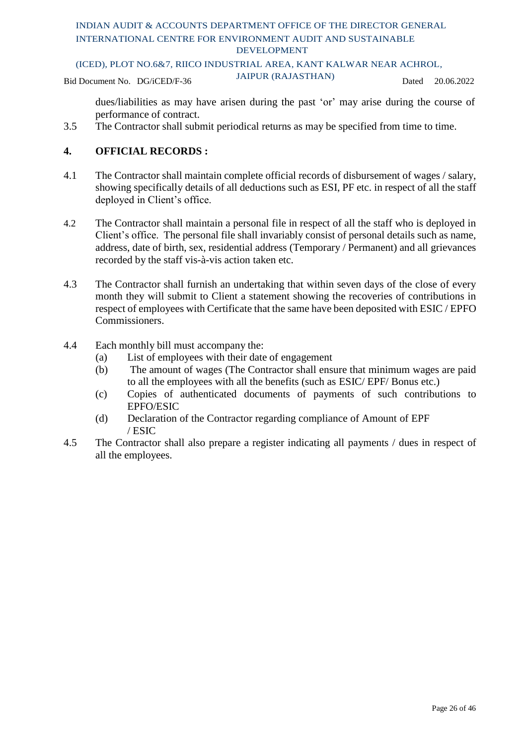dues/liabilities as may have arisen during the past 'or' may arise during the course of performance of contract.

3.5 The Contractor shall submit periodical returns as may be specified from time to time.

## 4. OFFICIAL RECORDS :

4.1 The Contractor shall maintain complete official records of disbursement of wages / salary, showing specifically details of all deductions such as ESI, PF etc. in respect of all the staff deployed in Client's office.

4.2 The Contractor shall maintain a personal file in respect of all the staff who is deployed in Client's office. The personal file shall invariably consist of personal details such as name, address, date of birth, sex, residential address (Temporary / Permanent) and all grievances recorded by the staff vis-à-vis action taken etc.

4.3 The Contractor shall furnish an undertaking that within seven days of the close of every month they will submit to Client a statement showing the recoveries of contributions in respect of employees with Certificate that the same have been deposited with ESIC / EPFO Commissioners.

4.4 Each monthly bill must accompany the:

(a) List of employees with their date of engagement

(b) The amount of wages (The Contractor shall ensure that minimum wages are paid to all the employees with all the benefits (such as ESIC/ EPF/ Bonus etc.)

(c) Copies of authenticated documents of payments of such contributions to EPFO/ESIC

(d) Declaration of the Contractor regarding compliance of Amount of EPF / ESIC

4.5 The Contractor shall also prepare a register indicating all payments / dues in respect of all the employees.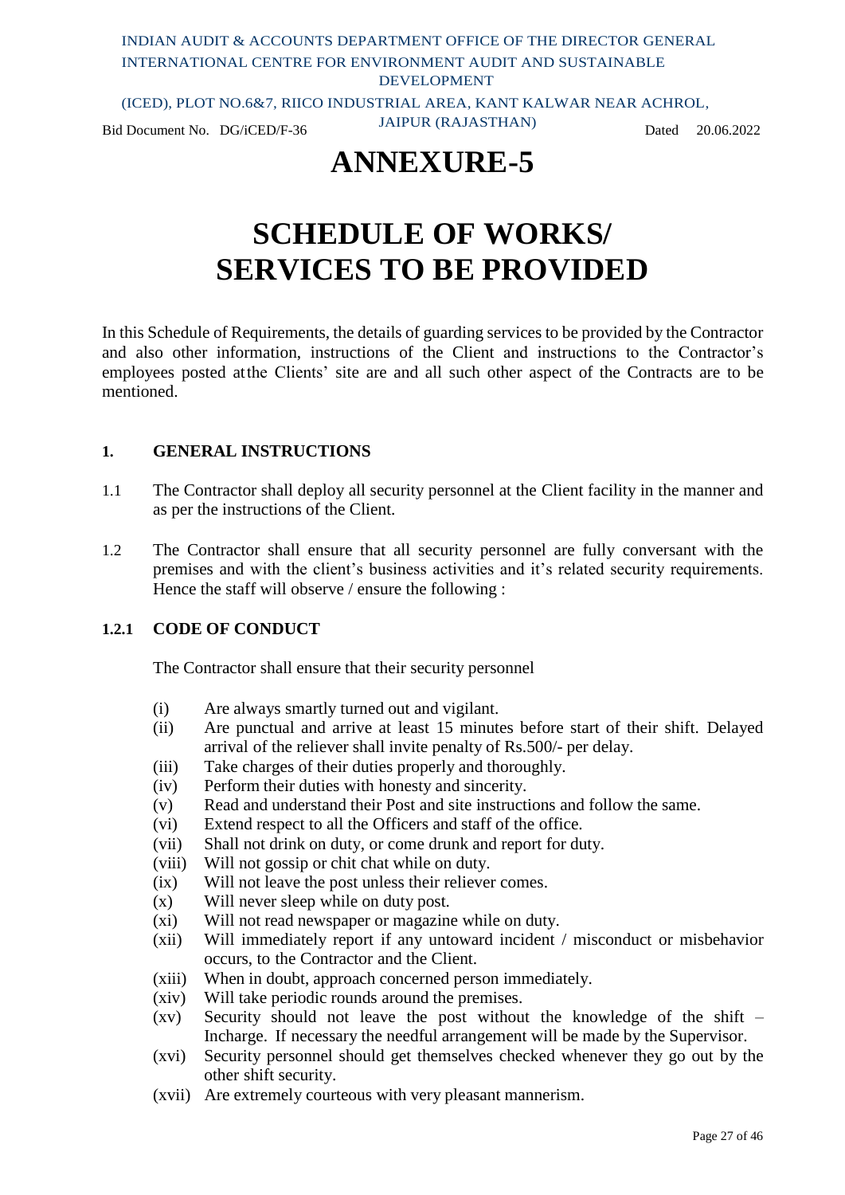# ANNEXURE-5

# SCHEDULE OF WORKS/ SERVICES TO BE PROVIDED

In this Schedule of Requirements, the details of guarding services to be provided by the Contractor and also other information, instructions of the Client and instructions to the Contractor's employees posted atthe Clients' site are and all such other aspect of the Contracts are to be mentioned.

## 1. GENERAL INSTRUCTIONS

1.1 The Contractor shall deploy all security personnel at the Client facility in the manner and as per the instructions of the Client.

1.2 The Contractor shall ensure that all security personnel are fully conversant with the premises and with the client's business activities and it's related security requirements. Hence the staff will observe / ensure the following :

### 1.2.1 CODE OF CONDUCT

The Contractor shall ensure that their security personnel

- (i) Are always smartly turned out and vigilant.
- (ii) Are punctual and arrive at least 15 minutes before start of their shift. Delayed arrival of the reliever shall invite penalty of Rs.500/- per delay.
- (iii) Take charges of their duties properly and thoroughly.
- (iv) Perform their duties with honesty and sincerity.
- (v) Read and understand their Post and site instructions and follow the same.
- (vi) Extend respect to all the Officers and staff of the office.
- (vii) Shall not drink on duty, or come drunk and report for duty.
- (viii) Will not gossip or chit chat while on duty.
- (ix) Will not leave the post unless their reliever comes.
- (x) Will never sleep while on duty post.
- (xi) Will not read newspaper or magazine while on duty.
- (xii) Will immediately report if any untoward incident / misconduct or misbehavior occurs, to the Contractor and the Client.
- (xiii) When in doubt, approach concerned person immediately.
- (xiv) Will take periodic rounds around the premises.
- (xv) Security should not leave the post without the knowledge of the shift – Incharge. If necessary the needful arrangement will be made by the Supervisor.
- (xvi) Security personnel should get themselves checked whenever they go out by the other shift security.
- (xvii) Are extremely courteous with very pleasant mannerism.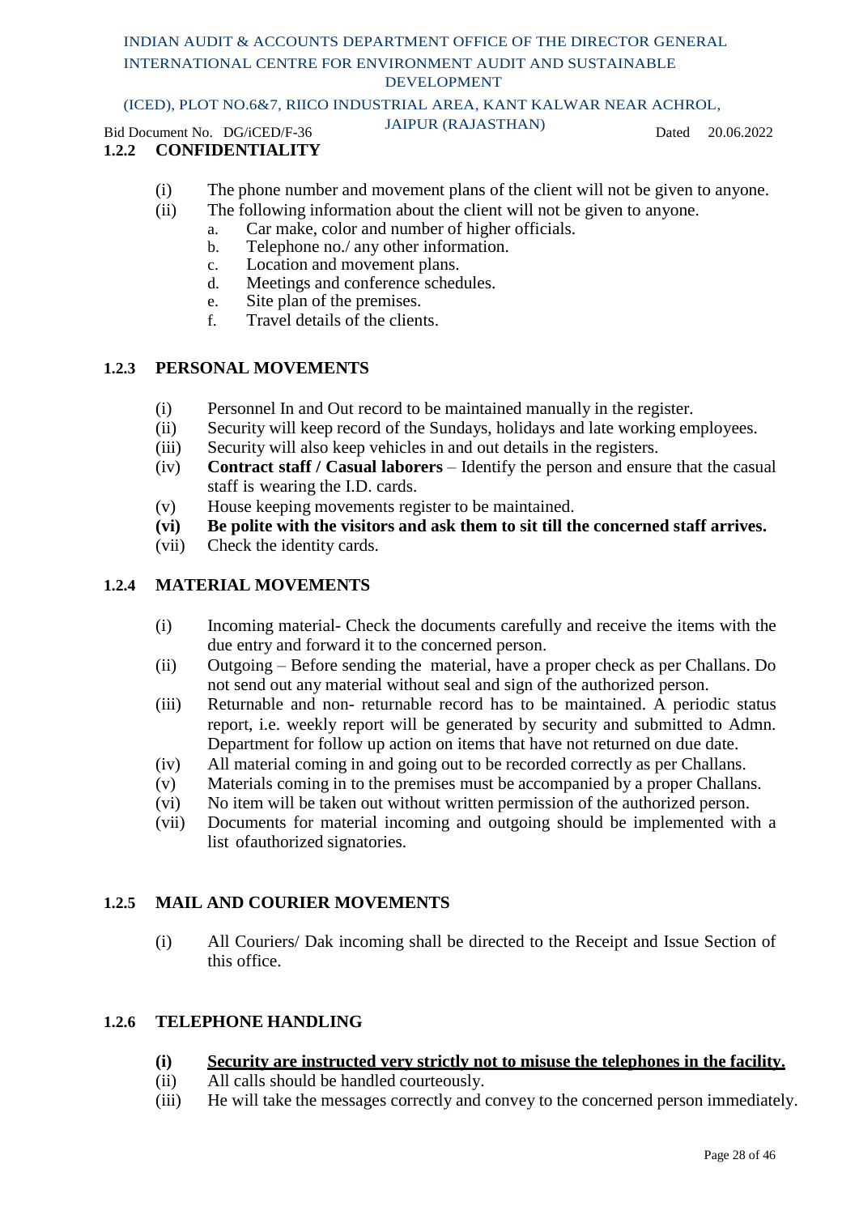### 1.2.2 CONFIDENTIALITY

(i) The phone number and movement plans of the client will not be given to anyone.

(ii) The following information about the client will not be given to anyone.

a. Car make, color and number of higher officials.
b. Telephone no./ any other information.
c. Location and movement plans.
d. Meetings and conference schedules.
e. Site plan of the premises.
f. Travel details of the clients.

### 1.2.3 PERSONAL MOVEMENTS

(i) Personnel In and Out record to be maintained manually in the register.

(ii) Security will keep record of the Sundays, holidays and late working employees.

(iii) Security will also keep vehicles in and out details in the registers.

(iv) **Contract staff / Casual laborers** – Identify the person and ensure that the casual staff is wearing the I.D. cards.

(v) House keeping movements register to be maintained.

**(vi) Be polite with the visitors and ask them to sit till the concerned staff arrives.**

(vii) Check the identity cards.

### 1.2.4 MATERIAL MOVEMENTS

(i) Incoming material- Check the documents carefully and receive the items with the due entry and forward it to the concerned person.

(ii) Outgoing – Before sending the material, have a proper check as per Challans. Do not send out any material without seal and sign of the authorized person.

(iii) Returnable and non- returnable record has to be maintained. A periodic status report, i.e. weekly report will be generated by security and submitted to Admn. Department for follow up action on items that have not returned on due date.

(iv) All material coming in and going out to be recorded correctly as per Challans.

(v) Materials coming in to the premises must be accompanied by a proper Challans.

(vi) No item will be taken out without written permission of the authorized person.

(vii) Documents for material incoming and outgoing should be implemented with a list ofauthorized signatories.

### 1.2.5 MAIL AND COURIER MOVEMENTS

(i) All Couriers/ Dak incoming shall be directed to the Receipt and Issue Section of this office.

### 1.2.6 TELEPHONE HANDLING

**(i) <u>Security are instructed very strictly not to misuse the telephones in the facility.</u>**

(ii) All calls should be handled courteously.

(iii) He will take the messages correctly and convey to the concerned person immediately.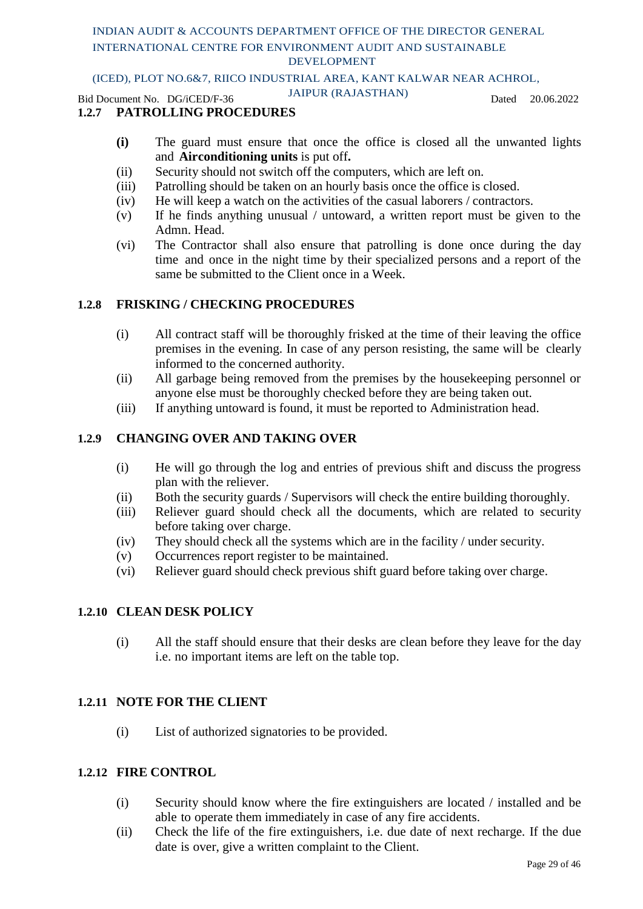### 1.2.7 PATROLLING PROCEDURES

- **(i)** The guard must ensure that once the office is closed all the unwanted lights and **Airconditioning units** is put off**.**
- (ii) Security should not switch off the computers, which are left on.
- (iii) Patrolling should be taken on an hourly basis once the office is closed.
- (iv) He will keep a watch on the activities of the casual laborers / contractors.
- (v) If he finds anything unusual / untoward, a written report must be given to the Admn. Head.
- (vi) The Contractor shall also ensure that patrolling is done once during the day time and once in the night time by their specialized persons and a report of the same be submitted to the Client once in a Week.

### 1.2.8 FRISKING / CHECKING PROCEDURES

- (i) All contract staff will be thoroughly frisked at the time of their leaving the office premises in the evening. In case of any person resisting, the same will be clearly informed to the concerned authority.
- (ii) All garbage being removed from the premises by the housekeeping personnel or anyone else must be thoroughly checked before they are being taken out.
- (iii) If anything untoward is found, it must be reported to Administration head.

### 1.2.9 CHANGING OVER AND TAKING OVER

- (i) He will go through the log and entries of previous shift and discuss the progress plan with the reliever.
- (ii) Both the security guards / Supervisors will check the entire building thoroughly.
- (iii) Reliever guard should check all the documents, which are related to security before taking over charge.
- (iv) They should check all the systems which are in the facility / under security.
- (v) Occurrences report register to be maintained.
- (vi) Reliever guard should check previous shift guard before taking over charge.

### 1.2.10 CLEAN DESK POLICY

- (i) All the staff should ensure that their desks are clean before they leave for the day i.e. no important items are left on the table top.

### 1.2.11 NOTE FOR THE CLIENT

- (i) List of authorized signatories to be provided.

### 1.2.12 FIRE CONTROL

- (i) Security should know where the fire extinguishers are located / installed and be able to operate them immediately in case of any fire accidents.
- (ii) Check the life of the fire extinguishers, i.e. due date of next recharge. If the due date is over, give a written complaint to the Client.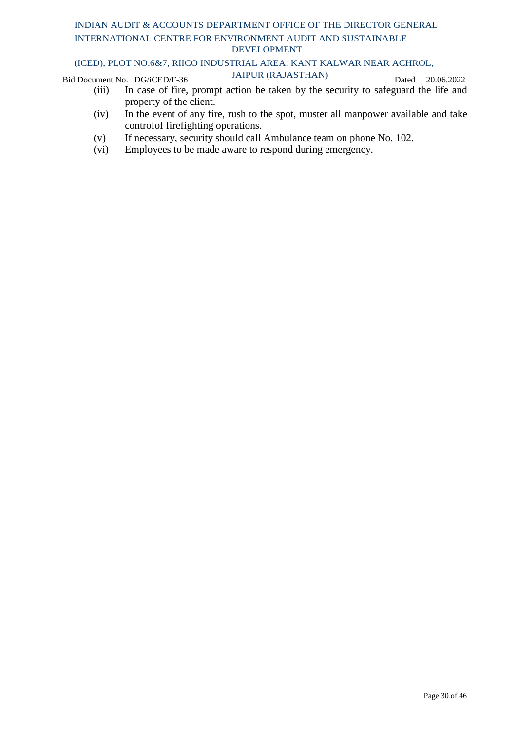(iii) In case of fire, prompt action be taken by the security to safeguard the life and property of the client.

(iv) In the event of any fire, rush to the spot, muster all manpower available and take controlof firefighting operations.

(v) If necessary, security should call Ambulance team on phone No. 102.

(vi) Employees to be made aware to respond during emergency.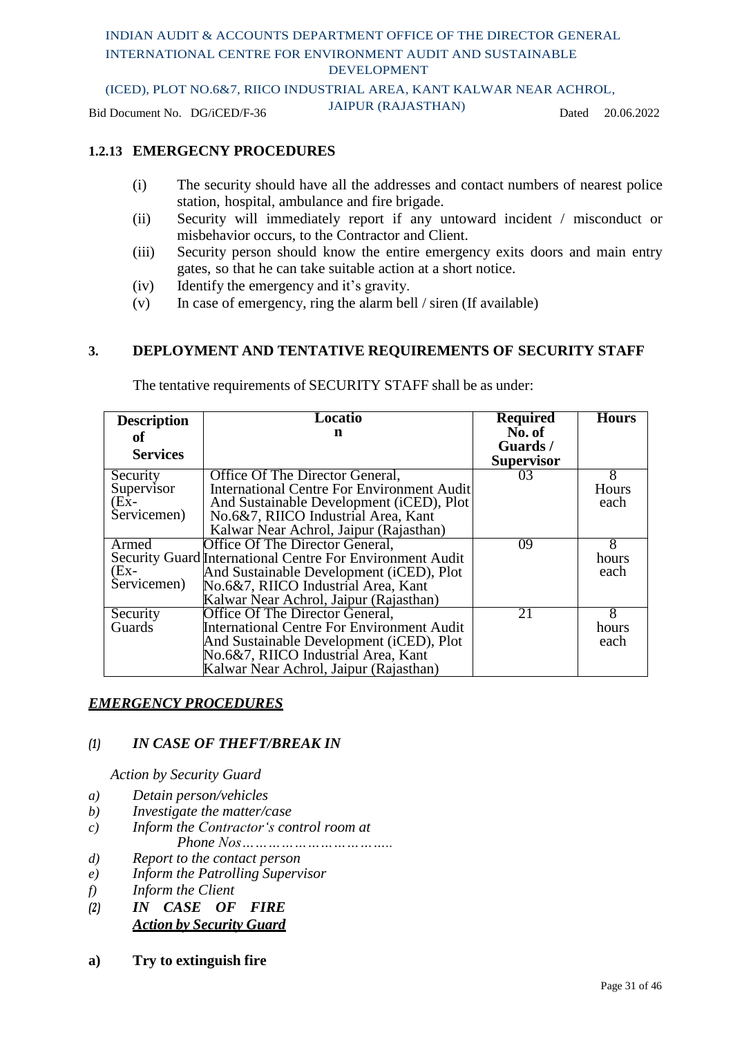### 1.2.13 EMERGECNY PROCEDURES

(i) The security should have all the addresses and contact numbers of nearest police station, hospital, ambulance and fire brigade.

(ii) Security will immediately report if any untoward incident / misconduct or misbehavior occurs, to the Contractor and Client.

(iii) Security person should know the entire emergency exits doors and main entry gates, so that he can take suitable action at a short notice.

(iv) Identify the emergency and it's gravity.

(v) In case of emergency, ring the alarm bell / siren (If available)

## 3. DEPLOYMENT AND TENTATIVE REQUIREMENTS OF SECURITY STAFF

The tentative requirements of SECURITY STAFF shall be as under:

| Description of Services | Location | Required No. of Guards / Supervisor | Hours |
|---|---|---|---|
| Security Supervisor (Ex-Servicemen) | Office Of The Director General, International Centre For Environment Audit And Sustainable Development (iCED), Plot No.6&7, RIICO Industrial Area, Kant Kalwar Near Achrol, Jaipur (Rajasthan) | 03 | 8 Hours each |
| Armed Security Guard (Ex-Servicemen) | Office Of The Director General, International Centre For Environment Audit And Sustainable Development (iCED), Plot No.6&7, RIICO Industrial Area, Kant Kalwar Near Achrol, Jaipur (Rajasthan) | 09 | 8 hours each |
| Security Guards | Office Of The Director General, International Centre For Environment Audit And Sustainable Development (iCED), Plot No.6&7, RIICO Industrial Area, Kant Kalwar Near Achrol, Jaipur (Rajasthan) | 21 | 8 hours each |

***EMERGENCY PROCEDURES***

*(1) **IN CASE OF THEFT/BREAK IN***

*Action by Security Guard*

*a) Detain person/vehicles*

*b) Investigate the matter/case*

*c) Inform the Contractor's control room at Phone Nos…………………………..*

*d) Report to the contact person*

*e) Inform the Patrolling Supervisor*

*f) Inform the Client*

*(2) **IN CASE OF FIRE***

***Action by Security Guard***

**a) Try to extinguish fire**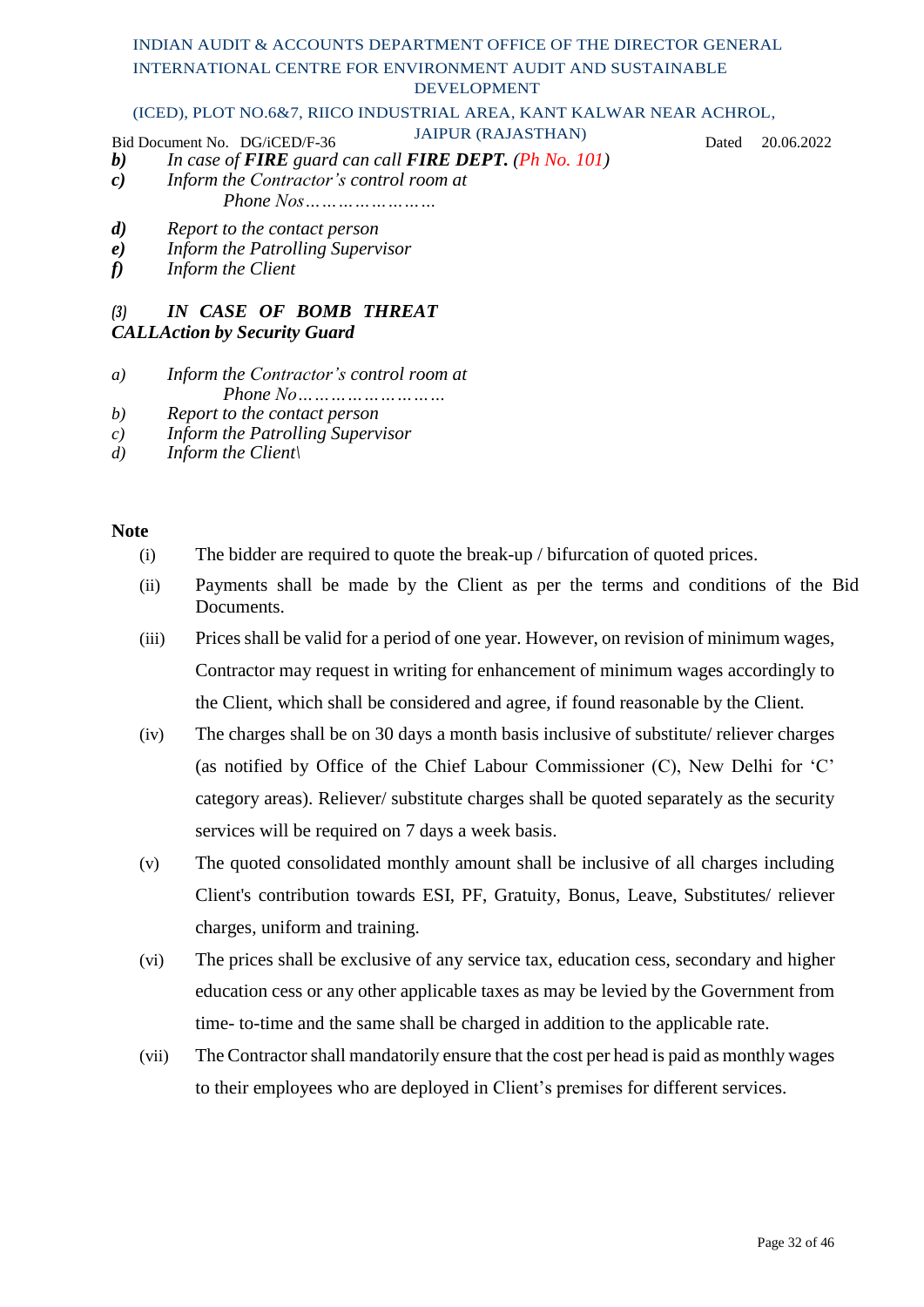***b)*** *In case of **FIRE** guard can call **FIRE DEPT.** (Ph No. 101)*

***c)*** *Inform the Contractor's control room at Phone Nos……………………*

***d)*** *Report to the contact person*

***e)*** *Inform the Patrolling Supervisor*

***f)*** *Inform the Client*

***(3) IN CASE OF BOMB THREAT CALLAction by Security Guard***

*a)* *Inform the Contractor's control room at Phone No………………………*

*b)* *Report to the contact person*

*c)* *Inform the Patrolling Supervisor*

*d)* *Inform the Client\*

**Note**

(i) The bidder are required to quote the break-up / bifurcation of quoted prices.

(ii) Payments shall be made by the Client as per the terms and conditions of the Bid Documents.

(iii) Prices shall be valid for a period of one year. However, on revision of minimum wages, Contractor may request in writing for enhancement of minimum wages accordingly to the Client, which shall be considered and agree, if found reasonable by the Client.

(iv) The charges shall be on 30 days a month basis inclusive of substitute/ reliever charges (as notified by Office of the Chief Labour Commissioner (C), New Delhi for 'C' category areas). Reliever/ substitute charges shall be quoted separately as the security services will be required on 7 days a week basis.

(v) The quoted consolidated monthly amount shall be inclusive of all charges including Client's contribution towards ESI, PF, Gratuity, Bonus, Leave, Substitutes/ reliever charges, uniform and training.

(vi) The prices shall be exclusive of any service tax, education cess, secondary and higher education cess or any other applicable taxes as may be levied by the Government from time- to-time and the same shall be charged in addition to the applicable rate.

(vii) The Contractor shall mandatorily ensure that the cost per head is paid as monthly wages to their employees who are deployed in Client's premises for different services.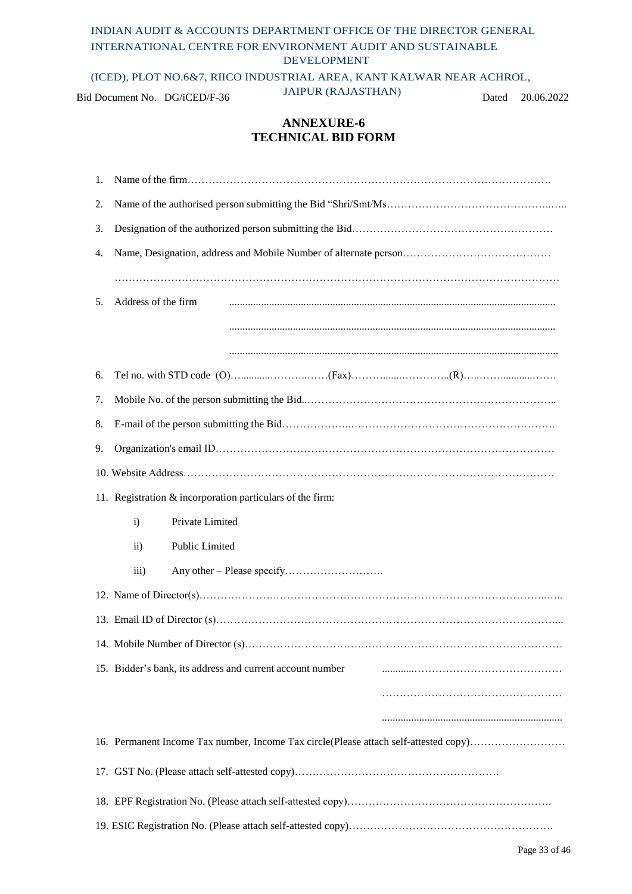INDIAN AUDIT & ACCOUNTS DEPARTMENT OFFICE OF THE DIRECTOR GENERAL INTERNATIONAL CENTRE FOR ENVIRONMENT AUDIT AND SUSTAINABLE DEVELOPMENT

(ICED), PLOT NO.6&7, RIICO INDUSTRIAL AREA, KANT KALWAR NEAR ACHROL, JAIPUR (RAJASTHAN)

Bid Document No. DG/iCED/F-36 Dated 20.06.2022

# ANNEXURE-6
# TECHNICAL BID FORM

1. Name of the firm……………………………………………………………………………………….
2. Name of the authorised person submitting the Bid "Shri/Smt/Ms………………………………………..…..
3. Designation of the authorized person submitting the Bid…………………………………………………
4. Name, Designation, address and Mobile Number of alternate person……………………………………

   ……………………………………………………………………………………………………………
5. Address of the firm ..........................................................................................................................

   ..........................................................................................................................

   ..........................................................................................................................
6. Tel no. with STD code (O)…...........………..……(Fax)……….......…………..(R)…..……...........…….
7. Mobile No. of the person submitting the Bid..…………………………………………………………..
8. E-mail of the person submitting the Bid………………..……………………………………………….
9. Organization's email ID…………………………………………………………………………………
10. Website Address…………………………………………………………………………………………
11. Registration & incorporation particulars of the firm:
    - i) Private Limited
    - ii) Public Limited
    - iii) Any other – Please specify……………………….
12. Name of Director(s)…………………..…………………………………………………………..…..
13. Email ID of Director (s)………………………………………………………………………………...
14. Mobile Number of Director (s)…………………………………………………………………………
15. Bidder's bank, its address and current account number ............……………………………………

    ……………………………………………

    ....................................................................
16. Permanent Income Tax number, Income Tax circle(Please attach self-attested copy)………………………
17. GST No. (Please attach self-attested copy)……………………………………………….
18. EPF Registration No. (Please attach self-attested copy)………………………………………………….
19. ESIC Registration No. (Please attach self-attested copy)………………………………………………….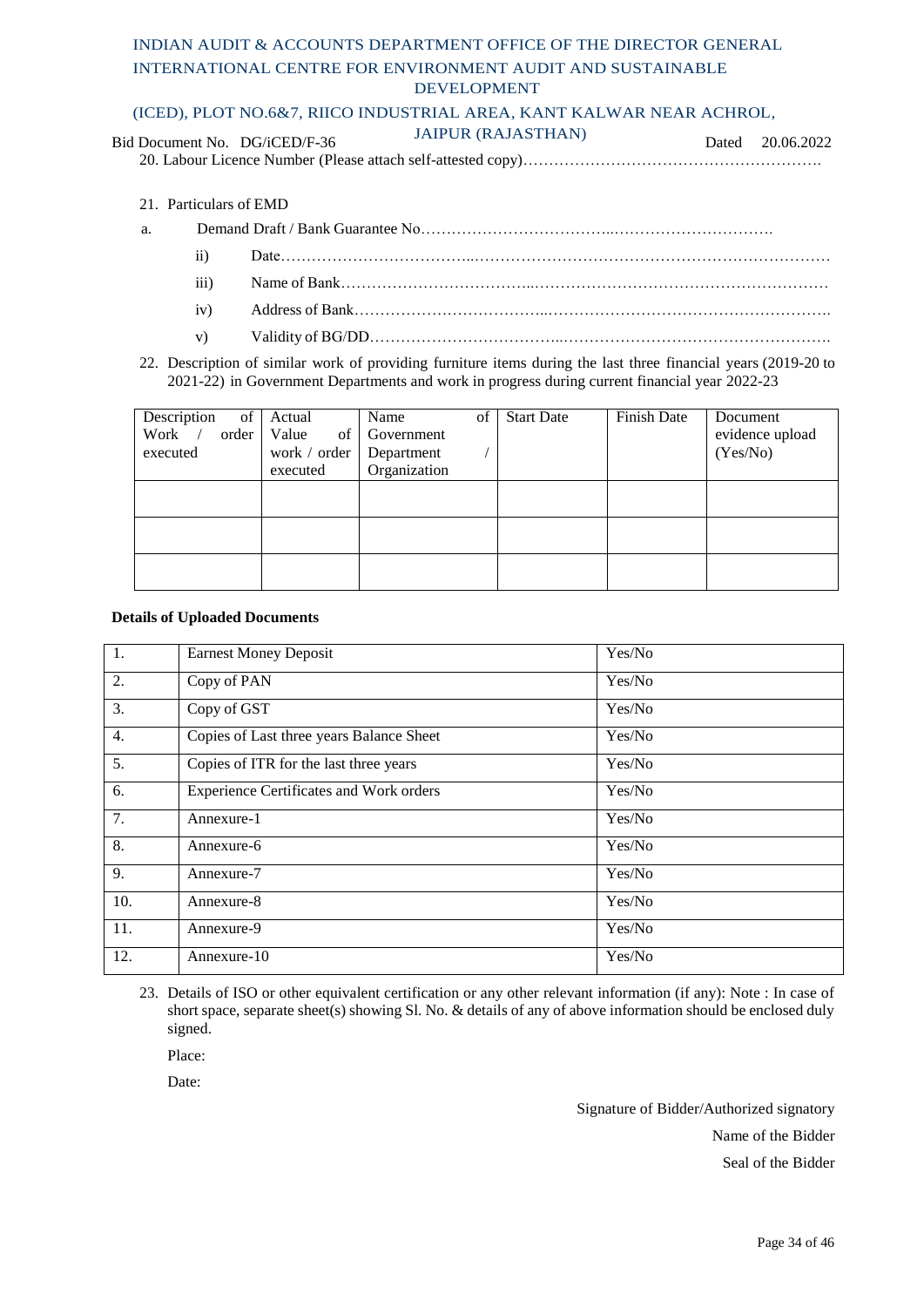20. Labour Licence Number (Please attach self-attested copy)……………………………………………….

21. Particulars of EMD

a. Demand Draft / Bank Guarantee No……………………………..………………………….

   ii) Date……………………………...……………………………………………………………

   iii) Name of Bank……………………………...…………………………………………………

   iv) Address of Bank……………………………...……………………………………………….

   v) Validity of BG/DD……………………………...…………………………………………….

22. Description of similar work of providing furniture items during the last three financial years (2019-20 to 2021-22) in Government Departments and work in progress during current financial year 2022-23

| Description of Work / order executed | Actual Value of work / order executed | Name of Government Department / Organization | Start Date | Finish Date | Document evidence upload (Yes/No) |
|---|---|---|---|---|---|
| | | | | | |
| | | | | | |
| | | | | | |

**Details of Uploaded Documents**

| | | |
|---|---|---|
| 1. | Earnest Money Deposit | Yes/No |
| 2. | Copy of PAN | Yes/No |
| 3. | Copy of GST | Yes/No |
| 4. | Copies of Last three years Balance Sheet | Yes/No |
| 5. | Copies of ITR for the last three years | Yes/No |
| 6. | Experience Certificates and Work orders | Yes/No |
| 7. | Annexure-1 | Yes/No |
| 8. | Annexure-6 | Yes/No |
| 9. | Annexure-7 | Yes/No |
| 10. | Annexure-8 | Yes/No |
| 11. | Annexure-9 | Yes/No |
| 12. | Annexure-10 | Yes/No |

23. Details of ISO or other equivalent certification or any other relevant information (if any): Note : In case of short space, separate sheet(s) showing Sl. No. & details of any of above information should be enclosed duly signed.

Place:

Date:

Signature of Bidder/Authorized signatory

Name of the Bidder

Seal of the Bidder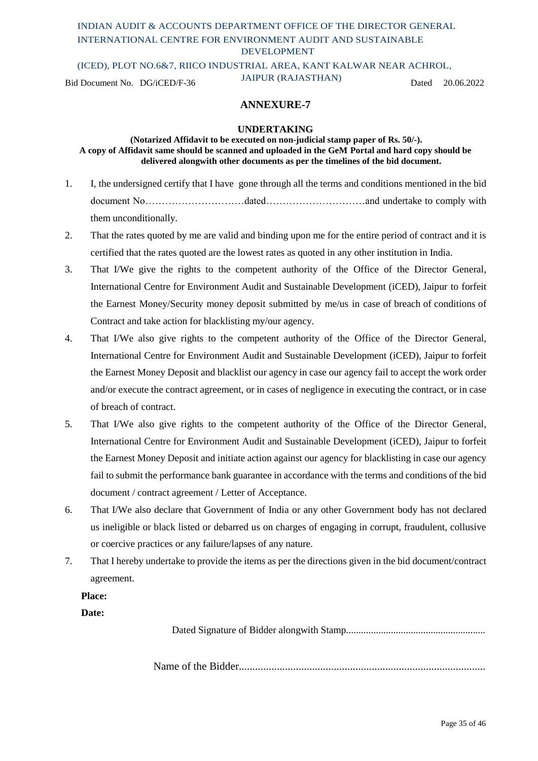INDIAN AUDIT & ACCOUNTS DEPARTMENT OFFICE OF THE DIRECTOR GENERAL INTERNATIONAL CENTRE FOR ENVIRONMENT AUDIT AND SUSTAINABLE DEVELOPMENT

(ICED), PLOT NO.6&7, RIICO INDUSTRIAL AREA, KANT KALWAR NEAR ACHROL, JAIPUR (RAJASTHAN)

Bid Document No. DG/iCED/F-36 Dated 20.06.2022

# ANNEXURE-7

## UNDERTAKING

**(Notarized Affidavit to be executed on non-judicial stamp paper of Rs. 50/-).**
**A copy of Affidavit same should be scanned and uploaded in the GeM Portal and hard copy should be delivered alongwith other documents as per the timelines of the bid document.**

1. I, the undersigned certify that I have gone through all the terms and conditions mentioned in the bid document No…………………………dated…………………………and undertake to comply with them unconditionally.
2. That the rates quoted by me are valid and binding upon me for the entire period of contract and it is certified that the rates quoted are the lowest rates as quoted in any other institution in India.
3. That I/We give the rights to the competent authority of the Office of the Director General, International Centre for Environment Audit and Sustainable Development (iCED), Jaipur to forfeit the Earnest Money/Security money deposit submitted by me/us in case of breach of conditions of Contract and take action for blacklisting my/our agency.
4. That I/We also give rights to the competent authority of the Office of the Director General, International Centre for Environment Audit and Sustainable Development (iCED), Jaipur to forfeit the Earnest Money Deposit and blacklist our agency in case our agency fail to accept the work order and/or execute the contract agreement, or in cases of negligence in executing the contract, or in case of breach of contract.
5. That I/We also give rights to the competent authority of the Office of the Director General, International Centre for Environment Audit and Sustainable Development (iCED), Jaipur to forfeit the Earnest Money Deposit and initiate action against our agency for blacklisting in case our agency fail to submit the performance bank guarantee in accordance with the terms and conditions of the bid document / contract agreement / Letter of Acceptance.
6. That I/We also declare that Government of India or any other Government body has not declared us ineligible or black listed or debarred us on charges of engaging in corrupt, fraudulent, collusive or coercive practices or any failure/lapses of any nature.
7. That I hereby undertake to provide the items as per the directions given in the bid document/contract agreement.

**Place:**

**Date:**

Dated Signature of Bidder alongwith Stamp........................................................

Name of the Bidder..........................................................................................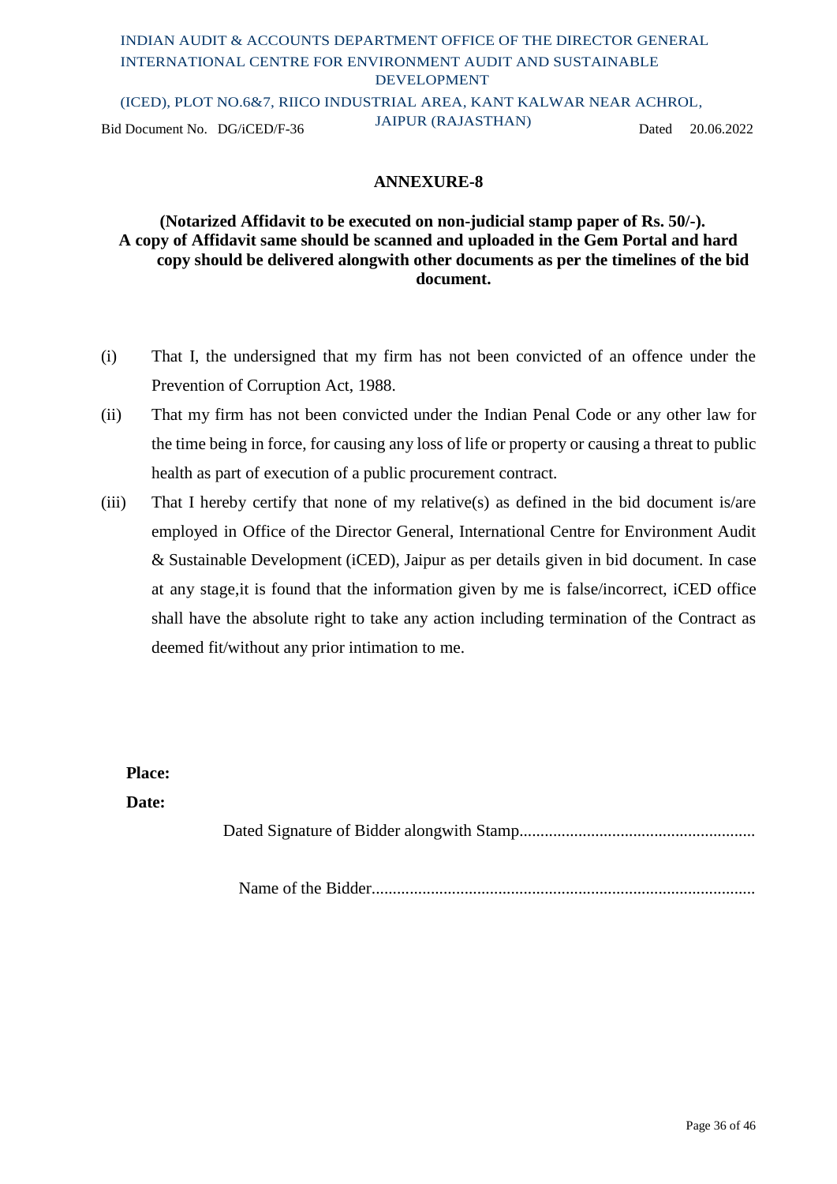## ANNEXURE-8

**(Notarized Affidavit to be executed on non-judicial stamp paper of Rs. 50/-). A copy of Affidavit same should be scanned and uploaded in the Gem Portal and hard copy should be delivered alongwith other documents as per the timelines of the bid document.**

(i) That I, the undersigned that my firm has not been convicted of an offence under the Prevention of Corruption Act, 1988.

(ii) That my firm has not been convicted under the Indian Penal Code or any other law for the time being in force, for causing any loss of life or property or causing a threat to public health as part of execution of a public procurement contract.

(iii) That I hereby certify that none of my relative(s) as defined in the bid document is/are employed in Office of the Director General, International Centre for Environment Audit & Sustainable Development (iCED), Jaipur as per details given in bid document. In case at any stage,it is found that the information given by me is false/incorrect, iCED office shall have the absolute right to take any action including termination of the Contract as deemed fit/without any prior intimation to me.

**Place:**

**Date:**

Dated Signature of Bidder alongwith Stamp........................................................

Name of the Bidder..........................................................................................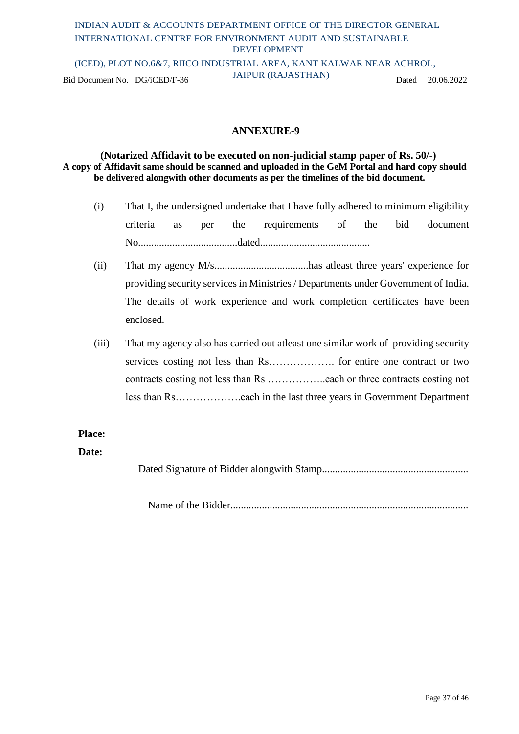## ANNEXURE-9

**(Notarized Affidavit to be executed on non-judicial stamp paper of Rs. 50/-)**
**A copy of Affidavit same should be scanned and uploaded in the GeM Portal and hard copy should be delivered alongwith other documents as per the timelines of the bid document.**

(i) That I, the undersigned undertake that I have fully adhered to minimum eligibility criteria as per the requirements of the bid document No......................................dated..........................................

(ii) That my agency M/s....................................has atleast three years' experience for providing security services in Ministries / Departments under Government of India. The details of work experience and work completion certificates have been enclosed.

(iii) That my agency also has carried out atleast one similar work of providing security services costing not less than Rs………………. for entire one contract or two contracts costing not less than Rs ……………..each or three contracts costing not less than Rs……………….each in the last three years in Government Department

**Place:**

**Date:**

Dated Signature of Bidder alongwith Stamp.......................................................

Name of the Bidder..........................................................................................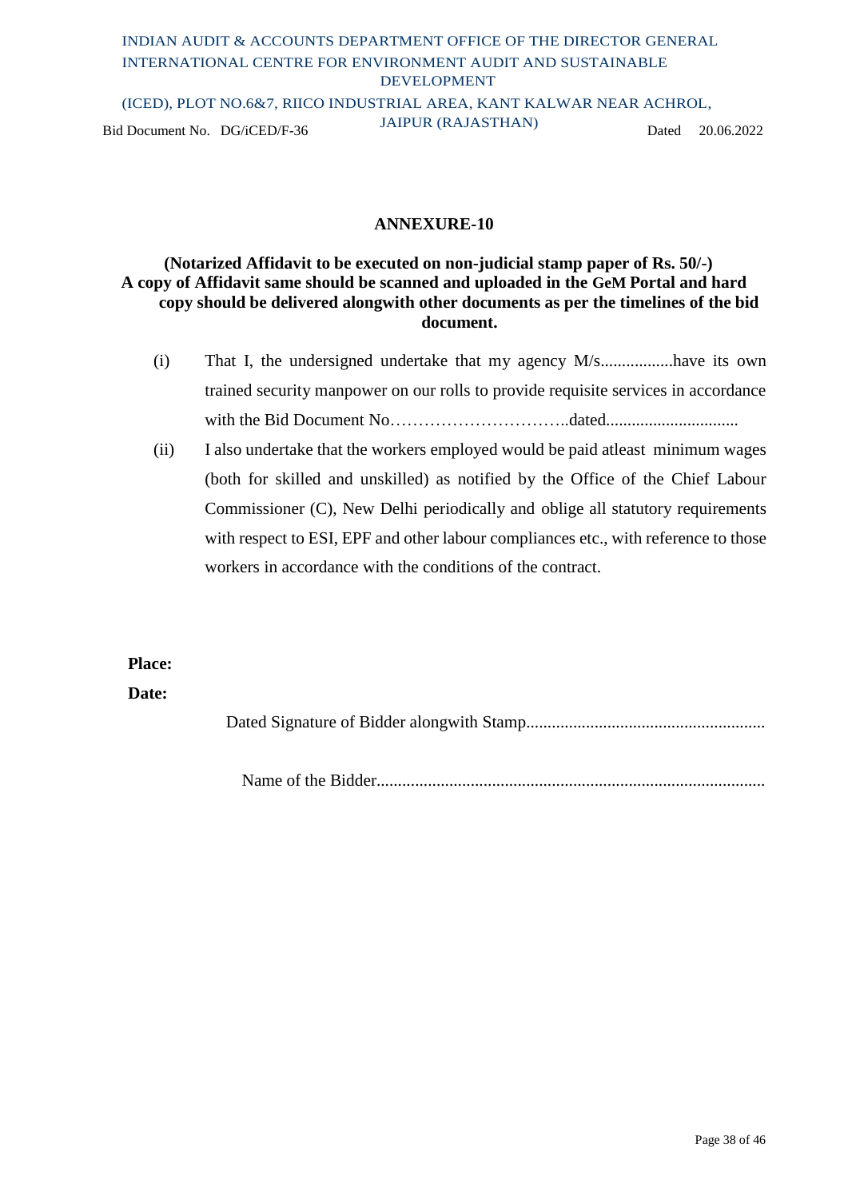## ANNEXURE-10

**(Notarized Affidavit to be executed on non-judicial stamp paper of Rs. 50/-)**
**A copy of Affidavit same should be scanned and uploaded in the GeM Portal and hard copy should be delivered alongwith other documents as per the timelines of the bid document.**

(i) That I, the undersigned undertake that my agency M/s.................have its own trained security manpower on our rolls to provide requisite services in accordance with the Bid Document No…………………………..dated..............................

(ii) I also undertake that the workers employed would be paid atleast minimum wages (both for skilled and unskilled) as notified by the Office of the Chief Labour Commissioner (C), New Delhi periodically and oblige all statutory requirements with respect to ESI, EPF and other labour compliances etc., with reference to those workers in accordance with the conditions of the contract.

**Place:**

**Date:**

Dated Signature of Bidder alongwith Stamp.......................................................

Name of the Bidder..........................................................................................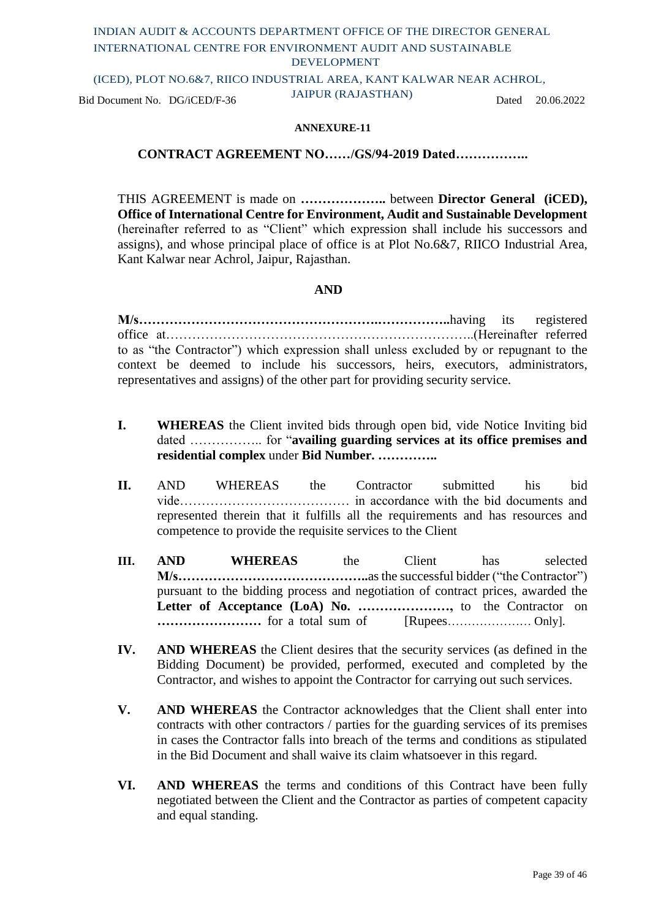**ANNEXURE-11**

**CONTRACT AGREEMENT NO……/GS/94-2019 Dated……………..**

THIS AGREEMENT is made on **………………..** between **Director General (iCED), Office of International Centre for Environment, Audit and Sustainable Development** (hereinafter referred to as "Client" which expression shall include his successors and assigns), and whose principal place of office is at Plot No.6&7, RIICO Industrial Area, Kant Kalwar near Achrol, Jaipur, Rajasthan.

**AND**

**M/s……………………………………………….……………..**having its registered office at……………………………………………………………..(Hereinafter referred to as "the Contractor") which expression shall unless excluded by or repugnant to the context be deemed to include his successors, heirs, executors, administrators, representatives and assigns) of the other part for providing security service.

**I.** **WHEREAS** the Client invited bids through open bid, vide Notice Inviting bid dated …………….. for "**availing guarding services at its office premises and residential complex** under **Bid Number. …………..**

**II.** AND WHEREAS the Contractor submitted his bid vide………………………………… in accordance with the bid documents and represented therein that it fulfills all the requirements and has resources and competence to provide the requisite services to the Client

**III.** **AND WHEREAS** the Client has selected **M/s……………………………………..**as the successful bidder ("the Contractor") pursuant to the bidding process and negotiation of contract prices, awarded the **Letter of Acceptance (LoA) No. …………………,** to the Contractor on **……………………** for a total sum of [Rupees………………… Only].

**IV.** **AND WHEREAS** the Client desires that the security services (as defined in the Bidding Document) be provided, performed, executed and completed by the Contractor, and wishes to appoint the Contractor for carrying out such services.

**V.** **AND WHEREAS** the Contractor acknowledges that the Client shall enter into contracts with other contractors / parties for the guarding services of its premises in cases the Contractor falls into breach of the terms and conditions as stipulated in the Bid Document and shall waive its claim whatsoever in this regard.

**VI.** **AND WHEREAS** the terms and conditions of this Contract have been fully negotiated between the Client and the Contractor as parties of competent capacity and equal standing.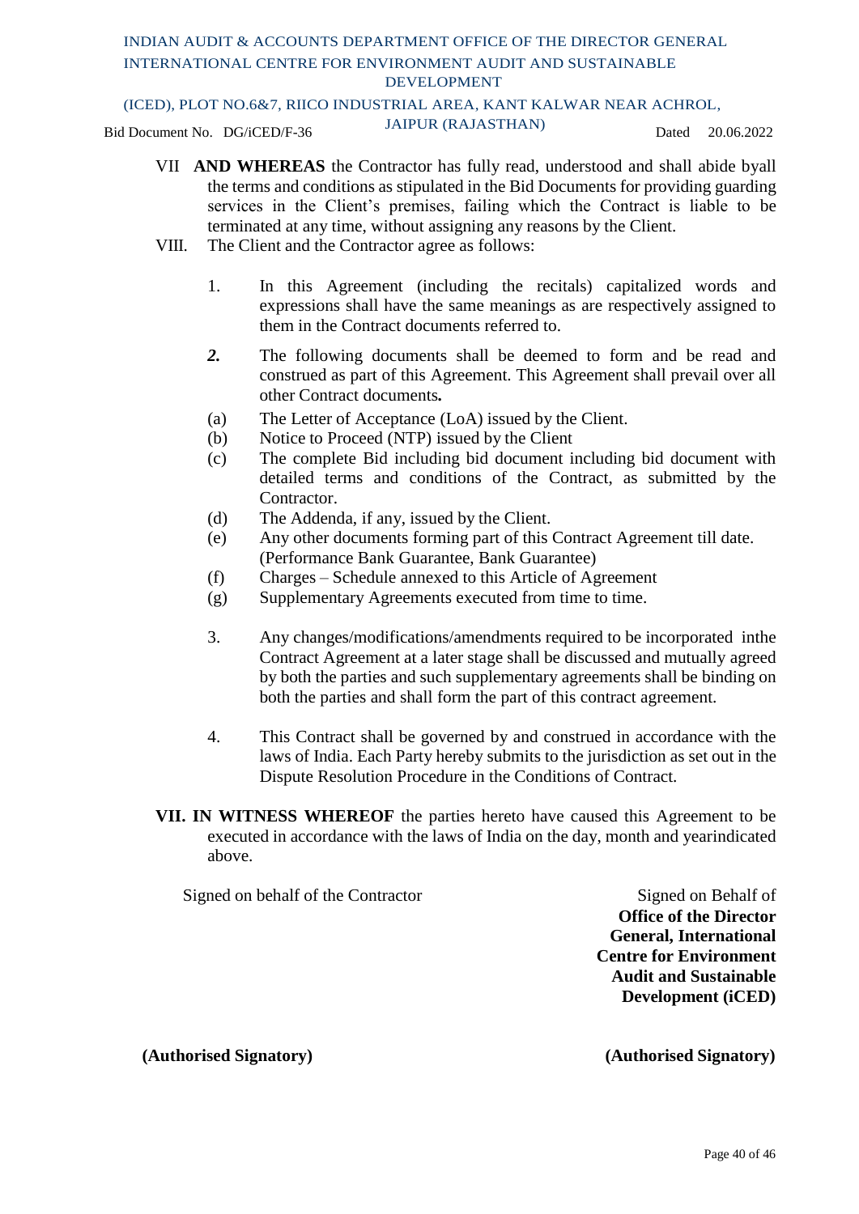VII **AND WHEREAS** the Contractor has fully read, understood and shall abide byall the terms and conditions as stipulated in the Bid Documents for providing guarding services in the Client's premises, failing which the Contract is liable to be terminated at any time, without assigning any reasons by the Client.

VIII. The Client and the Contractor agree as follows:

1. In this Agreement (including the recitals) capitalized words and expressions shall have the same meanings as are respectively assigned to them in the Contract documents referred to.

***2.*** The following documents shall be deemed to form and be read and construed as part of this Agreement. This Agreement shall prevail over all other Contract documents***.***

(a) The Letter of Acceptance (LoA) issued by the Client.
(b) Notice to Proceed (NTP) issued by the Client
(c) The complete Bid including bid document including bid document with detailed terms and conditions of the Contract, as submitted by the Contractor.
(d) The Addenda, if any, issued by the Client.
(e) Any other documents forming part of this Contract Agreement till date. (Performance Bank Guarantee, Bank Guarantee)
(f) Charges – Schedule annexed to this Article of Agreement
(g) Supplementary Agreements executed from time to time.

3. Any changes/modifications/amendments required to be incorporated inthe Contract Agreement at a later stage shall be discussed and mutually agreed by both the parties and such supplementary agreements shall be binding on both the parties and shall form the part of this contract agreement.

4. This Contract shall be governed by and construed in accordance with the laws of India. Each Party hereby submits to the jurisdiction as set out in the Dispute Resolution Procedure in the Conditions of Contract.

**VII. IN WITNESS WHEREOF** the parties hereto have caused this Agreement to be executed in accordance with the laws of India on the day, month and yearindicated above.

Signed on behalf of the Contractor

Signed on Behalf of **Office of the Director General, International Centre for Environment Audit and Sustainable Development (iCED)**

**(Authorised Signatory)** **(Authorised Signatory)**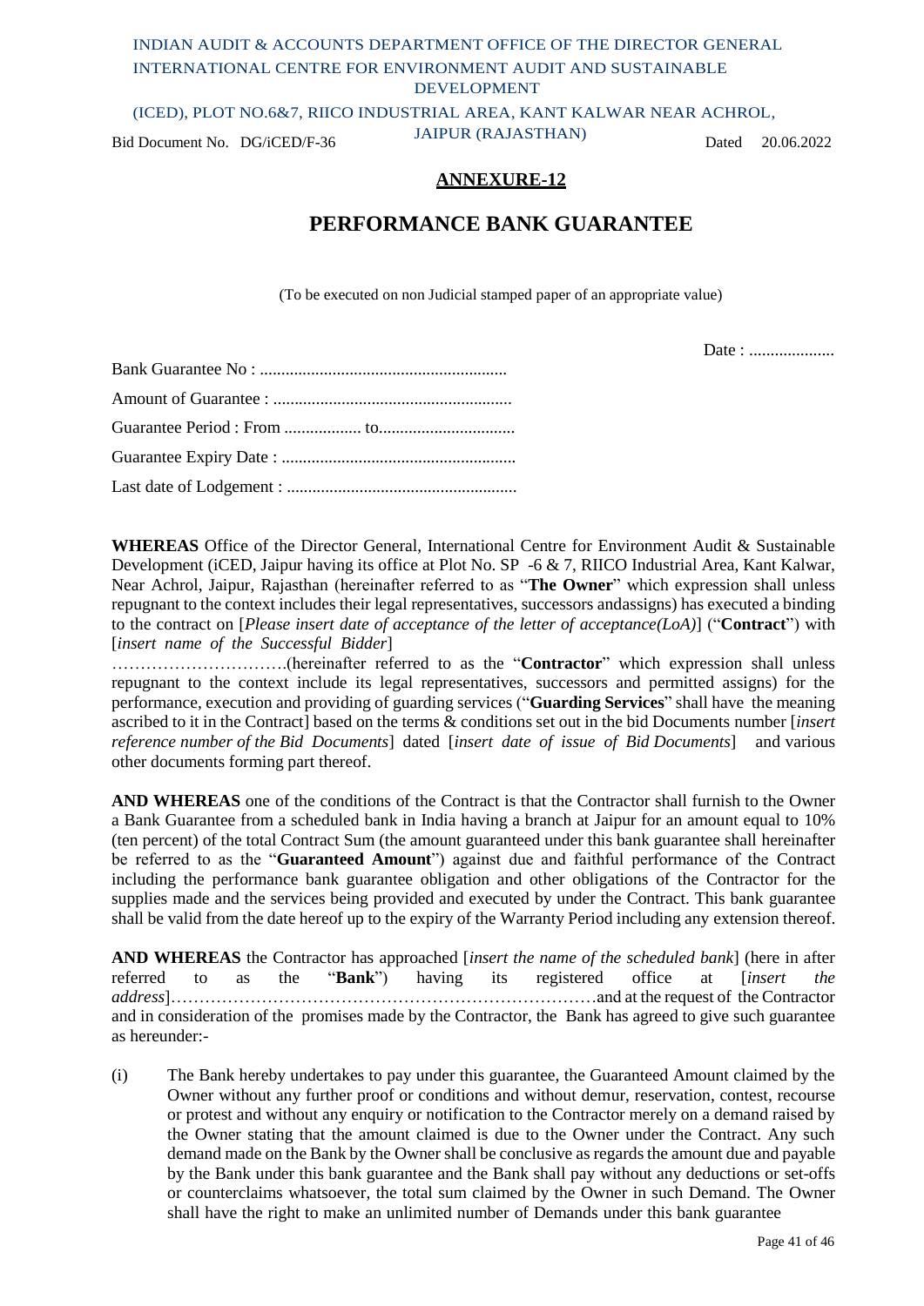## ANNEXURE-12

# PERFORMANCE BANK GUARANTEE

(To be executed on non Judicial stamped paper of an appropriate value)

Date : ....................

Bank Guarantee No : ..........................................................

Amount of Guarantee : ........................................................

Guarantee Period : From .................. to................................

Guarantee Expiry Date : .......................................................

Last date of Lodgement : ......................................................

**WHEREAS** Office of the Director General, International Centre for Environment Audit & Sustainable Development (iCED, Jaipur having its office at Plot No. SP -6 & 7, RIICO Industrial Area, Kant Kalwar, Near Achrol, Jaipur, Rajasthan (hereinafter referred to as "**The Owner**" which expression shall unless repugnant to the context includes their legal representatives, successors andassigns) has executed a binding to the contract on [*Please insert date of acceptance of the letter of acceptance(LoA)*] ("**Contract**") with [*insert name of the Successful Bidder*] ………………………….(hereinafter referred to as the "**Contractor**" which expression shall unless repugnant to the context include its legal representatives, successors and permitted assigns) for the performance, execution and providing of guarding services ("**Guarding Services**" shall have the meaning ascribed to it in the Contract] based on the terms & conditions set out in the bid Documents number [*insert reference number of the Bid Documents*] dated [*insert date of issue of Bid Documents*] and various other documents forming part thereof.

**AND WHEREAS** one of the conditions of the Contract is that the Contractor shall furnish to the Owner a Bank Guarantee from a scheduled bank in India having a branch at Jaipur for an amount equal to 10% (ten percent) of the total Contract Sum (the amount guaranteed under this bank guarantee shall hereinafter be referred to as the "**Guaranteed Amount**") against due and faithful performance of the Contract including the performance bank guarantee obligation and other obligations of the Contractor for the supplies made and the services being provided and executed by under the Contract. This bank guarantee shall be valid from the date hereof up to the expiry of the Warranty Period including any extension thereof.

**AND WHEREAS** the Contractor has approached [*insert the name of the scheduled bank*] (here in after referred to as the "**Bank**") having its registered office at [*insert the address*]…………………………………………………………………and at the request of the Contractor and in consideration of the promises made by the Contractor, the Bank has agreed to give such guarantee as hereunder:-

(i) The Bank hereby undertakes to pay under this guarantee, the Guaranteed Amount claimed by the Owner without any further proof or conditions and without demur, reservation, contest, recourse or protest and without any enquiry or notification to the Contractor merely on a demand raised by the Owner stating that the amount claimed is due to the Owner under the Contract. Any such demand made on the Bank by the Owner shall be conclusive as regards the amount due and payable by the Bank under this bank guarantee and the Bank shall pay without any deductions or set-offs or counterclaims whatsoever, the total sum claimed by the Owner in such Demand. The Owner shall have the right to make an unlimited number of Demands under this bank guarantee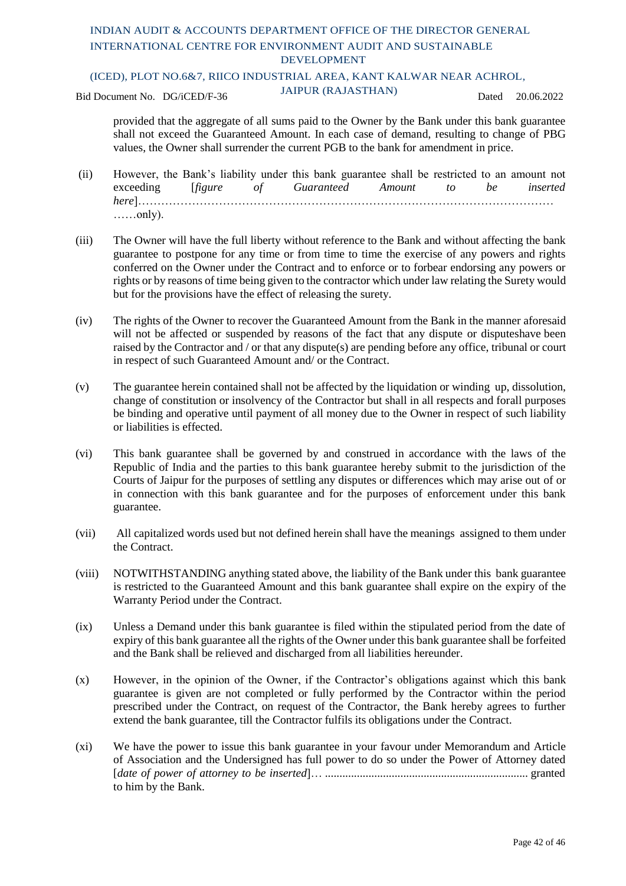provided that the aggregate of all sums paid to the Owner by the Bank under this bank guarantee shall not exceed the Guaranteed Amount. In each case of demand, resulting to change of PBG values, the Owner shall surrender the current PGB to the bank for amendment in price.

(ii) However, the Bank's liability under this bank guarantee shall be restricted to an amount not exceeding [*figure of Guaranteed Amount to be inserted here*]………………………………………………………………………………………………… ……only).

(iii) The Owner will have the full liberty without reference to the Bank and without affecting the bank guarantee to postpone for any time or from time to time the exercise of any powers and rights conferred on the Owner under the Contract and to enforce or to forbear endorsing any powers or rights or by reasons of time being given to the contractor which under law relating the Surety would but for the provisions have the effect of releasing the surety.

(iv) The rights of the Owner to recover the Guaranteed Amount from the Bank in the manner aforesaid will not be affected or suspended by reasons of the fact that any dispute or disputeshave been raised by the Contractor and / or that any dispute(s) are pending before any office, tribunal or court in respect of such Guaranteed Amount and/ or the Contract.

(v) The guarantee herein contained shall not be affected by the liquidation or winding up, dissolution, change of constitution or insolvency of the Contractor but shall in all respects and forall purposes be binding and operative until payment of all money due to the Owner in respect of such liability or liabilities is effected.

(vi) This bank guarantee shall be governed by and construed in accordance with the laws of the Republic of India and the parties to this bank guarantee hereby submit to the jurisdiction of the Courts of Jaipur for the purposes of settling any disputes or differences which may arise out of or in connection with this bank guarantee and for the purposes of enforcement under this bank guarantee.

(vii) All capitalized words used but not defined herein shall have the meanings assigned to them under the Contract.

(viii) NOTWITHSTANDING anything stated above, the liability of the Bank under this bank guarantee is restricted to the Guaranteed Amount and this bank guarantee shall expire on the expiry of the Warranty Period under the Contract.

(ix) Unless a Demand under this bank guarantee is filed within the stipulated period from the date of expiry of this bank guarantee all the rights of the Owner under this bank guarantee shall be forfeited and the Bank shall be relieved and discharged from all liabilities hereunder.

(x) However, in the opinion of the Owner, if the Contractor's obligations against which this bank guarantee is given are not completed or fully performed by the Contractor within the period prescribed under the Contract, on request of the Contractor, the Bank hereby agrees to further extend the bank guarantee, till the Contractor fulfils its obligations under the Contract.

(xi) We have the power to issue this bank guarantee in your favour under Memorandum and Article of Association and the Undersigned has full power to do so under the Power of Attorney dated [*date of power of attorney to be inserted*]… ...................................................................... granted to him by the Bank.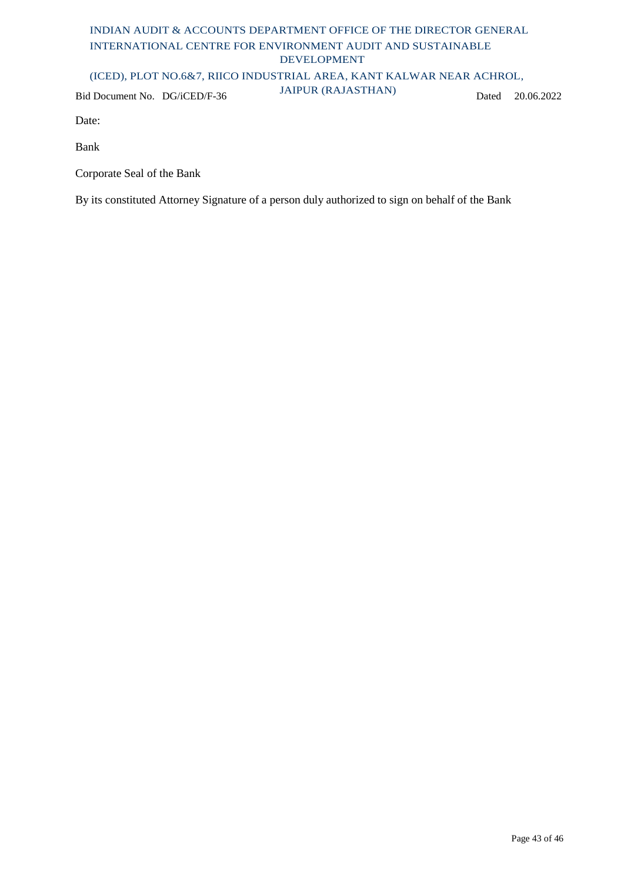Date:

Bank

Corporate Seal of the Bank

By its constituted Attorney Signature of a person duly authorized to sign on behalf of the Bank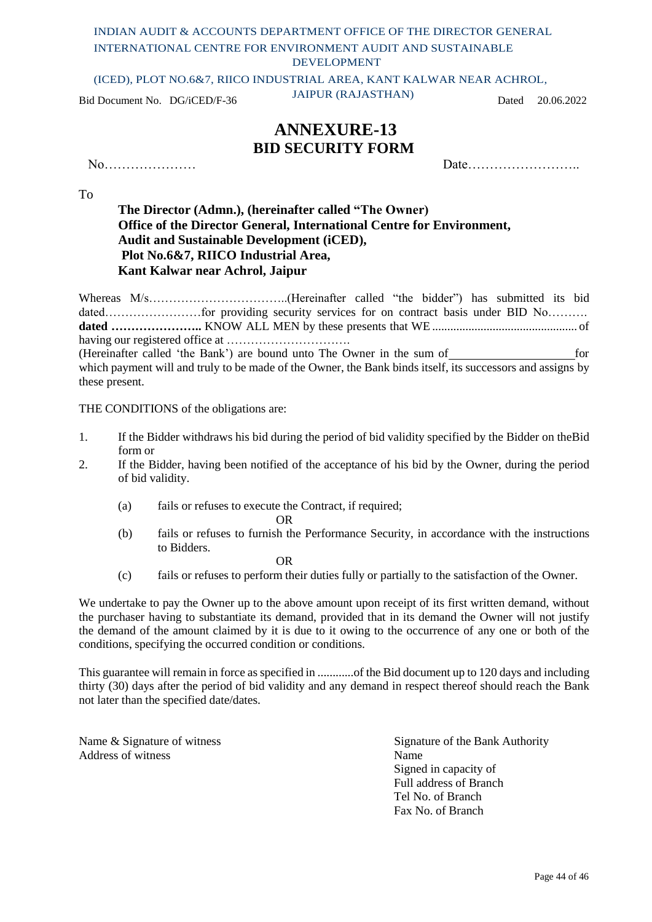INDIAN AUDIT & ACCOUNTS DEPARTMENT OFFICE OF THE DIRECTOR GENERAL INTERNATIONAL CENTRE FOR ENVIRONMENT AUDIT AND SUSTAINABLE DEVELOPMENT

(ICED), PLOT NO.6&7, RIICO INDUSTRIAL AREA, KANT KALWAR NEAR ACHROL, JAIPUR (RAJASTHAN)

Bid Document No. DG/iCED/F-36 Dated 20.06.2022

# ANNEXURE-13

## BID SECURITY FORM

No………………… Date……………………..

To

**The Director (Admn.), (hereinafter called "The Owner)**
**Office of the Director General, International Centre for Environment, Audit and Sustainable Development (iCED),**
**Plot No.6&7, RIICO Industrial Area,**
**Kant Kalwar near Achrol, Jaipur**

Whereas M/s……………………………..(Hereinafter called "the bidder") has submitted its bid dated……………………for providing security services for on contract basis under BID No………. **dated …………………..** KNOW ALL MEN by these presents that WE ................................................ of having our registered office at ………………………….
(Hereinafter called 'the Bank') are bound unto The Owner in the sum of____________________for which payment will and truly to be made of the Owner, the Bank binds itself, its successors and assigns by these present.

THE CONDITIONS of the obligations are:

1. If the Bidder withdraws his bid during the period of bid validity specified by the Bidder on theBid form or
2. If the Bidder, having been notified of the acceptance of his bid by the Owner, during the period of bid validity.

   (a) fails or refuses to execute the Contract, if required;

   OR

   (b) fails or refuses to furnish the Performance Security, in accordance with the instructions to Bidders.

   OR

   (c) fails or refuses to perform their duties fully or partially to the satisfaction of the Owner.

We undertake to pay the Owner up to the above amount upon receipt of its first written demand, without the purchaser having to substantiate its demand, provided that in its demand the Owner will not justify the demand of the amount claimed by it is due to it owing to the occurrence of any one or both of the conditions, specifying the occurred condition or conditions.

This guarantee will remain in force as specified in ............of the Bid document up to 120 days and including thirty (30) days after the period of bid validity and any demand in respect thereof should reach the Bank not later than the specified date/dates.

Name & Signature of witness
Address of witness

Signature of the Bank Authority
Name
Signed in capacity of
Full address of Branch
Tel No. of Branch
Fax No. of Branch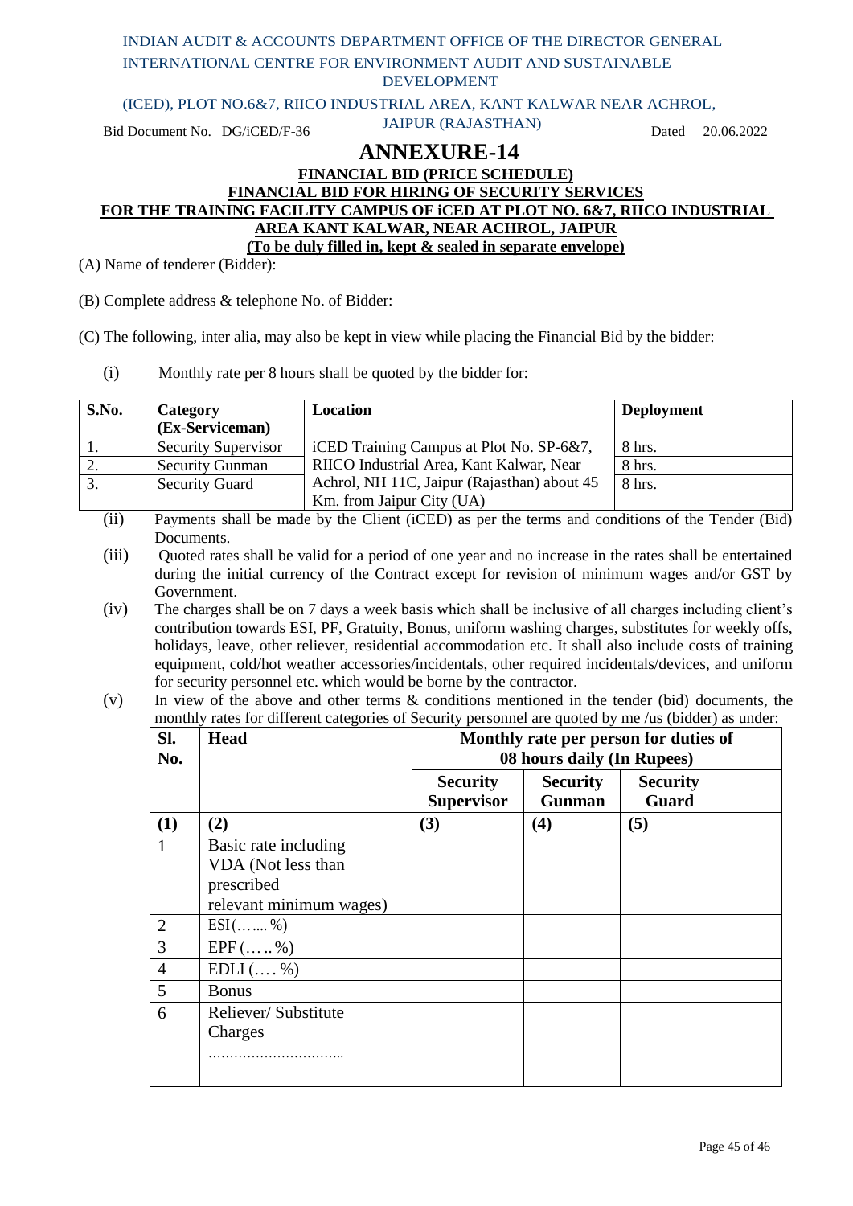INDIAN AUDIT & ACCOUNTS DEPARTMENT OFFICE OF THE DIRECTOR GENERAL INTERNATIONAL CENTRE FOR ENVIRONMENT AUDIT AND SUSTAINABLE DEVELOPMENT

(ICED), PLOT NO.6&7, RIICO INDUSTRIAL AREA, KANT KALWAR NEAR ACHROL, JAIPUR (RAJASTHAN)

Bid Document No. DG/iCED/F-36 Dated 20.06.2022

# ANNEXURE-14

**FINANCIAL BID (PRICE SCHEDULE)**

**FINANCIAL BID FOR HIRING OF SECURITY SERVICES**

**FOR THE TRAINING FACILITY CAMPUS OF iCED AT PLOT NO. 6&7, RIICO INDUSTRIAL AREA KANT KALWAR, NEAR ACHROL, JAIPUR**

**(To be duly filled in, kept & sealed in separate envelope)**

(A) Name of tenderer (Bidder):

(B) Complete address & telephone No. of Bidder:

(C) The following, inter alia, may also be kept in view while placing the Financial Bid by the bidder:

(i) Monthly rate per 8 hours shall be quoted by the bidder for:

| S.No. | Category (Ex-Serviceman) | Location | Deployment |
|---|---|---|---|
| 1. | Security Supervisor | iCED Training Campus at Plot No. SP-6&7, RIICO Industrial Area, Kant Kalwar, Near Achrol, NH 11C, Jaipur (Rajasthan) about 45 Km. from Jaipur City (UA) | 8 hrs. |
| 2. | Security Gunman | | 8 hrs. |
| 3. | Security Guard | | 8 hrs. |

(ii) Payments shall be made by the Client (iCED) as per the terms and conditions of the Tender (Bid) Documents.

(iii) Quoted rates shall be valid for a period of one year and no increase in the rates shall be entertained during the initial currency of the Contract except for revision of minimum wages and/or GST by Government.

(iv) The charges shall be on 7 days a week basis which shall be inclusive of all charges including client's contribution towards ESI, PF, Gratuity, Bonus, uniform washing charges, substitutes for weekly offs, holidays, leave, other reliever, residential accommodation etc. It shall also include costs of training equipment, cold/hot weather accessories/incidentals, other required incidentals/devices, and uniform for security personnel etc. which would be borne by the contractor.

(v) In view of the above and other terms & conditions mentioned in the tender (bid) documents, the monthly rates for different categories of Security personnel are quoted by me /us (bidder) as under:

| Sl. No. | Head | Monthly rate per person for duties of 08 hours daily (In Rupees) | | |
|---|---|---|---|---|
| | | Security Supervisor | Security Gunman | Security Guard |
| (1) | (2) | (3) | (4) | (5) |
| 1 | Basic rate including VDA (Not less than prescribed relevant minimum wages) | | | |
| 2 | ESI(…....%) | | | |
| 3 | EPF (…..%) | | | |
| 4 | EDLI (….%) | | | |
| 5 | Bonus | | | |
| 6 | Reliever/ Substitute Charges ………………………….. | | | |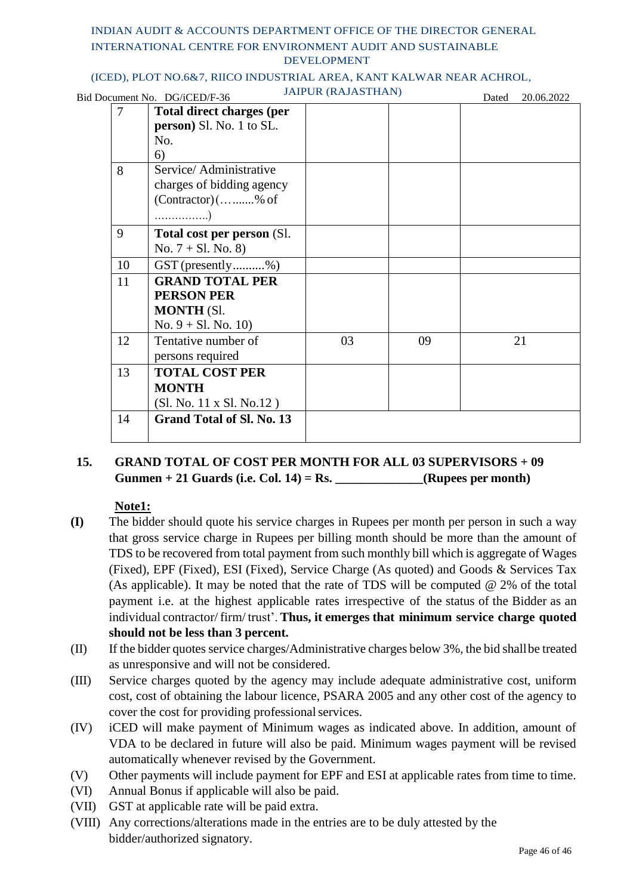| 7 | **Total direct charges (per person)** Sl. No. 1 to SL. No. 6) | | | |
|---|---|---|---|---|
| 8 | Service/ Administrative charges of bidding agency (Contractor) (…......% of …………….) | | | |
| 9 | **Total cost per person** (Sl. No. 7 + Sl. No. 8) | | | |
| 10 | GST (presently..........%) | | | |
| 11 | **GRAND TOTAL PER PERSON PER MONTH** (Sl. No. 9 + Sl. No. 10) | | | |
| 12 | Tentative number of persons required | 03 | 09 | 21 |
| 13 | **TOTAL COST PER MONTH** (Sl. No. 11 x Sl. No.12 ) | | | |
| 14 | **Grand Total of Sl. No. 13** | | | |

**15. GRAND TOTAL OF COST PER MONTH FOR ALL 03 SUPERVISORS + 09 Gunmen + 21 Guards (i.e. Col. 14) = Rs. _____________(Rupees per month)**

**Note1:**

**(I)** The bidder should quote his service charges in Rupees per month per person in such a way that gross service charge in Rupees per billing month should be more than the amount of TDS to be recovered from total payment from such monthly bill which is aggregate of Wages (Fixed), EPF (Fixed), ESI (Fixed), Service Charge (As quoted) and Goods & Services Tax (As applicable). It may be noted that the rate of TDS will be computed @ 2% of the total payment i.e. at the highest applicable rates irrespective of the status of the Bidder as an individual contractor/ firm/ trust'. **Thus, it emerges that minimum service charge quoted should not be less than 3 percent.**

(II) If the bidder quotes service charges/Administrative charges below 3%, the bid shall be treated as unresponsive and will not be considered.

(III) Service charges quoted by the agency may include adequate administrative cost, uniform cost, cost of obtaining the labour licence, PSARA 2005 and any other cost of the agency to cover the cost for providing professional services.

(IV) iCED will make payment of Minimum wages as indicated above. In addition, amount of VDA to be declared in future will also be paid. Minimum wages payment will be revised automatically whenever revised by the Government.

(V) Other payments will include payment for EPF and ESI at applicable rates from time to time.

(VI) Annual Bonus if applicable will also be paid.

(VII) GST at applicable rate will be paid extra.

(VIII) Any corrections/alterations made in the entries are to be duly attested by the bidder/authorized signatory.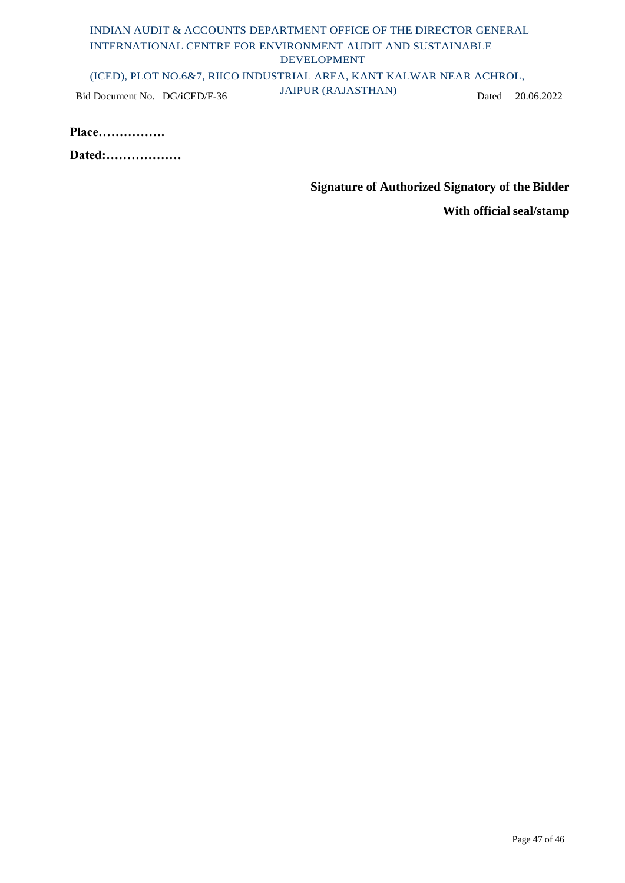**Place…………….**

**Dated:………………**

**Signature of Authorized Signatory of the Bidder**

**With official seal/stamp**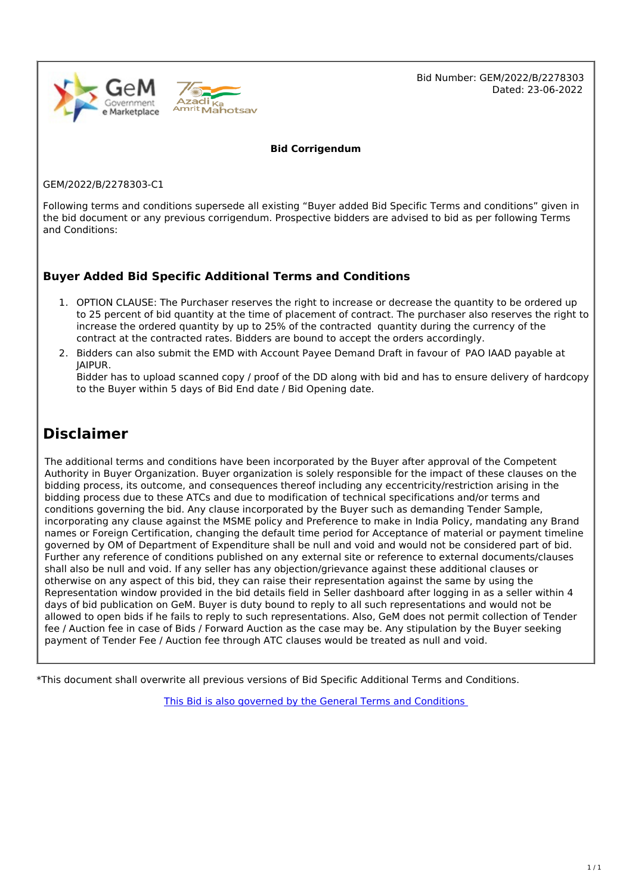Bid Number: GEM/2022/B/2278303
Dated: 23-06-2022

**Bid Corrigendum**

GEM/2022/B/2278303-C1

Following terms and conditions supersede all existing "Buyer added Bid Specific Terms and conditions" given in the bid document or any previous corrigendum. Prospective bidders are advised to bid as per following Terms and Conditions:

### Buyer Added Bid Specific Additional Terms and Conditions

1. OPTION CLAUSE: The Purchaser reserves the right to increase or decrease the quantity to be ordered up to 25 percent of bid quantity at the time of placement of contract. The purchaser also reserves the right to increase the ordered quantity by up to 25% of the contracted quantity during the currency of the contract at the contracted rates. Bidders are bound to accept the orders accordingly.
2. Bidders can also submit the EMD with Account Payee Demand Draft in favour of PAO IAAD payable at JAIPUR.
   Bidder has to upload scanned copy / proof of the DD along with bid and has to ensure delivery of hardcopy to the Buyer within 5 days of Bid End date / Bid Opening date.

## Disclaimer

The additional terms and conditions have been incorporated by the Buyer after approval of the Competent Authority in Buyer Organization. Buyer organization is solely responsible for the impact of these clauses on the bidding process, its outcome, and consequences thereof including any eccentricity/restriction arising in the bidding process due to these ATCs and due to modification of technical specifications and/or terms and conditions governing the bid. Any clause incorporated by the Buyer such as demanding Tender Sample, incorporating any clause against the MSME policy and Preference to make in India Policy, mandating any Brand names or Foreign Certification, changing the default time period for Acceptance of material or payment timeline governed by OM of Department of Expenditure shall be null and void and would not be considered part of bid. Further any reference of conditions published on any external site or reference to external documents/clauses shall also be null and void. If any seller has any objection/grievance against these additional clauses or otherwise on any aspect of this bid, they can raise their representation against the same by using the Representation window provided in the bid details field in Seller dashboard after logging in as a seller within 4 days of bid publication on GeM. Buyer is duty bound to reply to all such representations and would not be allowed to open bids if he fails to reply to such representations. Also, GeM does not permit collection of Tender fee / Auction fee in case of Bids / Forward Auction as the case may be. Any stipulation by the Buyer seeking payment of Tender Fee / Auction fee through ATC clauses would be treated as null and void.

*This document shall overwrite all previous versions of Bid Specific Additional Terms and Conditions.

This Bid is also governed by the General Terms and Conditions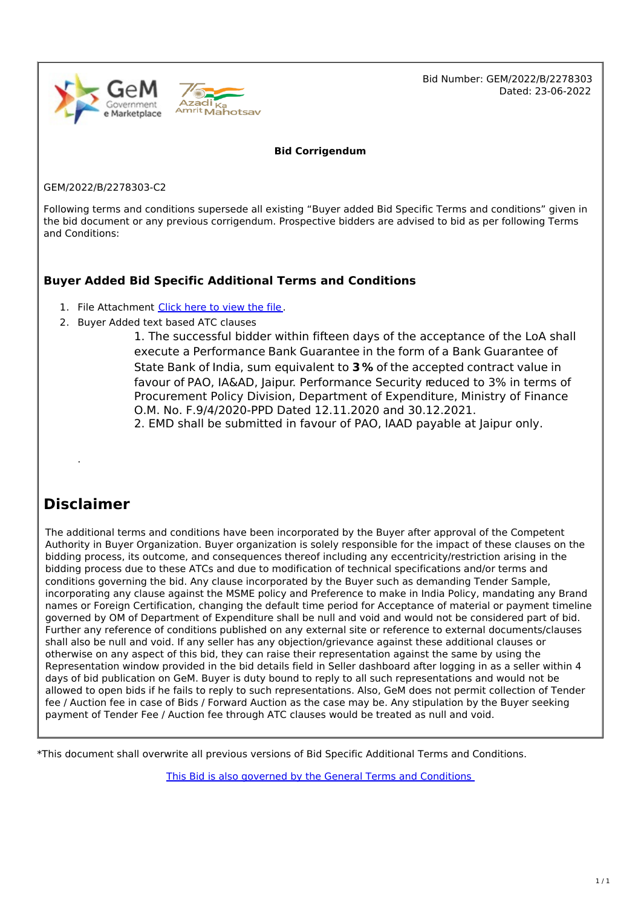Bid Number: GEM/2022/B/2278303
Dated: 23-06-2022

**Bid Corrigendum**

GEM/2022/B/2278303-C2

Following terms and conditions supersede all existing "Buyer added Bid Specific Terms and conditions" given in the bid document or any previous corrigendum. Prospective bidders are advised to bid as per following Terms and Conditions:

### Buyer Added Bid Specific Additional Terms and Conditions

1. File Attachment [Click here to view the file](#).
2. Buyer Added text based ATC clauses

    1. The successful bidder within fifteen days of the acceptance of the LoA shall execute a Performance Bank Guarantee in the form of a Bank Guarantee of State Bank of India, sum equivalent to **3 %** of the accepted contract value in favour of PAO, IA&AD, Jaipur. Performance Security reduced to 3% in terms of Procurement Policy Division, Department of Expenditure, Ministry of Finance O.M. No. F.9/4/2020-PPD Dated 12.11.2020 and 30.12.2021.
    2. EMD shall be submitted in favour of PAO, IAAD payable at Jaipur only.

.

## Disclaimer

The additional terms and conditions have been incorporated by the Buyer after approval of the Competent Authority in Buyer Organization. Buyer organization is solely responsible for the impact of these clauses on the bidding process, its outcome, and consequences thereof including any eccentricity/restriction arising in the bidding process due to these ATCs and due to modification of technical specifications and/or terms and conditions governing the bid. Any clause incorporated by the Buyer such as demanding Tender Sample, incorporating any clause against the MSME policy and Preference to make in India Policy, mandating any Brand names or Foreign Certification, changing the default time period for Acceptance of material or payment timeline governed by OM of Department of Expenditure shall be null and void and would not be considered part of bid. Further any reference of conditions published on any external site or reference to external documents/clauses shall also be null and void. If any seller has any objection/grievance against these additional clauses or otherwise on any aspect of this bid, they can raise their representation against the same by using the Representation window provided in the bid details field in Seller dashboard after logging in as a seller within 4 days of bid publication on GeM. Buyer is duty bound to reply to all such representations and would not be allowed to open bids if he fails to reply to such representations. Also, GeM does not permit collection of Tender fee / Auction fee in case of Bids / Forward Auction as the case may be. Any stipulation by the Buyer seeking payment of Tender Fee / Auction fee through ATC clauses would be treated as null and void.

*This document shall overwrite all previous versions of Bid Specific Additional Terms and Conditions.

[This Bid is also governed by the General Terms and Conditions](#)